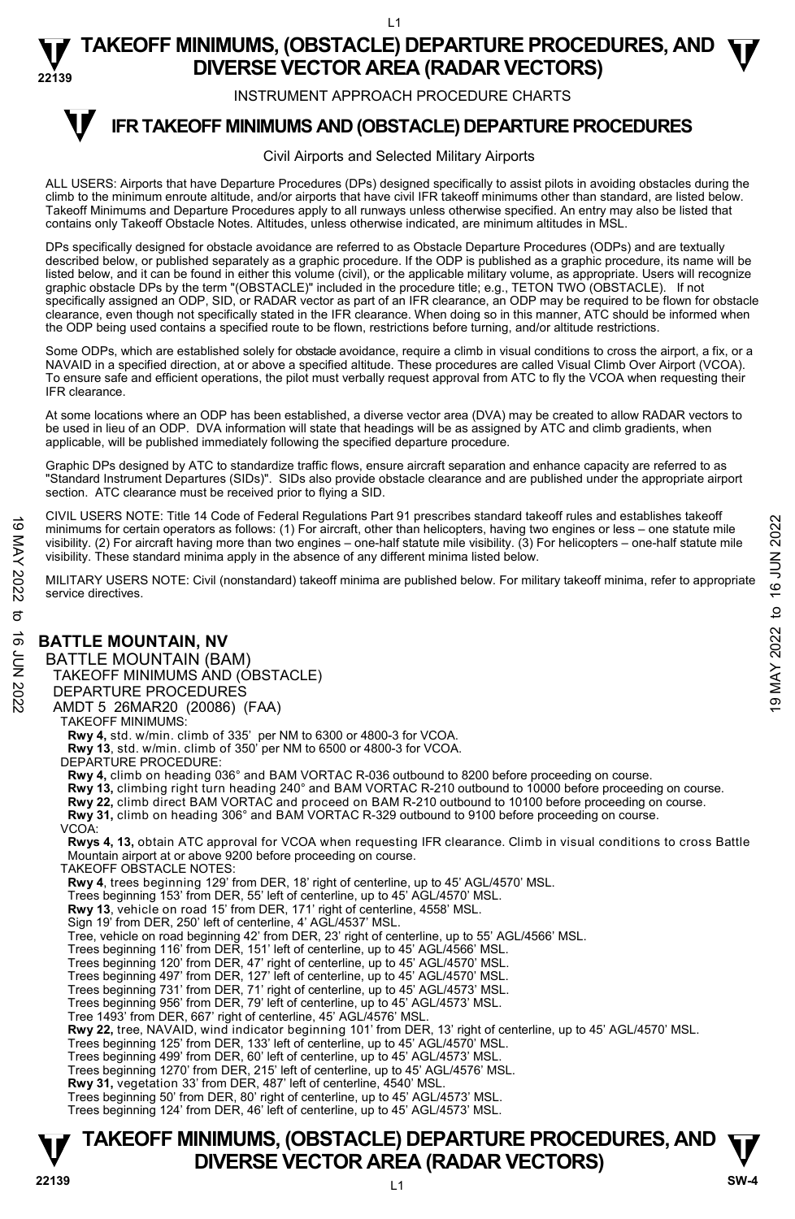# TAKEOFF MINIMUMS, (OBSTACLE) DEPARTURE PROCEDURES, AND DIVERSE VECTOR AREA (RADAR VECTORS)

INSTRUMENT APPROACH PROCEDURE CHARTS

## IFR TAKEOFF MINIMUMS AND (OBSTACLE) DEPARTURE PROCEDURES

Civil Airports and Selected Military Airports

ALL USERS: Airports that have Departure Procedures (DPs) designed specifically to assist pilots in avoiding obstacles during the climb to the minimum enroute altitude, and/or airports that have civil IFR takeoff minimums other than standard, are listed below. Takeoff Minimums and Departure Procedures apply to all runways unless otherwise specified. An entry may also be listed that contains only Takeoff Obstacle Notes. Altitudes, unless otherwise indicated, are minimum altitudes in MSL.

DPs specifically designed for obstacle avoidance are referred to as Obstacle Departure Procedures (ODPs) and are textually described below, or published separately as a graphic procedure. If the ODP is published as a graphic procedure, its name will be listed below, and it can be found in either this volume (civil), or the applicable military volume, as appropriate. Users will recognize graphic obstacle DPs by the term "(OBSTACLE)" included in the procedure title; e.g., TETON TWO (OBSTACLE). If not specifically assigned an ODP, SID, or RADAR vector as part of an IFR clearance, an ODP may be required to be flown for obstacle clearance, even though not specifically stated in the IFR clearance. When doing so in this manner, ATC should be informed when the ODP being used contains a specified route to be flown, restrictions before turning, and/or altitude restrictions.

Some ODPs, which are established solely for obstacle avoidance, require a climb in visual conditions to cross the airport, a fix, or a NAVAID in a specified direction, at or above a specified altitude. These procedures are called Visual Climb Over Airport (VCOA). To ensure safe and efficient operations, the pilot must verbally request approval from ATC to fly the VCOA when requesting their IFR clearance.

At some locations where an ODP has been established, a diverse vector area (DVA) may be created to allow RADAR vectors to be used in lieu of an ODP. DVA information will state that headings will be as assigned by ATC and climb gradients, when applicable, will be published immediately following the specified departure procedure.

Graphic DPs designed by ATC to standardize traffic flows, ensure aircraft separation and enhance capacity are referred to as "Standard Instrument Departures (SIDs)". SIDs also provide obstacle clearance and are published under the appropriate airport section. ATC clearance must be received prior to flying a SID.

CIVIL USERS NOTE: Title 14 Code of Federal Regulations Part 91 prescribes standard takeoff rules and establishes takeoff minimums for certain operators as follows: (1) For aircraft, other than helicopters, having two engines or less – one statute mile visibility. (2) For aircraft having more than two engines – one-half statute mile visibility. (3) For helicopters – one-half statute mile visibility. These standard minima apply in the absence of any different minima listed below.

MILITARY USERS NOTE: Civil (nonstandard) takeoff minima are published below. For military takeoff minima, refer to appropriate service directives.

### BATTLE MOUNTAIN, NV

BATTLE MOUNTAIN (BAM)
TAKEOFF MINIMUMS AND (OBSTACLE) DEPARTURE PROCEDURES
AMDT 5 26MAR20 (20086) (FAA)

TAKEOFF MINIMUMS:
**Rwy 4,** std. w/min. climb of 335' per NM to 6300 or 4800-3 for VCOA.
**Rwy 13**, std. w/min. climb of 350' per NM to 6500 or 4800-3 for VCOA.

DEPARTURE PROCEDURE:
**Rwy 4,** climb on heading 036° and BAM VORTAC R-036 outbound to 8200 before proceeding on course.
**Rwy 13,** climbing right turn heading 240° and BAM VORTAC R-210 outbound to 10000 before proceeding on course.
**Rwy 22,** climb direct BAM VORTAC and proceed on BAM R-210 outbound to 10100 before proceeding on course.
**Rwy 31,** climb on heading 306° and BAM VORTAC R-329 outbound to 9100 before proceeding on course.

VCOA:
**Rwys 4, 13,** obtain ATC approval for VCOA when requesting IFR clearance. Climb in visual conditions to cross Battle Mountain airport at or above 9200 before proceeding on course.

TAKEOFF OBSTACLE NOTES:
**Rwy 4**, trees beginning 129' from DER, 18' right of centerline, up to 45' AGL/4570' MSL.
Trees beginning 153' from DER, 55' left of centerline, up to 45' AGL/4570' MSL.
**Rwy 13**, vehicle on road 15' from DER, 171' right of centerline, 4558' MSL.
Sign 19' from DER, 250' left of centerline, 4' AGL/4537' MSL.
Tree, vehicle on road beginning 42' from DER, 23' right of centerline, up to 55' AGL/4566' MSL.
Trees beginning 116' from DER, 151' left of centerline, up to 45' AGL/4566' MSL.
Trees beginning 120' from DER, 47' right of centerline, up to 45' AGL/4570' MSL.
Trees beginning 497' from DER, 127' left of centerline, up to 45' AGL/4570' MSL.
Trees beginning 731' from DER, 71' right of centerline, up to 45' AGL/4573' MSL.
Trees beginning 956' from DER, 79' left of centerline, up to 45' AGL/4573' MSL.
Tree 1493' from DER, 667' right of centerline, 45' AGL/4576' MSL.
**Rwy 22,** tree, NAVAID, wind indicator beginning 101' from DER, 13' right of centerline, up to 45' AGL/4570' MSL.
Trees beginning 125' from DER, 133' left of centerline, up to 45' AGL/4570' MSL.
Trees beginning 499' from DER, 60' left of centerline, up to 45' AGL/4573' MSL.
Trees beginning 1270' from DER, 215' left of centerline, up to 45' AGL/4576' MSL.
**Rwy 31,** vegetation 33' from DER, 487' left of centerline, 4540' MSL.
Trees beginning 50' from DER, 80' right of centerline, up to 45' AGL/4573' MSL.
Trees beginning 124' from DER, 46' left of centerline, up to 45' AGL/4573' MSL.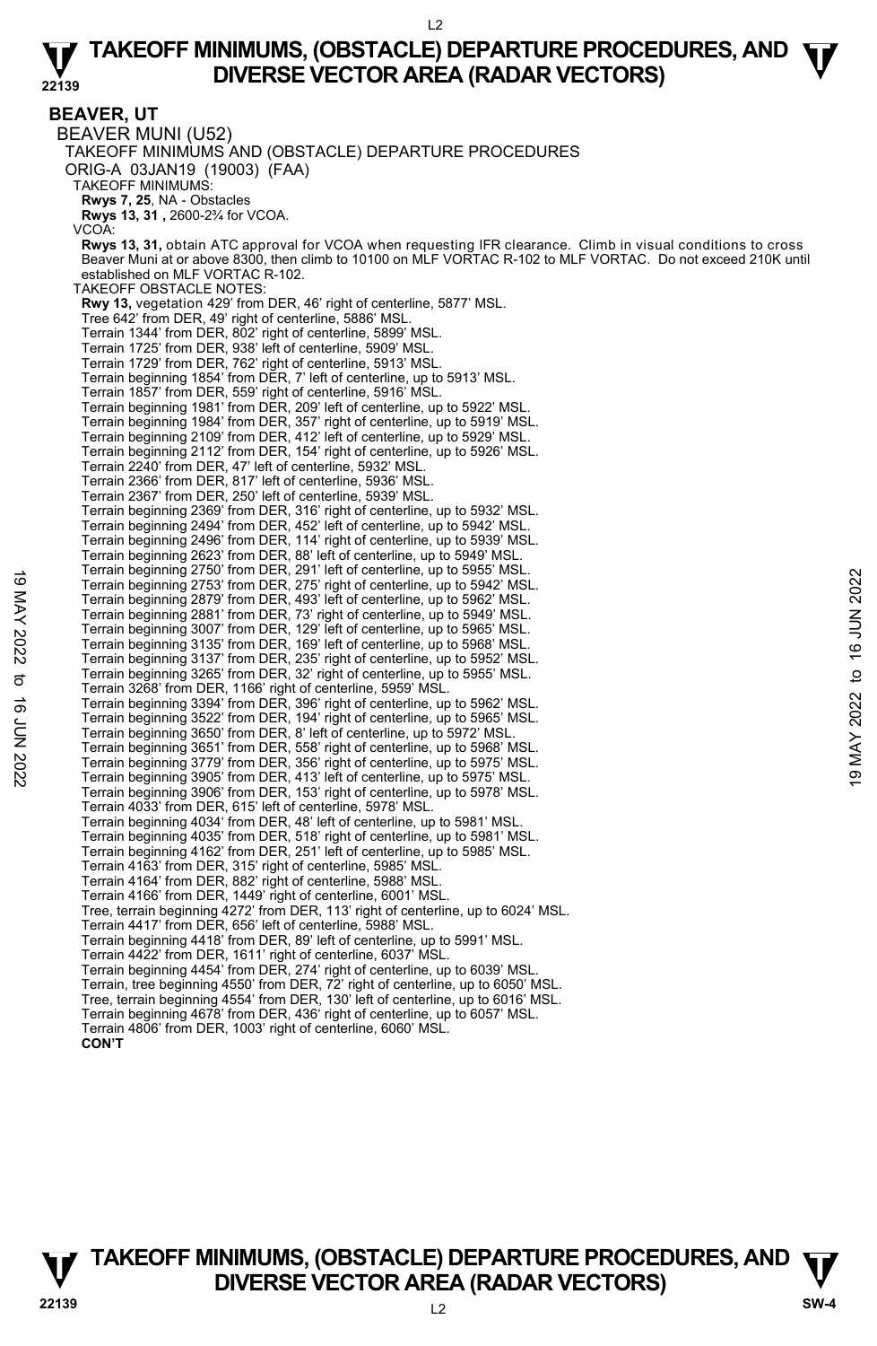# TAKEOFF MINIMUMS, (OBSTACLE) DEPARTURE PROCEDURES, AND DIVERSE VECTOR AREA (RADAR VECTORS)

## BEAVER, UT

### BEAVER MUNI (U52)

TAKEOFF MINIMUMS AND (OBSTACLE) DEPARTURE PROCEDURES

ORIG-A 03JAN19 (19003) (FAA)

TAKEOFF MINIMUMS:

**Rwys 7, 25**, NA - Obstacles

**Rwys 13, 31 ,** 2600-2¾ for VCOA.

VCOA:

**Rwys 13, 31,** obtain ATC approval for VCOA when requesting IFR clearance. Climb in visual conditions to cross Beaver Muni at or above 8300, then climb to 10100 on MLF VORTAC R-102 to MLF VORTAC. Do not exceed 210K until established on MLF VORTAC R-102.

TAKEOFF OBSTACLE NOTES:

**Rwy 13,** vegetation 429' from DER, 46' right of centerline, 5877' MSL.
Tree 642' from DER, 49' right of centerline, 5886' MSL.
Terrain 1344' from DER, 802' right of centerline, 5899' MSL.
Terrain 1725' from DER, 938' left of centerline, 5909' MSL.
Terrain 1729' from DER, 762' right of centerline, 5913' MSL.
Terrain beginning 1854' from DER, 7' left of centerline, up to 5913' MSL.
Terrain 1857' from DER, 559' right of centerline, 5916' MSL.
Terrain beginning 1981' from DER, 209' left of centerline, up to 5922' MSL.
Terrain beginning 1984' from DER, 357' right of centerline, up to 5919' MSL.
Terrain beginning 2109' from DER, 412' left of centerline, up to 5929' MSL.
Terrain beginning 2112' from DER, 154' right of centerline, up to 5926' MSL.
Terrain 2240' from DER, 47' left of centerline, 5932' MSL.
Terrain 2366' from DER, 817' left of centerline, 5936' MSL.
Terrain 2367' from DER, 250' left of centerline, 5939' MSL.
Terrain beginning 2369' from DER, 316' right of centerline, up to 5932' MSL.
Terrain beginning 2494' from DER, 452' left of centerline, up to 5942' MSL.
Terrain beginning 2496' from DER, 114' right of centerline, up to 5939' MSL.
Terrain beginning 2623' from DER, 88' left of centerline, up to 5949' MSL.
Terrain beginning 2750' from DER, 291' left of centerline, up to 5955' MSL.
Terrain beginning 2753' from DER, 275' right of centerline, up to 5942' MSL.
Terrain beginning 2879' from DER, 493' left of centerline, up to 5962' MSL.
Terrain beginning 2881' from DER, 73' right of centerline, up to 5949' MSL.
Terrain beginning 3007' from DER, 129' left of centerline, up to 5965' MSL.
Terrain beginning 3135' from DER, 169' left of centerline, up to 5968' MSL.
Terrain beginning 3137' from DER, 235' right of centerline, up to 5952' MSL.
Terrain beginning 3265' from DER, 32' right of centerline, up to 5955' MSL.
Terrain 3268' from DER, 1166' right of centerline, 5959' MSL.
Terrain beginning 3394' from DER, 396' right of centerline, up to 5962' MSL.
Terrain beginning 3522' from DER, 194' right of centerline, up to 5965' MSL.
Terrain beginning 3650' from DER, 8' left of centerline, up to 5972' MSL.
Terrain beginning 3651' from DER, 558' right of centerline, up to 5968' MSL.
Terrain beginning 3779' from DER, 356' right of centerline, up to 5975' MSL.
Terrain beginning 3905' from DER, 413' left of centerline, up to 5975' MSL.
Terrain beginning 3906' from DER, 153' right of centerline, up to 5978' MSL.
Terrain 4033' from DER, 615' left of centerline, 5978' MSL.
Terrain beginning 4034' from DER, 48' left of centerline, up to 5981' MSL.
Terrain beginning 4035' from DER, 518' right of centerline, up to 5981' MSL.
Terrain beginning 4162' from DER, 251' left of centerline, up to 5985' MSL.
Terrain 4163' from DER, 315' right of centerline, 5985' MSL.
Terrain 4164' from DER, 882' right of centerline, 5988' MSL.
Terrain 4166' from DER, 1449' right of centerline, 6001' MSL.
Tree, terrain beginning 4272' from DER, 113' right of centerline, up to 6024' MSL.
Terrain 4417' from DER, 656' left of centerline, 5988' MSL.
Terrain beginning 4418' from DER, 89' left of centerline, up to 5991' MSL.
Terrain 4422' from DER, 1611' right of centerline, 6037' MSL.
Terrain beginning 4454' from DER, 274' right of centerline, up to 6039' MSL.
Terrain, tree beginning 4550' from DER, 72' right of centerline, up to 6050' MSL.
Tree, terrain beginning 4554' from DER, 130' left of centerline, up to 6016' MSL.
Terrain beginning 4678' from DER, 436' right of centerline, up to 6057' MSL.
Terrain 4806' from DER, 1003' right of centerline, 6060' MSL.

**CON'T**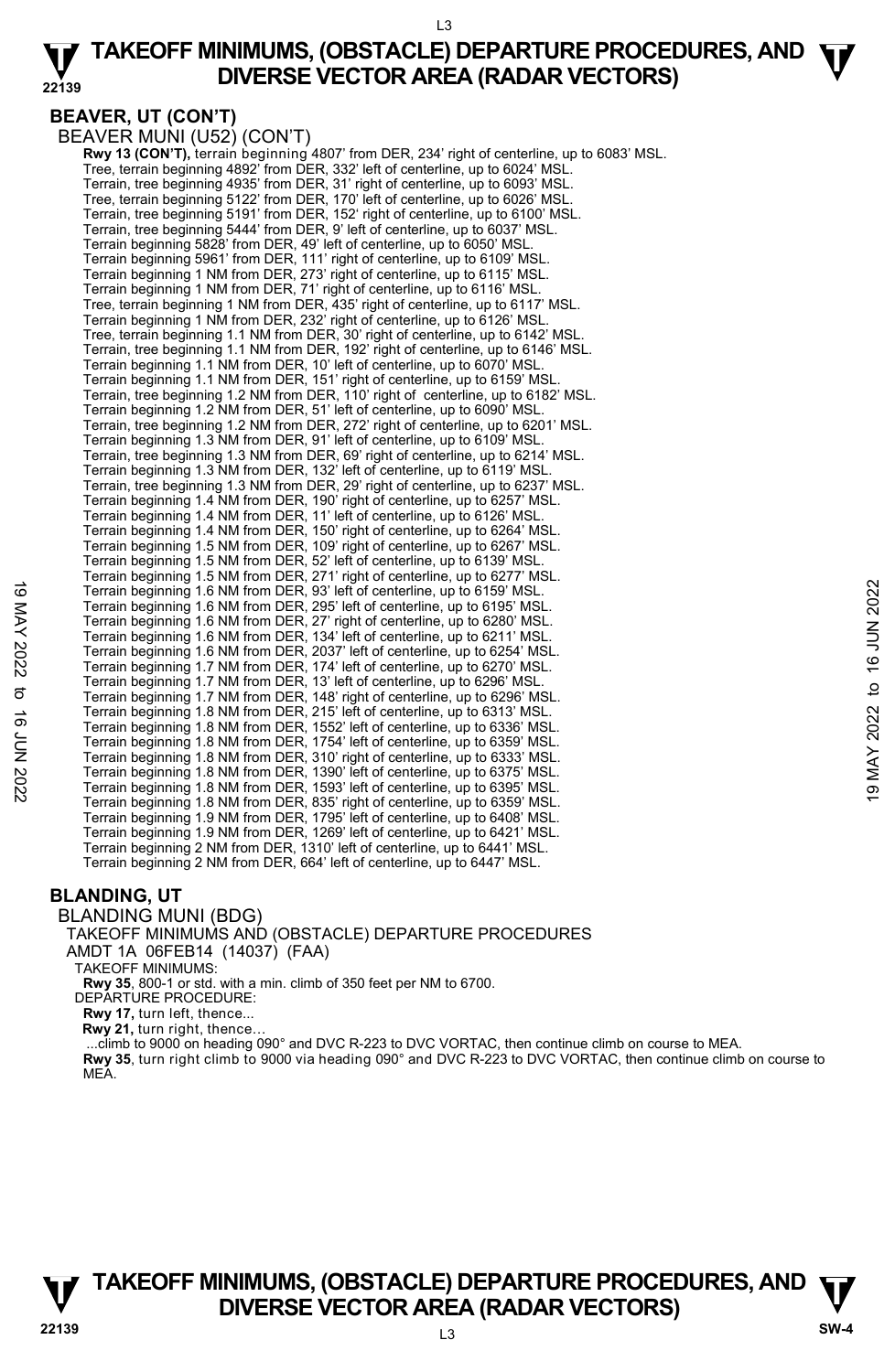## BEAVER, UT (CON'T)

BEAVER MUNI (U52) (CON'T)

**Rwy 13 (CON'T),** terrain beginning 4807' from DER, 234' right of centerline, up to 6083' MSL.
Tree, terrain beginning 4892' from DER, 332' left of centerline, up to 6024' MSL.
Terrain, tree beginning 4935' from DER, 31' right of centerline, up to 6093' MSL.
Tree, terrain beginning 5122' from DER, 170' left of centerline, up to 6026' MSL.
Terrain, tree beginning 5191' from DER, 152' right of centerline, up to 6100' MSL.
Terrain, tree beginning 5444' from DER, 9' left of centerline, up to 6037' MSL.
Terrain beginning 5828' from DER, 49' left of centerline, up to 6050' MSL.
Terrain beginning 5961' from DER, 111' right of centerline, up to 6109' MSL.
Terrain beginning 1 NM from DER, 273' right of centerline, up to 6115' MSL.
Terrain beginning 1 NM from DER, 71' right of centerline, up to 6116' MSL.
Tree, terrain beginning 1 NM from DER, 435' right of centerline, up to 6117' MSL.
Terrain beginning 1 NM from DER, 232' right of centerline, up to 6126' MSL.
Tree, terrain beginning 1.1 NM from DER, 30' right of centerline, up to 6142' MSL.
Terrain, tree beginning 1.1 NM from DER, 192' right of centerline, up to 6146' MSL.
Terrain beginning 1.1 NM from DER, 10' left of centerline, up to 6070' MSL.
Terrain beginning 1.1 NM from DER, 151' right of centerline, up to 6159' MSL.
Terrain, tree beginning 1.2 NM from DER, 110' right of centerline, up to 6182' MSL.
Terrain beginning 1.2 NM from DER, 51' left of centerline, up to 6090' MSL.
Terrain, tree beginning 1.2 NM from DER, 272' right of centerline, up to 6201' MSL.
Terrain beginning 1.3 NM from DER, 91' left of centerline, up to 6109' MSL.
Terrain, tree beginning 1.3 NM from DER, 69' right of centerline, up to 6214' MSL.
Terrain beginning 1.3 NM from DER, 132' left of centerline, up to 6119' MSL.
Terrain, tree beginning 1.3 NM from DER, 29' right of centerline, up to 6237' MSL.
Terrain beginning 1.4 NM from DER, 190' right of centerline, up to 6257' MSL.
Terrain beginning 1.4 NM from DER, 11' left of centerline, up to 6126' MSL.
Terrain beginning 1.4 NM from DER, 150' right of centerline, up to 6264' MSL.
Terrain beginning 1.5 NM from DER, 109' right of centerline, up to 6267' MSL.
Terrain beginning 1.5 NM from DER, 52' left of centerline, up to 6139' MSL.
Terrain beginning 1.5 NM from DER, 271' right of centerline, up to 6277' MSL.
Terrain beginning 1.6 NM from DER, 93' left of centerline, up to 6159' MSL.
Terrain beginning 1.6 NM from DER, 295' left of centerline, up to 6195' MSL.
Terrain beginning 1.6 NM from DER, 27' right of centerline, up to 6280' MSL.
Terrain beginning 1.6 NM from DER, 134' left of centerline, up to 6211' MSL.
Terrain beginning 1.6 NM from DER, 2037' left of centerline, up to 6254' MSL.
Terrain beginning 1.7 NM from DER, 174' left of centerline, up to 6270' MSL.
Terrain beginning 1.7 NM from DER, 13' left of centerline, up to 6296' MSL.
Terrain beginning 1.7 NM from DER, 148' right of centerline, up to 6296' MSL.
Terrain beginning 1.8 NM from DER, 215' left of centerline, up to 6313' MSL.
Terrain beginning 1.8 NM from DER, 1552' left of centerline, up to 6336' MSL.
Terrain beginning 1.8 NM from DER, 1754' left of centerline, up to 6359' MSL.
Terrain beginning 1.8 NM from DER, 310' right of centerline, up to 6333' MSL.
Terrain beginning 1.8 NM from DER, 1390' left of centerline, up to 6375' MSL.
Terrain beginning 1.8 NM from DER, 1593' left of centerline, up to 6395' MSL.
Terrain beginning 1.8 NM from DER, 835' right of centerline, up to 6359' MSL.
Terrain beginning 1.9 NM from DER, 1795' left of centerline, up to 6408' MSL.
Terrain beginning 1.9 NM from DER, 1269' left of centerline, up to 6421' MSL.
Terrain beginning 2 NM from DER, 1310' left of centerline, up to 6441' MSL.
Terrain beginning 2 NM from DER, 664' left of centerline, up to 6447' MSL.

## BLANDING, UT

BLANDING MUNI (BDG)
TAKEOFF MINIMUMS AND (OBSTACLE) DEPARTURE PROCEDURES
AMDT 1A 06FEB14 (14037) (FAA)

TAKEOFF MINIMUMS:
**Rwy 35**, 800-1 or std. with a min. climb of 350 feet per NM to 6700.

DEPARTURE PROCEDURE:
**Rwy 17,** turn left, thence...
**Rwy 21,** turn right, thence...
...climb to 9000 on heading 090° and DVC R-223 to DVC VORTAC, then continue climb on course to MEA.
**Rwy 35**, turn right climb to 9000 via heading 090° and DVC R-223 to DVC VORTAC, then continue climb on course to MEA.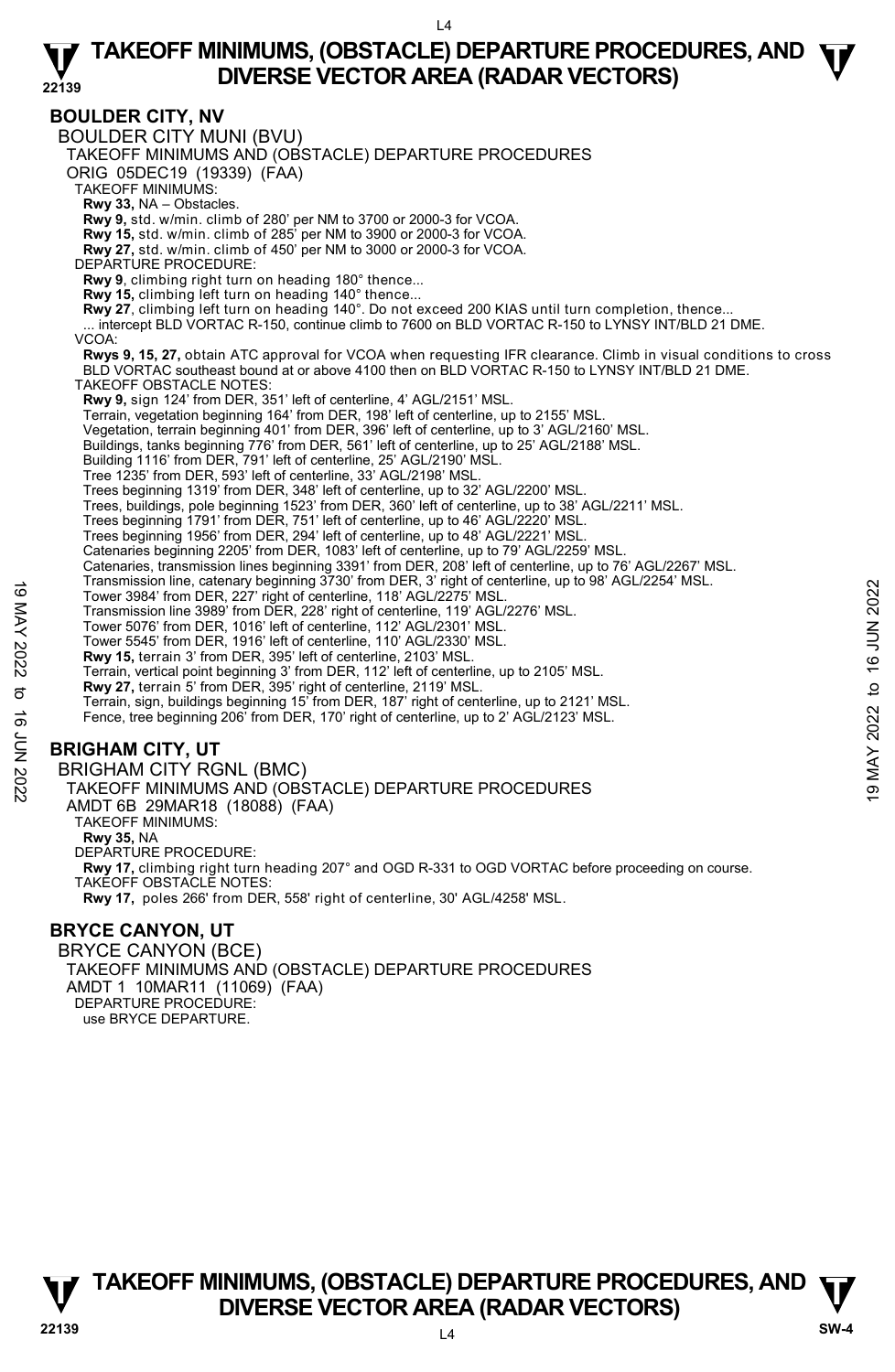## BOULDER CITY, NV

BOULDER CITY MUNI (BVU)

TAKEOFF MINIMUMS AND (OBSTACLE) DEPARTURE PROCEDURES

ORIG 05DEC19 (19339) (FAA)

TAKEOFF MINIMUMS:

**Rwy 33,** NA – Obstacles.

**Rwy 9,** std. w/min. climb of 280' per NM to 3700 or 2000-3 for VCOA.

**Rwy 15,** std. w/min. climb of 285' per NM to 3900 or 2000-3 for VCOA.

**Rwy 27,** std. w/min. climb of 450' per NM to 3000 or 2000-3 for VCOA.

DEPARTURE PROCEDURE:

**Rwy 9**, climbing right turn on heading 180° thence...

**Rwy 15,** climbing left turn on heading 140° thence...

**Rwy 27**, climbing left turn on heading 140°. Do not exceed 200 KIAS until turn completion, thence...

... intercept BLD VORTAC R-150, continue climb to 7600 on BLD VORTAC R-150 to LYNSY INT/BLD 21 DME.

VCOA:

**Rwys 9, 15, 27,** obtain ATC approval for VCOA when requesting IFR clearance. Climb in visual conditions to cross BLD VORTAC southeast bound at or above 4100 then on BLD VORTAC R-150 to LYNSY INT/BLD 21 DME.

TAKEOFF OBSTACLE NOTES:

**Rwy 9,** sign 124' from DER, 351' left of centerline, 4' AGL/2151' MSL.

Terrain, vegetation beginning 164' from DER, 198' left of centerline, up to 2155' MSL.

Vegetation, terrain beginning 401' from DER, 396' left of centerline, up to 3' AGL/2160' MSL.

Buildings, tanks beginning 776' from DER, 561' left of centerline, up to 25' AGL/2188' MSL.

Building 1116' from DER, 791' left of centerline, 25' AGL/2190' MSL.

Tree 1235' from DER, 593' left of centerline, 33' AGL/2198' MSL.

Trees beginning 1319' from DER, 348' left of centerline, up to 32' AGL/2200' MSL.

Trees, buildings, pole beginning 1523' from DER, 360' left of centerline, up to 38' AGL/2211' MSL.

Trees beginning 1791' from DER, 751' left of centerline, up to 46' AGL/2220' MSL.

Trees beginning 1956' from DER, 294' left of centerline, up to 48' AGL/2221' MSL.

Catenaries beginning 2205' from DER, 1083' left of centerline, up to 79' AGL/2259' MSL.

Catenaries, transmission lines beginning 3391' from DER, 208' left of centerline, up to 76' AGL/2267' MSL.

Transmission line, catenary beginning 3730' from DER, 3' right of centerline, up to 98' AGL/2254' MSL.

Tower 3984' from DER, 227' right of centerline, 118' AGL/2275' MSL.

Transmission line 3989' from DER, 228' right of centerline, 119' AGL/2276' MSL.

Tower 5076' from DER, 1016' left of centerline, 112' AGL/2301' MSL.

Tower 5545' from DER, 1916' left of centerline, 110' AGL/2330' MSL.

**Rwy 15,** terrain 3' from DER, 395' left of centerline, 2103' MSL.

Terrain, vertical point beginning 3' from DER, 112' left of centerline, up to 2105' MSL.

**Rwy 27,** terrain 5' from DER, 395' right of centerline, 2119' MSL.

Terrain, sign, buildings beginning 15' from DER, 187' right of centerline, up to 2121' MSL.

Fence, tree beginning 206' from DER, 170' right of centerline, up to 2' AGL/2123' MSL.

## BRIGHAM CITY, UT

BRIGHAM CITY RGNL (BMC)

TAKEOFF MINIMUMS AND (OBSTACLE) DEPARTURE PROCEDURES

AMDT 6B 29MAR18 (18088) (FAA)

TAKEOFF MINIMUMS:

**Rwy 35,** NA

DEPARTURE PROCEDURE:

**Rwy 17,** climbing right turn heading 207° and OGD R-331 to OGD VORTAC before proceeding on course.

TAKEOFF OBSTACLE NOTES:

**Rwy 17,** poles 266' from DER, 558' right of centerline, 30' AGL/4258' MSL.

## BRYCE CANYON, UT

BRYCE CANYON (BCE)

TAKEOFF MINIMUMS AND (OBSTACLE) DEPARTURE PROCEDURES

AMDT 1 10MAR11 (11069) (FAA)

DEPARTURE PROCEDURE:

use BRYCE DEPARTURE.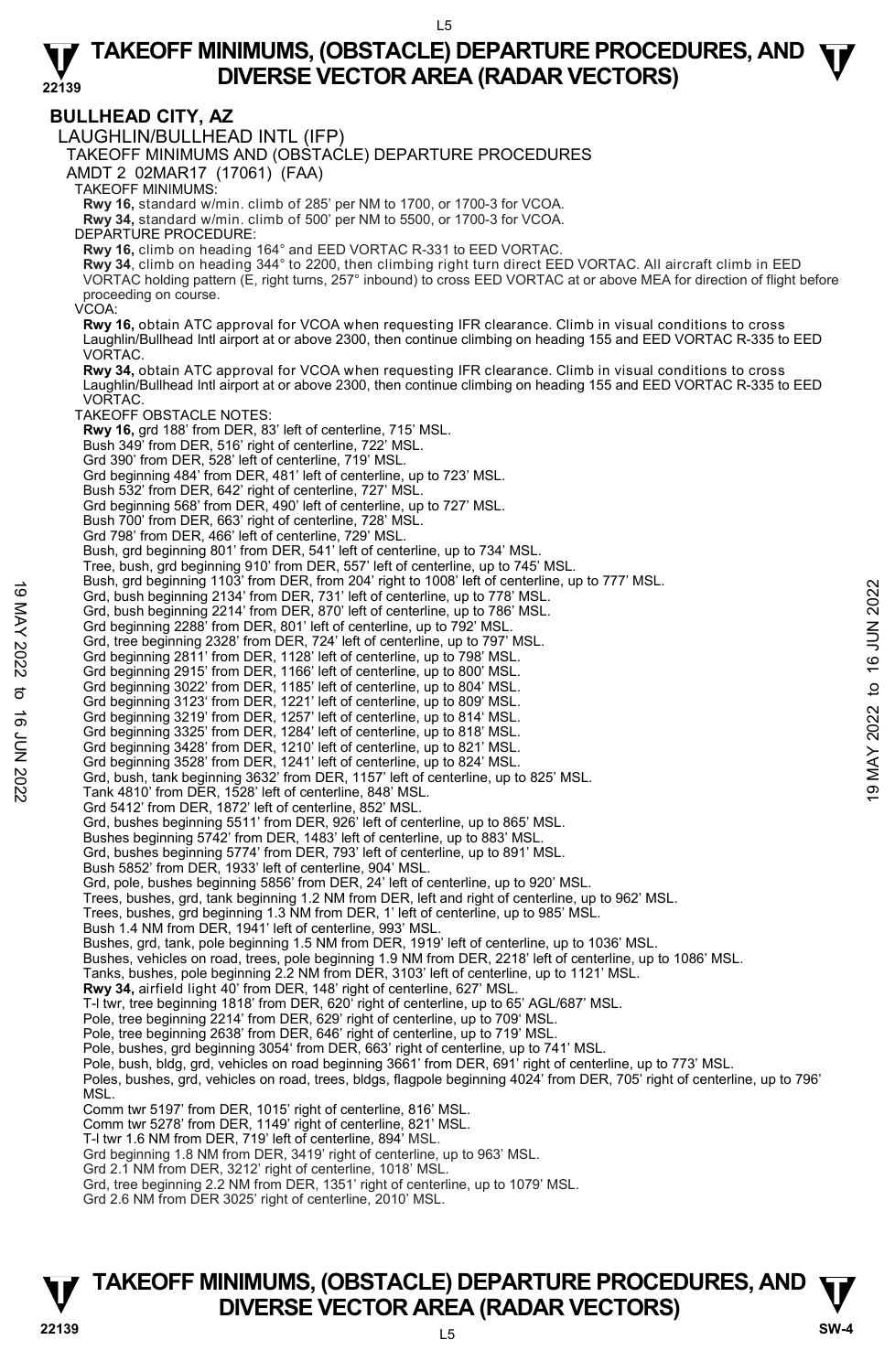# TAKEOFF MINIMUMS, (OBSTACLE) DEPARTURE PROCEDURES, AND DIVERSE VECTOR AREA (RADAR VECTORS)

## BULLHEAD CITY, AZ

LAUGHLIN/BULLHEAD INTL (IFP)

TAKEOFF MINIMUMS AND (OBSTACLE) DEPARTURE PROCEDURES

AMDT 2 02MAR17 (17061) (FAA)

TAKEOFF MINIMUMS:

**Rwy 16,** standard w/min. climb of 285' per NM to 1700, or 1700-3 for VCOA.

**Rwy 34,** standard w/min. climb of 500' per NM to 5500, or 1700-3 for VCOA.

DEPARTURE PROCEDURE:

**Rwy 16,** climb on heading 164° and EED VORTAC R-331 to EED VORTAC.

**Rwy 34**, climb on heading 344° to 2200, then climbing right turn direct EED VORTAC. All aircraft climb in EED VORTAC holding pattern (E, right turns, 257° inbound) to cross EED VORTAC at or above MEA for direction of flight before proceeding on course.

VCOA:

**Rwy 16,** obtain ATC approval for VCOA when requesting IFR clearance. Climb in visual conditions to cross Laughlin/Bullhead Intl airport at or above 2300, then continue climbing on heading 155 and EED VORTAC R-335 to EED VORTAC.

**Rwy 34,** obtain ATC approval for VCOA when requesting IFR clearance. Climb in visual conditions to cross Laughlin/Bullhead Intl airport at or above 2300, then continue climbing on heading 155 and EED VORTAC R-335 to EED VORTAC.

TAKEOFF OBSTACLE NOTES:

**Rwy 16,** grd 188' from DER, 83' left of centerline, 715' MSL.
Bush 349' from DER, 516' right of centerline, 722' MSL.
Grd 390' from DER, 528' left of centerline, 719' MSL.
Grd beginning 484' from DER, 481' left of centerline, up to 723' MSL.
Bush 532' from DER, 642' right of centerline, 727' MSL.
Grd beginning 568' from DER, 490' left of centerline, up to 727' MSL.
Bush 700' from DER, 663' right of centerline, 728' MSL.
Grd 798' from DER, 466' left of centerline, 729' MSL.
Bush, grd beginning 801' from DER, 541' left of centerline, up to 734' MSL.
Tree, bush, grd beginning 910' from DER, 557' left of centerline, up to 745' MSL.
Bush, grd beginning 1103' from DER, from 204' right to 1008' left of centerline, up to 777' MSL.
Grd, bush beginning 2134' from DER, 731' left of centerline, up to 778' MSL.
Grd, bush beginning 2214' from DER, 870' left of centerline, up to 786' MSL.
Grd beginning 2288' from DER, 801' left of centerline, up to 792' MSL.
Grd, tree beginning 2328' from DER, 724' left of centerline, up to 797' MSL.
Grd beginning 2811' from DER, 1128' left of centerline, up to 798' MSL.
Grd beginning 2915' from DER, 1166' left of centerline, up to 800' MSL.
Grd beginning 3022' from DER, 1185' left of centerline, up to 804' MSL.
Grd beginning 3123' from DER, 1221' left of centerline, up to 809' MSL.
Grd beginning 3219' from DER, 1257' left of centerline, up to 814' MSL.
Grd beginning 3325' from DER, 1284' left of centerline, up to 818' MSL.
Grd beginning 3428' from DER, 1210' left of centerline, up to 821' MSL.
Grd beginning 3528' from DER, 1241' left of centerline, up to 824' MSL.
Grd, bush, tank beginning 3632' from DER, 1157' left of centerline, up to 825' MSL.
Tank 4810' from DER, 1528' left of centerline, 848' MSL.
Grd 5412' from DER, 1872' left of centerline, 852' MSL.
Grd, bushes beginning 5511' from DER, 926' left of centerline, up to 865' MSL.
Bushes beginning 5742' from DER, 1483' left of centerline, up to 883' MSL.
Grd, bushes beginning 5774' from DER, 793' left of centerline, up to 891' MSL.
Bush 5852' from DER, 1933' left of centerline, 904' MSL.
Grd, pole, bushes beginning 5856' from DER, 24' left of centerline, up to 920' MSL.
Trees, bushes, grd, tank beginning 1.2 NM from DER, left and right of centerline, up to 962' MSL.
Trees, bushes, grd beginning 1.3 NM from DER, 1' left of centerline, up to 985' MSL.
Bush 1.4 NM from DER, 1941' left of centerline, 993' MSL.
Bushes, grd, tank, pole beginning 1.5 NM from DER, 1919' left of centerline, up to 1036' MSL.
Bushes, vehicles on road, trees, pole beginning 1.9 NM from DER, 2218' left of centerline, up to 1086' MSL.
Tanks, bushes, pole beginning 2.2 NM from DER, 3103' left of centerline, up to 1121' MSL.

**Rwy 34,** airfield light 40' from DER, 148' right of centerline, 627' MSL.
T-l twr, tree beginning 1818' from DER, 620' right of centerline, up to 65' AGL/687' MSL.
Pole, tree beginning 2214' from DER, 629' right of centerline, up to 709' MSL.
Pole, tree beginning 2638' from DER, 646' right of centerline, up to 719' MSL.
Pole, bushes, grd beginning 3054' from DER, 663' right of centerline, up to 741' MSL.
Pole, bush, bldg, grd, vehicles on road beginning 3661' from DER, 691' right of centerline, up to 773' MSL.
Poles, bushes, grd, vehicles on road, trees, bldgs, flagpole beginning 4024' from DER, 705' right of centerline, up to 796' MSL.
Comm twr 5197' from DER, 1015' right of centerline, 816' MSL.
Comm twr 5278' from DER, 1149' right of centerline, 821' MSL.
T-l twr 1.6 NM from DER, 719' left of centerline, 894' MSL.
Grd beginning 1.8 NM from DER, 3419' right of centerline, up to 963' MSL.
Grd 2.1 NM from DER, 3212' right of centerline, 1018' MSL.
Grd, tree beginning 2.2 NM from DER, 1351' right of centerline, up to 1079' MSL.
Grd 2.6 NM from DER 3025' right of centerline, 2010' MSL.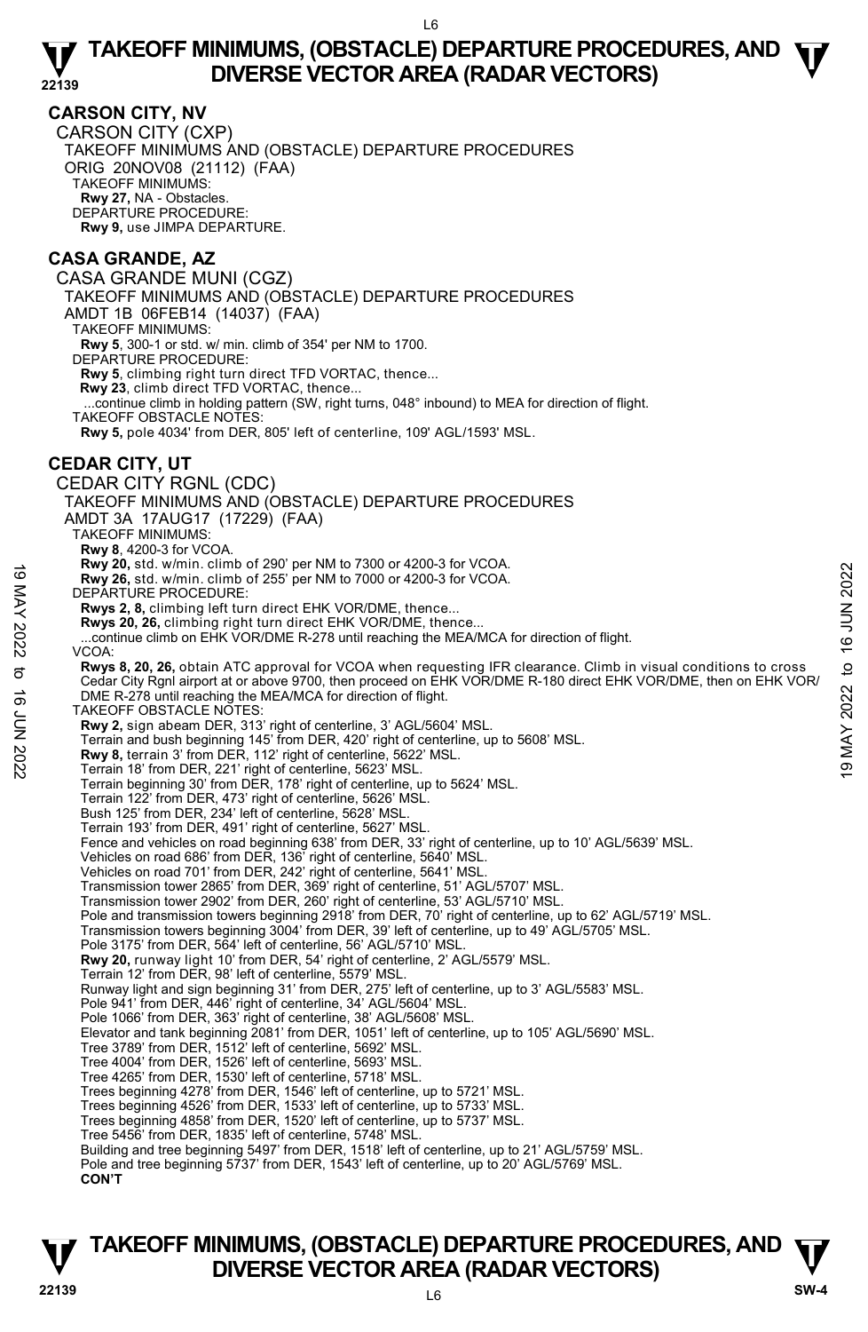## CARSON CITY, NV

CARSON CITY (CXP)
TAKEOFF MINIMUMS AND (OBSTACLE) DEPARTURE PROCEDURES
ORIG 20NOV08 (21112) (FAA)
TAKEOFF MINIMUMS:
**Rwy 27,** NA - Obstacles.
DEPARTURE PROCEDURE:
**Rwy 9,** use JIMPA DEPARTURE.

## CASA GRANDE, AZ

CASA GRANDE MUNI (CGZ)
TAKEOFF MINIMUMS AND (OBSTACLE) DEPARTURE PROCEDURES
AMDT 1B 06FEB14 (14037) (FAA)
TAKEOFF MINIMUMS:
**Rwy 5**, 300-1 or std. w/ min. climb of 354' per NM to 1700.
DEPARTURE PROCEDURE:
**Rwy 5**, climbing right turn direct TFD VORTAC, thence...
**Rwy 23**, climb direct TFD VORTAC, thence...
...continue climb in holding pattern (SW, right turns, 048° inbound) to MEA for direction of flight.
TAKEOFF OBSTACLE NOTES:
**Rwy 5,** pole 4034' from DER, 805' left of centerline, 109' AGL/1593' MSL.

## CEDAR CITY, UT

CEDAR CITY RGNL (CDC)
TAKEOFF MINIMUMS AND (OBSTACLE) DEPARTURE PROCEDURES
AMDT 3A 17AUG17 (17229) (FAA)
TAKEOFF MINIMUMS:
**Rwy 8**, 4200-3 for VCOA.
**Rwy 20,** std. w/min. climb of 290' per NM to 7300 or 4200-3 for VCOA.
**Rwy 26,** std. w/min. climb of 255' per NM to 7000 or 4200-3 for VCOA.
DEPARTURE PROCEDURE:
**Rwys 2, 8,** climbing left turn direct EHK VOR/DME, thence...
**Rwys 20, 26,** climbing right turn direct EHK VOR/DME, thence...
...continue climb on EHK VOR/DME R-278 until reaching the MEA/MCA for direction of flight.
VCOA:
**Rwys 8, 20, 26,** obtain ATC approval for VCOA when requesting IFR clearance. Climb in visual conditions to cross Cedar City Rgnl airport at or above 9700, then proceed on EHK VOR/DME R-180 direct EHK VOR/DME, then on EHK VOR/DME R-278 until reaching the MEA/MCA for direction of flight.
TAKEOFF OBSTACLE NOTES:
**Rwy 2,** sign abeam DER, 313' right of centerline, 3' AGL/5604' MSL.
Terrain and bush beginning 145' from DER, 420' right of centerline, up to 5608' MSL.
**Rwy 8,** terrain 3' from DER, 112' right of centerline, 5622' MSL.
Terrain 18' from DER, 221' right of centerline, 5623' MSL.
Terrain beginning 30' from DER, 178' right of centerline, up to 5624' MSL.
Terrain 122' from DER, 473' right of centerline, 5626' MSL.
Bush 125' from DER, 234' left of centerline, 5628' MSL.
Terrain 193' from DER, 491' right of centerline, 5627' MSL.
Fence and vehicles on road beginning 638' from DER, 33' right of centerline, up to 10' AGL/5639' MSL.
Vehicles on road 686' from DER, 136' right of centerline, 5640' MSL.
Vehicles on road 701' from DER, 242' right of centerline, 5641' MSL.
Transmission tower 2865' from DER, 369' right of centerline, 51' AGL/5707' MSL.
Transmission tower 2902' from DER, 260' right of centerline, 53' AGL/5710' MSL.
Pole and transmission towers beginning 2918' from DER, 70' right of centerline, up to 62' AGL/5719' MSL.
Transmission towers beginning 3004' from DER, 39' left of centerline, up to 49' AGL/5705' MSL.
Pole 3175' from DER, 564' left of centerline, 56' AGL/5710' MSL.
**Rwy 20,** runway light 10' from DER, 54' right of centerline, 2' AGL/5579' MSL.
Terrain 12' from DER, 98' left of centerline, 5579' MSL.
Runway light and sign beginning 31' from DER, 275' left of centerline, up to 3' AGL/5583' MSL.
Pole 941' from DER, 446' right of centerline, 34' AGL/5604' MSL.
Pole 1066' from DER, 363' right of centerline, 38' AGL/5608' MSL.
Elevator and tank beginning 2081' from DER, 1051' left of centerline, up to 105' AGL/5690' MSL.
Tree 3789' from DER, 1512' left of centerline, 5692' MSL.
Tree 4004' from DER, 1526' left of centerline, 5693' MSL.
Tree 4265' from DER, 1530' left of centerline, 5718' MSL.
Trees beginning 4278' from DER, 1546' left of centerline, up to 5721' MSL.
Trees beginning 4526' from DER, 1533' left of centerline, up to 5733' MSL.
Trees beginning 4858' from DER, 1520' left of centerline, up to 5737' MSL.
Tree 5456' from DER, 1835' left of centerline, 5748' MSL.
Building and tree beginning 5497' from DER, 1518' left of centerline, up to 21' AGL/5759' MSL.
Pole and tree beginning 5737' from DER, 1543' left of centerline, up to 20' AGL/5769' MSL.
**CON'T**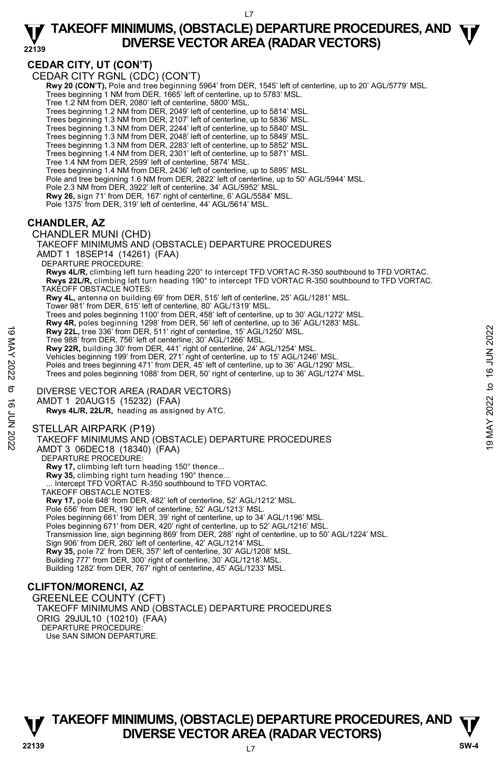## CEDAR CITY, UT (CON'T)

CEDAR CITY RGNL (CDC) (CON'T)

**Rwy 20 (CON'T),** Pole and tree beginning 5964' from DER, 1545' left of centerline, up to 20' AGL/5779' MSL.
Trees beginning 1 NM from DER, 1665' left of centerline, up to 5783' MSL.
Tree 1.2 NM from DER, 2080' left of centerline, 5800' MSL.
Trees beginning 1.2 NM from DER, 2049' left of centerline, up to 5814' MSL.
Trees beginning 1.3 NM from DER, 2107' left of centerline, up to 5836' MSL.
Trees beginning 1.3 NM from DER, 2244' left of centerline, up to 5840' MSL.
Trees beginning 1.3 NM from DER, 2048' left of centerline, up to 5849' MSL.
Trees beginning 1.3 NM from DER, 2283' left of centerline, up to 5852' MSL.
Trees beginning 1.4 NM from DER, 2301' left of centerline, up to 5871' MSL.
Tree 1.4 NM from DER, 2599' left of centerline, 5874' MSL.
Trees beginning 1.4 NM from DER, 2436' left of centerline, up to 5895' MSL.
Pole and tree beginning 1.6 NM from DER, 2822' left of centerline, up to 50' AGL/5944' MSL.
Pole 2.3 NM from DER, 3922' left of centerline, 34' AGL/5952' MSL.
**Rwy 26,** sign 71' from DER, 167' right of centerline, 6' AGL/5584' MSL.
Pole 1375' from DER, 319' left of centerline, 44' AGL/5614' MSL.

## CHANDLER, AZ

CHANDLER MUNI (CHD)

TAKEOFF MINIMUMS AND (OBSTACLE) DEPARTURE PROCEDURES
AMDT 1 18SEP14 (14261) (FAA)

DEPARTURE PROCEDURE:
**Rwys 4L/R,** climbing left turn heading 220° to intercept TFD VORTAC R-350 southbound to TFD VORTAC.
**Rwys 22L/R,** climbing left turn heading 190° to intercept TFD VORTAC R-350 southbound to TFD VORTAC.

TAKEOFF OBSTACLE NOTES:
**Rwy 4L,** antenna on building 69' from DER, 515' left of centerline, 25' AGL/1281' MSL.
Tower 981' from DER, 615' left of centerline, 80' AGL/1319' MSL.
Trees and poles beginning 1100' from DER, 458' left of centerline, up to 30' AGL/1272' MSL.
**Rwy 4R,** poles beginning 1298' from DER, 56' left of centerline, up to 36' AGL/1283' MSL.
**Rwy 22L,** tree 336' from DER, 511' right of centerline, 15' AGL/1250' MSL.
Tree 988' from DER, 756' left of centerline, 30' AGL/1266' MSL.
**Rwy 22R,** building 30' from DER, 441' right of centerline, 24' AGL/1254' MSL.
Vehicles beginning 199' from DER, 271' right of centerline, up to 15' AGL/1246' MSL.
Poles and trees beginning 471' from DER, 45' left of centerline, up to 36' AGL/1290' MSL.
Trees and poles beginning 1088' from DER, 50' right of centerline, up to 36' AGL/1274' MSL.

DIVERSE VECTOR AREA (RADAR VECTORS)
AMDT 1 20AUG15 (15232) (FAA)
**Rwys 4L/R, 22L/R,** heading as assigned by ATC.

STELLAR AIRPARK (P19)

TAKEOFF MINIMUMS AND (OBSTACLE) DEPARTURE PROCEDURES
AMDT 3 06DEC18 (18340) (FAA)

DEPARTURE PROCEDURE:
**Rwy 17,** climbing left turn heading 150° thence...
**Rwy 35,** climbing right turn heading 190° thence...
... Intercept TFD VORTAC R-350 southbound to TFD VORTAC.

TAKEOFF OBSTACLE NOTES:
**Rwy 17,** pole 648' from DER, 482' left of centerline, 52' AGL/1212' MSL.
Pole 656' from DER, 190' left of centerline, 52' AGL/1213' MSL.
Poles beginning 661' from DER, 39' right of centerline, up to 34' AGL/1196' MSL.
Poles beginning 671' from DER, 420' right of centerline, up to 52' AGL/1216' MSL.
Transmission line, sign beginning 869' from DER, 288' right of centerline, up to 50' AGL/1224' MSL.
Sign 906' from DER, 260' left of centerline, 42' AGL/1214' MSL.
**Rwy 35,** pole 72' from DER, 357' left of centerline, 30' AGL/1208' MSL.
Building 777' from DER, 300' right of centerline, 30' AGL/1218' MSL.
Building 1282' from DER, 767' right of centerline, 45' AGL/1233' MSL.

## CLIFTON/MORENCI, AZ

GREENLEE COUNTY (CFT)

TAKEOFF MINIMUMS AND (OBSTACLE) DEPARTURE PROCEDURES
ORIG 29JUL10 (10210) (FAA)

DEPARTURE PROCEDURE:
Use SAN SIMON DEPARTURE.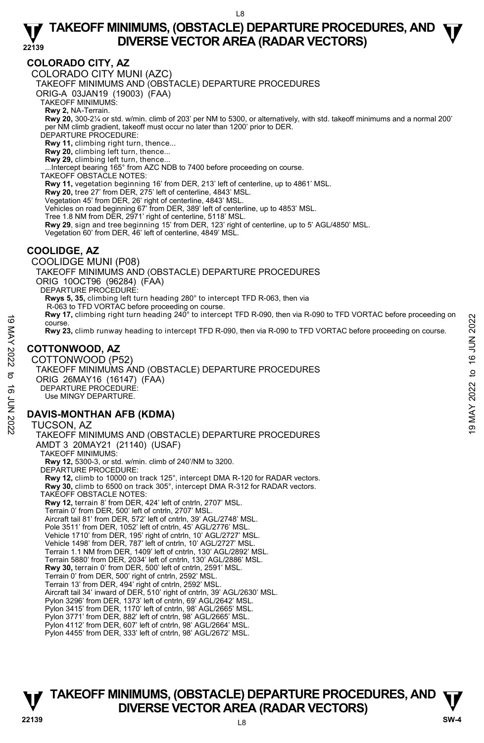## COLORADO CITY, AZ

COLORADO CITY MUNI (AZC)

TAKEOFF MINIMUMS AND (OBSTACLE) DEPARTURE PROCEDURES

ORIG-A 03JAN19 (19003) (FAA)

TAKEOFF MINIMUMS:

**Rwy 2,** NA-Terrain.

**Rwy 20,** 300-2¼ or std. w/min. climb of 203' per NM to 5300, or alternatively, with std. takeoff minimums and a normal 200' per NM climb gradient, takeoff must occur no later than 1200' prior to DER.

DEPARTURE PROCEDURE:

**Rwy 11,** climbing right turn, thence...

**Rwy 20,** climbing left turn, thence...

**Rwy 29,** climbing left turn, thence...

...Intercept bearing 165° from AZC NDB to 7400 before proceeding on course.

TAKEOFF OBSTACLE NOTES:

**Rwy 11,** vegetation beginning 16' from DER, 213' left of centerline, up to 4861' MSL.

**Rwy 20,** tree 27' from DER, 275' left of centerline, 4843' MSL.

Vegetation 45' from DER, 26' right of centerline, 4843' MSL.

Vehicles on road beginning 67' from DER, 389' left of centerline, up to 4853' MSL.

Tree 1.8 NM from DER, 2971' right of centerline, 5118' MSL.

**Rwy 29**, sign and tree beginning 15' from DER, 123' right of centerline, up to 5' AGL/4850' MSL.

Vegetation 60' from DER, 46' left of centerline, 4849' MSL.

## COOLIDGE, AZ

COOLIDGE MUNI (P08)

TAKEOFF MINIMUMS AND (OBSTACLE) DEPARTURE PROCEDURES

ORIG 10OCT96 (96284) (FAA)

DEPARTURE PROCEDURE:

**Rwys 5, 35,** climbing left turn heading 280° to intercept TFD R-063, then via R-063 to TFD VORTAC before proceeding on course.

**Rwy 17,** climbing right turn heading 240° to intercept TFD R-090, then via R-090 to TFD VORTAC before proceeding on course.

**Rwy 23,** climb runway heading to intercept TFD R-090, then via R-090 to TFD VORTAC before proceeding on course.

## COTTONWOOD, AZ

COTTONWOOD (P52)

TAKEOFF MINIMUMS AND (OBSTACLE) DEPARTURE PROCEDURES

ORIG 26MAY16 (16147) (FAA)

DEPARTURE PROCEDURE:

Use MINGY DEPARTURE.

## DAVIS-MONTHAN AFB (KDMA)

TUCSON, AZ

TAKEOFF MINIMUMS AND (OBSTACLE) DEPARTURE PROCEDURES

AMDT 3 20MAY21 (21140) (USAF)

TAKEOFF MINIMUMS:

**Rwy 12,** 5300-3, or std. w/min. climb of 240'/NM to 3200.

DEPARTURE PROCEDURE:

**Rwy 12,** climb to 10000 on track 125°, intercept DMA R-120 for RADAR vectors.

**Rwy 30,** climb to 6500 on track 305°, intercept DMA R-312 for RADAR vectors.

TAKEOFF OBSTACLE NOTES:

**Rwy 12,** terrain 8' from DER, 424' left of cntrln, 2707' MSL.

Terrain 0' from DER, 500' left of cntrln, 2707' MSL.

Aircraft tail 81' from DER, 572' left of cntrln, 39' AGL/2748' MSL.

Pole 3511' from DER, 1052' left of cntrln, 45' AGL/2776' MSL.

Vehicle 1710' from DER, 195' right of cntrln, 10' AGL/2727' MSL.

Vehicle 1498' from DER, 787' left of cntrln, 10' AGL/2727' MSL.

Terrain 1.1 NM from DER, 1409' left of cntrln, 130' AGL/2892' MSL.

Terrain 5880' from DER, 2034' left of cntrln, 130' AGL/2886' MSL.

**Rwy 30,** terrain 0' from DER, 500' left of cntrln, 2591' MSL.

Terrain 0' from DER, 500' right of cntrln, 2592' MSL.

Terrain 13' from DER, 494' right of cntrln, 2592' MSL.

Aircraft tail 34' inward of DER, 510' right of cntrln, 39' AGL/2630' MSL.

Pylon 3296' from DER, 1373' left of cntrln, 69' AGL/2642' MSL.

Pylon 3415' from DER, 1170' left of cntrln, 98' AGL/2665' MSL.

Pylon 3771' from DER, 882' left of cntrln, 98' AGL/2665' MSL.

Pylon 4112' from DER, 607' left of cntrln, 98' AGL/2664' MSL.

Pylon 4455' from DER, 333' left of cntrln, 98' AGL/2672' MSL.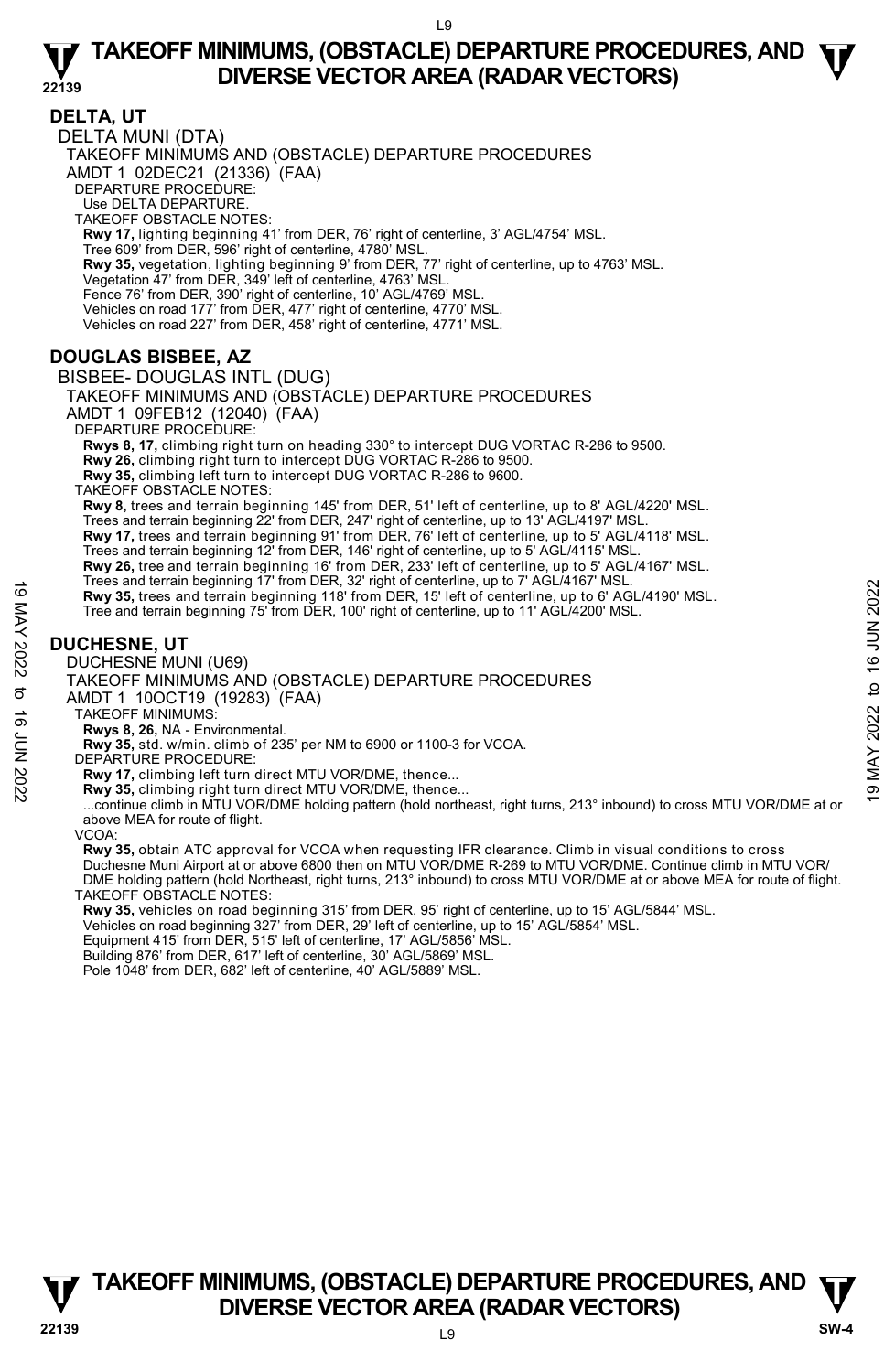## DELTA, UT

DELTA MUNI (DTA)

TAKEOFF MINIMUMS AND (OBSTACLE) DEPARTURE PROCEDURES

AMDT 1 02DEC21 (21336) (FAA)

DEPARTURE PROCEDURE:

Use DELTA DEPARTURE.

TAKEOFF OBSTACLE NOTES:

**Rwy 17,** lighting beginning 41' from DER, 76' right of centerline, 3' AGL/4754' MSL.
Tree 609' from DER, 596' right of centerline, 4780' MSL.
**Rwy 35,** vegetation, lighting beginning 9' from DER, 77' right of centerline, up to 4763' MSL.
Vegetation 47' from DER, 349' left of centerline, 4763' MSL.
Fence 76' from DER, 390' right of centerline, 10' AGL/4769' MSL.
Vehicles on road 177' from DER, 477' right of centerline, 4770' MSL.
Vehicles on road 227' from DER, 458' right of centerline, 4771' MSL.

## DOUGLAS BISBEE, AZ

BISBEE- DOUGLAS INTL (DUG)

TAKEOFF MINIMUMS AND (OBSTACLE) DEPARTURE PROCEDURES

AMDT 1 09FEB12 (12040) (FAA)

DEPARTURE PROCEDURE:

**Rwys 8, 17,** climbing right turn on heading 330° to intercept DUG VORTAC R-286 to 9500.
**Rwy 26,** climbing right turn to intercept DUG VORTAC R-286 to 9500.
**Rwy 35,** climbing left turn to intercept DUG VORTAC R-286 to 9600.

TAKEOFF OBSTACLE NOTES:

**Rwy 8,** trees and terrain beginning 145' from DER, 51' left of centerline, up to 8' AGL/4220' MSL.
Trees and terrain beginning 22' from DER, 247' right of centerline, up to 13' AGL/4197' MSL.
**Rwy 17,** trees and terrain beginning 91' from DER, 76' left of centerline, up to 5' AGL/4118' MSL.
Trees and terrain beginning 12' from DER, 146' right of centerline, up to 5' AGL/4115' MSL.
**Rwy 26,** tree and terrain beginning 16' from DER, 233' left of centerline, up to 5' AGL/4167' MSL.
Trees and terrain beginning 17' from DER, 32' right of centerline, up to 7' AGL/4167' MSL.
**Rwy 35,** trees and terrain beginning 118' from DER, 15' left of centerline, up to 6' AGL/4190' MSL.
Tree and terrain beginning 75' from DER, 100' right of centerline, up to 11' AGL/4200' MSL.

## DUCHESNE, UT

DUCHESNE MUNI (U69)

TAKEOFF MINIMUMS AND (OBSTACLE) DEPARTURE PROCEDURES

AMDT 1 10OCT19 (19283) (FAA)

TAKEOFF MINIMUMS:

**Rwys 8, 26,** NA - Environmental.
**Rwy 35,** std. w/min. climb of 235' per NM to 6900 or 1100-3 for VCOA.

DEPARTURE PROCEDURE:

**Rwy 17,** climbing left turn direct MTU VOR/DME, thence...
**Rwy 35,** climbing right turn direct MTU VOR/DME, thence...
...continue climb in MTU VOR/DME holding pattern (hold northeast, right turns, 213° inbound) to cross MTU VOR/DME at or above MEA for route of flight.

VCOA:

**Rwy 35,** obtain ATC approval for VCOA when requesting IFR clearance. Climb in visual conditions to cross Duchesne Muni Airport at or above 6800 then on MTU VOR/DME R-269 to MTU VOR/DME. Continue climb in MTU VOR/DME holding pattern (hold Northeast, right turns, 213° inbound) to cross MTU VOR/DME at or above MEA for route of flight.

TAKEOFF OBSTACLE NOTES:

**Rwy 35,** vehicles on road beginning 315' from DER, 95' right of centerline, up to 15' AGL/5844' MSL.
Vehicles on road beginning 327' from DER, 29' left of centerline, up to 15' AGL/5854' MSL.
Equipment 415' from DER, 515' left of centerline, 17' AGL/5856' MSL.
Building 876' from DER, 617' left of centerline, 30' AGL/5869' MSL.
Pole 1048' from DER, 682' left of centerline, 40' AGL/5889' MSL.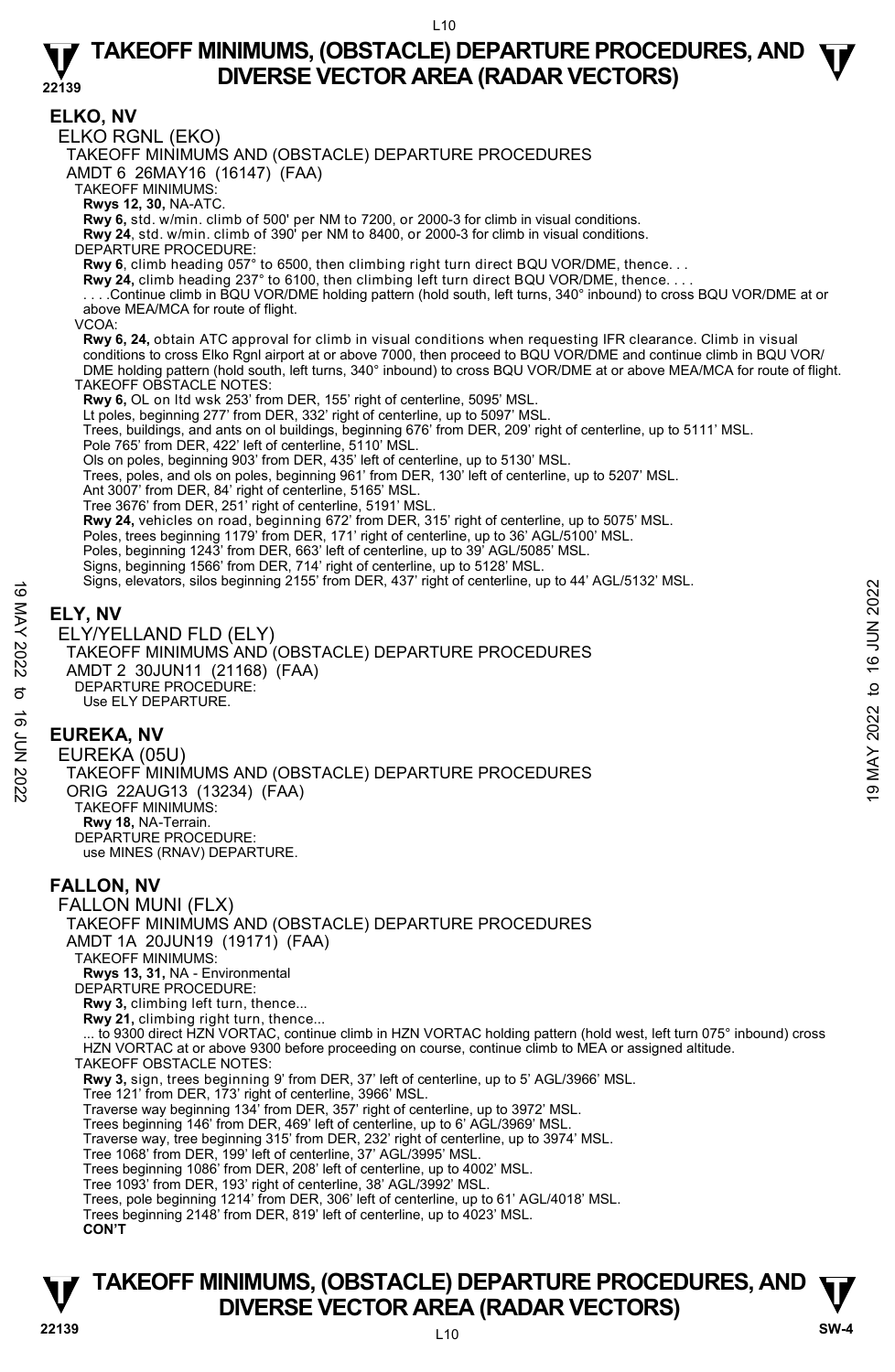## ELKO, NV

ELKO RGNL (EKO)

TAKEOFF MINIMUMS AND (OBSTACLE) DEPARTURE PROCEDURES

AMDT 6 26MAY16 (16147) (FAA)

TAKEOFF MINIMUMS:

**Rwys 12, 30,** NA-ATC.

**Rwy 6,** std. w/min. climb of 500' per NM to 7200, or 2000-3 for climb in visual conditions.

**Rwy 24**, std. w/min. climb of 390' per NM to 8400, or 2000-3 for climb in visual conditions.

DEPARTURE PROCEDURE:

**Rwy 6**, climb heading 057° to 6500, then climbing right turn direct BQU VOR/DME, thence. . .

**Rwy 24,** climb heading 237° to 6100, then climbing left turn direct BQU VOR/DME, thence. . . .

. . . .Continue climb in BQU VOR/DME holding pattern (hold south, left turns, 340° inbound) to cross BQU VOR/DME at or above MEA/MCA for route of flight.

VCOA:

**Rwy 6, 24,** obtain ATC approval for climb in visual conditions when requesting IFR clearance. Climb in visual conditions to cross Elko Rgnl airport at or above 7000, then proceed to BQU VOR/DME and continue climb in BQU VOR/DME holding pattern (hold south, left turns, 340° inbound) to cross BQU VOR/DME at or above MEA/MCA for route of flight.

TAKEOFF OBSTACLE NOTES:

**Rwy 6,** OL on ltd wsk 253' from DER, 155' right of centerline, 5095' MSL.

Lt poles, beginning 277' from DER, 332' right of centerline, up to 5097' MSL.

Trees, buildings, and ants on ol buildings, beginning 676' from DER, 209' right of centerline, up to 5111' MSL.

Pole 765' from DER, 422' left of centerline, 5110' MSL.

Ols on poles, beginning 903' from DER, 435' left of centerline, up to 5130' MSL.

Trees, poles, and ols on poles, beginning 961' from DER, 130' left of centerline, up to 5207' MSL.

Ant 3007' from DER, 84' right of centerline, 5165' MSL.

Tree 3676' from DER, 251' right of centerline, 5191' MSL.

**Rwy 24,** vehicles on road, beginning 672' from DER, 315' right of centerline, up to 5075' MSL.

Poles, trees beginning 1179' from DER, 171' right of centerline, up to 36' AGL/5100' MSL.

Poles, beginning 1243' from DER, 663' left of centerline, up to 39' AGL/5085' MSL.

Signs, beginning 1566' from DER, 714' right of centerline, up to 5128' MSL.

Signs, elevators, silos beginning 2155' from DER, 437' right of centerline, up to 44' AGL/5132' MSL.

## ELY, NV

ELY/YELLAND FLD (ELY)

TAKEOFF MINIMUMS AND (OBSTACLE) DEPARTURE PROCEDURES

AMDT 2 30JUN11 (21168) (FAA)

DEPARTURE PROCEDURE:

Use ELY DEPARTURE.

## EUREKA, NV

EUREKA (05U)

TAKEOFF MINIMUMS AND (OBSTACLE) DEPARTURE PROCEDURES

ORIG 22AUG13 (13234) (FAA)

TAKEOFF MINIMUMS:

**Rwy 18,** NA-Terrain.

DEPARTURE PROCEDURE:

use MINES (RNAV) DEPARTURE.

## FALLON, NV

FALLON MUNI (FLX)

TAKEOFF MINIMUMS AND (OBSTACLE) DEPARTURE PROCEDURES

AMDT 1A 20JUN19 (19171) (FAA)

TAKEOFF MINIMUMS:

**Rwys 13, 31,** NA - Environmental

DEPARTURE PROCEDURE:

**Rwy 3,** climbing left turn, thence...

**Rwy 21,** climbing right turn, thence...

... to 9300 direct HZN VORTAC, continue climb in HZN VORTAC holding pattern (hold west, left turn 075° inbound) cross HZN VORTAC at or above 9300 before proceeding on course, continue climb to MEA or assigned altitude.

TAKEOFF OBSTACLE NOTES:

**Rwy 3,** sign, trees beginning 9' from DER, 37' left of centerline, up to 5' AGL/3966' MSL.

Tree 121' from DER, 173' right of centerline, 3966' MSL.

Traverse way beginning 134' from DER, 357' right of centerline, up to 3972' MSL.

Trees beginning 146' from DER, 469' left of centerline, up to 6' AGL/3969' MSL.

Traverse way, tree beginning 315' from DER, 232' right of centerline, up to 3974' MSL.

Tree 1068' from DER, 199' left of centerline, 37' AGL/3995' MSL.

Trees beginning 1086' from DER, 208' left of centerline, up to 4002' MSL.

Tree 1093' from DER, 193' right of centerline, 38' AGL/3992' MSL.

Trees, pole beginning 1214' from DER, 306' left of centerline, up to 61' AGL/4018' MSL.

Trees beginning 2148' from DER, 819' left of centerline, up to 4023' MSL.

**CON'T**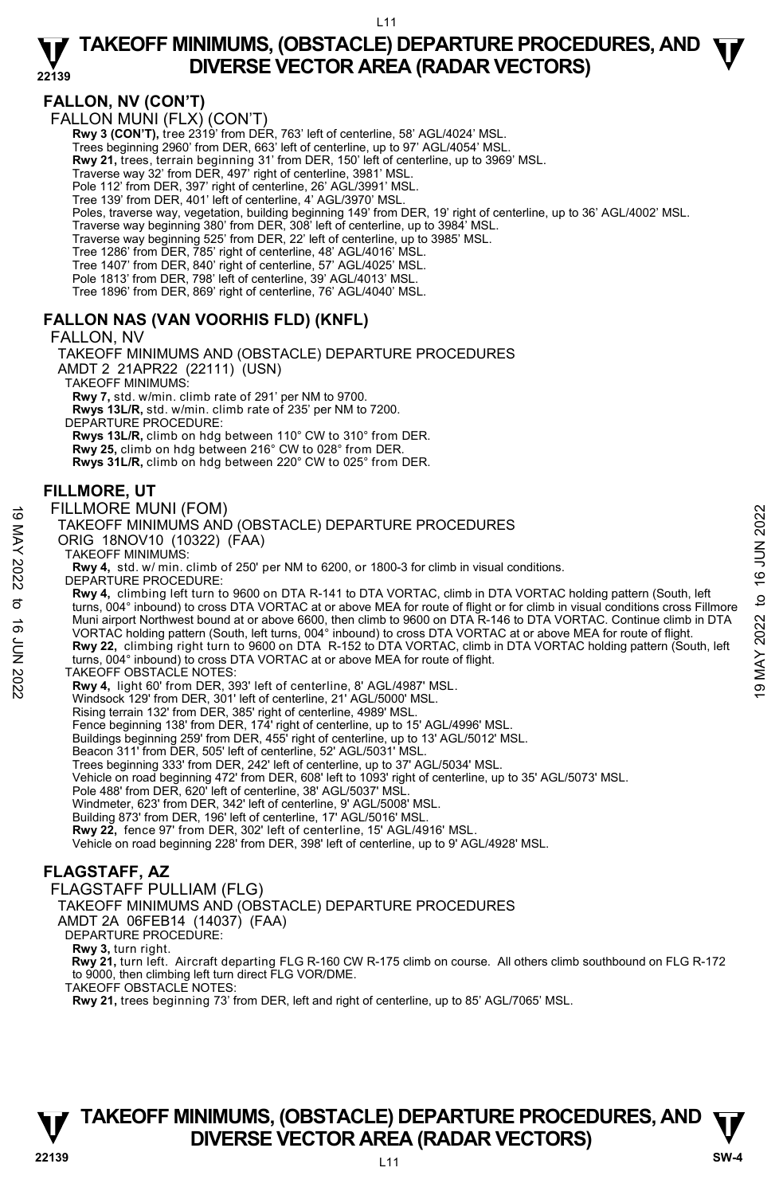## FALLON, NV (CON'T)

FALLON MUNI (FLX) (CON'T)

**Rwy 3 (CON'T),** tree 2319' from DER, 763' left of centerline, 58' AGL/4024' MSL.
Trees beginning 2960' from DER, 663' left of centerline, up to 97' AGL/4054' MSL.
**Rwy 21,** trees, terrain beginning 31' from DER, 150' left of centerline, up to 3969' MSL.
Traverse way 32' from DER, 497' right of centerline, 3981' MSL.
Pole 112' from DER, 397' right of centerline, 26' AGL/3991' MSL.
Tree 139' from DER, 401' left of centerline, 4' AGL/3970' MSL.
Poles, traverse way, vegetation, building beginning 149' from DER, 19' right of centerline, up to 36' AGL/4002' MSL.
Traverse way beginning 380' from DER, 308' left of centerline, up to 3984' MSL.
Traverse way beginning 525' from DER, 22' left of centerline, up to 3985' MSL.
Tree 1286' from DER, 785' right of centerline, 48' AGL/4016' MSL.
Tree 1407' from DER, 840' right of centerline, 57' AGL/4025' MSL.
Pole 1813' from DER, 798' left of centerline, 39' AGL/4013' MSL.
Tree 1896' from DER, 869' right of centerline, 76' AGL/4040' MSL.

## FALLON NAS (VAN VOORHIS FLD) (KNFL)

FALLON, NV

TAKEOFF MINIMUMS AND (OBSTACLE) DEPARTURE PROCEDURES

AMDT 2 21APR22 (22111) (USN)

TAKEOFF MINIMUMS:

**Rwy 7,** std. w/min. climb rate of 291' per NM to 9700.
**Rwys 13L/R,** std. w/min. climb rate of 235' per NM to 7200.

DEPARTURE PROCEDURE:

**Rwys 13L/R,** climb on hdg between 110° CW to 310° from DER.
**Rwy 25,** climb on hdg between 216° CW to 028° from DER.
**Rwys 31L/R,** climb on hdg between 220° CW to 025° from DER.

## FILLMORE, UT

FILLMORE MUNI (FOM)

TAKEOFF MINIMUMS AND (OBSTACLE) DEPARTURE PROCEDURES

ORIG 18NOV10 (10322) (FAA)

TAKEOFF MINIMUMS:

**Rwy 4,** std. w/ min. climb of 250' per NM to 6200, or 1800-3 for climb in visual conditions.

DEPARTURE PROCEDURE:

**Rwy 4,** climbing left turn to 9600 on DTA R-141 to DTA VORTAC, climb in DTA VORTAC holding pattern (South, left turns, 004° inbound) to cross DTA VORTAC at or above MEA for route of flight or for climb in visual conditions cross Fillmore Muni airport Northwest bound at or above 6600, then climb to 9600 on DTA R-146 to DTA VORTAC. Continue climb in DTA VORTAC holding pattern (South, left turns, 004° inbound) to cross DTA VORTAC at or above MEA for route of flight.
**Rwy 22,** climbing right turn to 9600 on DTA R-152 to DTA VORTAC, climb in DTA VORTAC holding pattern (South, left turns, 004° inbound) to cross DTA VORTAC at or above MEA for route of flight.

TAKEOFF OBSTACLE NOTES:

**Rwy 4,** light 60' from DER, 393' left of centerline, 8' AGL/4987' MSL.
Windsock 129' from DER, 301' left of centerline, 21' AGL/5000' MSL.
Rising terrain 132' from DER, 385' right of centerline, 4989' MSL.
Fence beginning 138' from DER, 174' right of centerline, up to 15' AGL/4996' MSL.
Buildings beginning 259' from DER, 455' right of centerline, up to 13' AGL/5012' MSL.
Beacon 311' from DER, 505' left of centerline, 52' AGL/5031' MSL.
Trees beginning 333' from DER, 242' left of centerline, up to 37' AGL/5034' MSL.
Vehicle on road beginning 472' from DER, 608' left to 1093' right of centerline, up to 35' AGL/5073' MSL.
Pole 488' from DER, 620' left of centerline, 38' AGL/5037' MSL.
Windmeter, 623' from DER, 342' left of centerline, 9' AGL/5008' MSL.
Building 873' from DER, 196' left of centerline, 17' AGL/5016' MSL.
**Rwy 22,** fence 97' from DER, 302' left of centerline, 15' AGL/4916' MSL.
Vehicle on road beginning 228' from DER, 398' left of centerline, up to 9' AGL/4928' MSL.

## FLAGSTAFF, AZ

FLAGSTAFF PULLIAM (FLG)

TAKEOFF MINIMUMS AND (OBSTACLE) DEPARTURE PROCEDURES

AMDT 2A 06FEB14 (14037) (FAA)

DEPARTURE PROCEDURE:

**Rwy 3,** turn right.
**Rwy 21,** turn left. Aircraft departing FLG R-160 CW R-175 climb on course. All others climb southbound on FLG R-172 to 9000, then climbing left turn direct FLG VOR/DME.

TAKEOFF OBSTACLE NOTES:

**Rwy 21,** trees beginning 73' from DER, left and right of centerline, up to 85' AGL/7065' MSL.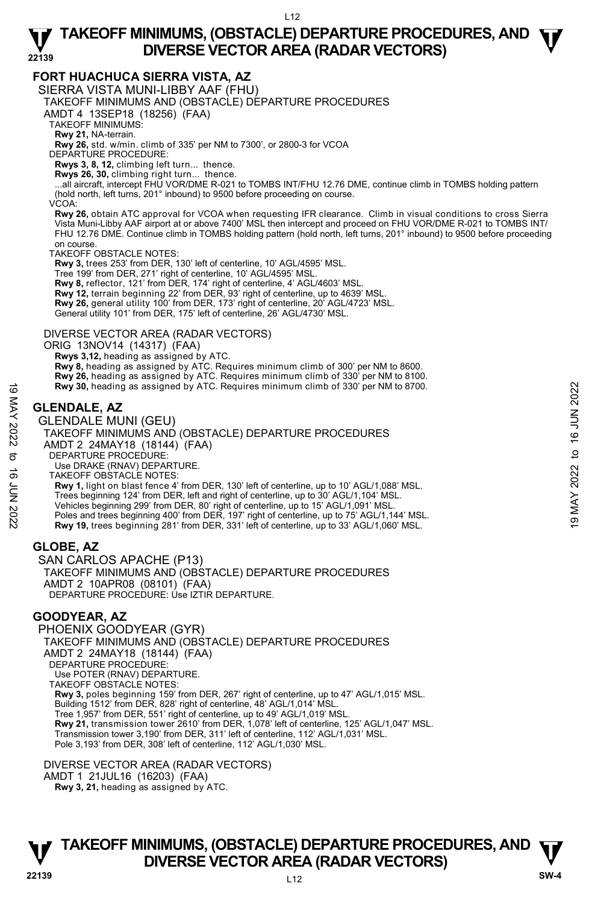## FORT HUACHUCA SIERRA VISTA, AZ

SIERRA VISTA MUNI-LIBBY AAF (FHU)
TAKEOFF MINIMUMS AND (OBSTACLE) DEPARTURE PROCEDURES
AMDT 4 13SEP18 (18256) (FAA)
TAKEOFF MINIMUMS:
**Rwy 21,** NA-terrain.
**Rwy 26,** std. w/min. climb of 335' per NM to 7300', or 2800-3 for VCOA
DEPARTURE PROCEDURE:
**Rwys 3, 8, 12,** climbing left turn... thence.
**Rwys 26, 30,** climbing right turn... thence.
...all aircraft, intercept FHU VOR/DME R-021 to TOMBS INT/FHU 12.76 DME, continue climb in TOMBS holding pattern (hold north, left turns, 201° inbound) to 9500 before proceeding on course.
VCOA:
**Rwy 26,** obtain ATC approval for VCOA when requesting IFR clearance. Climb in visual conditions to cross Sierra Vista Muni-Libby AAF airport at or above 7400' MSL then intercept and proceed on FHU VOR/DME R-021 to TOMBS INT/FHU 12.76 DME. Continue climb in TOMBS holding pattern (hold north, left turns, 201° inbound) to 9500 before proceeding on course.
TAKEOFF OBSTACLE NOTES:
**Rwy 3,** trees 253' from DER, 130' left of centerline, 10' AGL/4595' MSL.
Tree 199' from DER, 271' right of centerline, 10' AGL/4595' MSL.
**Rwy 8,** reflector, 121' from DER, 174' right of centerline, 4' AGL/4603' MSL.
**Rwy 12,** terrain beginning 22' from DER, 93' right of centerline, up to 4639' MSL.
**Rwy 26,** general utility 100' from DER, 173' right of centerline, 20' AGL/4723' MSL.
General utility 101' from DER, 175' left of centerline, 26' AGL/4730' MSL.

DIVERSE VECTOR AREA (RADAR VECTORS)
ORIG 13NOV14 (14317) (FAA)
**Rwys 3,12,** heading as assigned by ATC.
**Rwy 8,** heading as assigned by ATC. Requires minimum climb of 300' per NM to 8600.
**Rwy 26,** heading as assigned by ATC. Requires minimum climb of 330' per NM to 8100.
**Rwy 30,** heading as assigned by ATC. Requires minimum climb of 330' per NM to 8700.

## GLENDALE, AZ

GLENDALE MUNI (GEU)
TAKEOFF MINIMUMS AND (OBSTACLE) DEPARTURE PROCEDURES
AMDT 2 24MAY18 (18144) (FAA)
DEPARTURE PROCEDURE:
Use DRAKE (RNAV) DEPARTURE.
TAKEOFF OBSTACLE NOTES:
**Rwy 1,** light on blast fence 4' from DER, 130' left of centerline, up to 10' AGL/1,088' MSL.
Trees beginning 124' from DER, left and right of centerline, up to 30' AGL/1,104' MSL.
Vehicles beginning 299' from DER, 80' right of centerline, up to 15' AGL/1,091' MSL.
Poles and trees beginning 400' from DER, 197' right of centerline, up to 75' AGL/1,144' MSL.
**Rwy 19,** trees beginning 281' from DER, 331' left of centerline, up to 33' AGL/1,060' MSL.

## GLOBE, AZ

SAN CARLOS APACHE (P13)
TAKEOFF MINIMUMS AND (OBSTACLE) DEPARTURE PROCEDURES
AMDT 2 10APR08 (08101) (FAA)
DEPARTURE PROCEDURE: Use IZTIR DEPARTURE.

## GOODYEAR, AZ

PHOENIX GOODYEAR (GYR)
TAKEOFF MINIMUMS AND (OBSTACLE) DEPARTURE PROCEDURES
AMDT 2 24MAY18 (18144) (FAA)
DEPARTURE PROCEDURE:
Use POTER (RNAV) DEPARTURE.
TAKEOFF OBSTACLE NOTES:
**Rwy 3,** poles beginning 159' from DER, 267' right of centerline, up to 47' AGL/1,015' MSL.
Building 1512' from DER, 828' right of centerline, 48' AGL/1,014' MSL.
Tree 1,957' from DER, 551' right of centerline, up to 49' AGL/1,019' MSL.
**Rwy 21,** transmission tower 2610' from DER, 1,078' left of centerline, 125' AGL/1,047' MSL.
Transmission tower 3,190' from DER, 311' left of centerline, 112' AGL/1,031' MSL.
Pole 3,193' from DER, 308' left of centerline, 112' AGL/1,030' MSL.

DIVERSE VECTOR AREA (RADAR VECTORS)
AMDT 1 21JUL16 (16203) (FAA)
**Rwy 3, 21,** heading as assigned by ATC.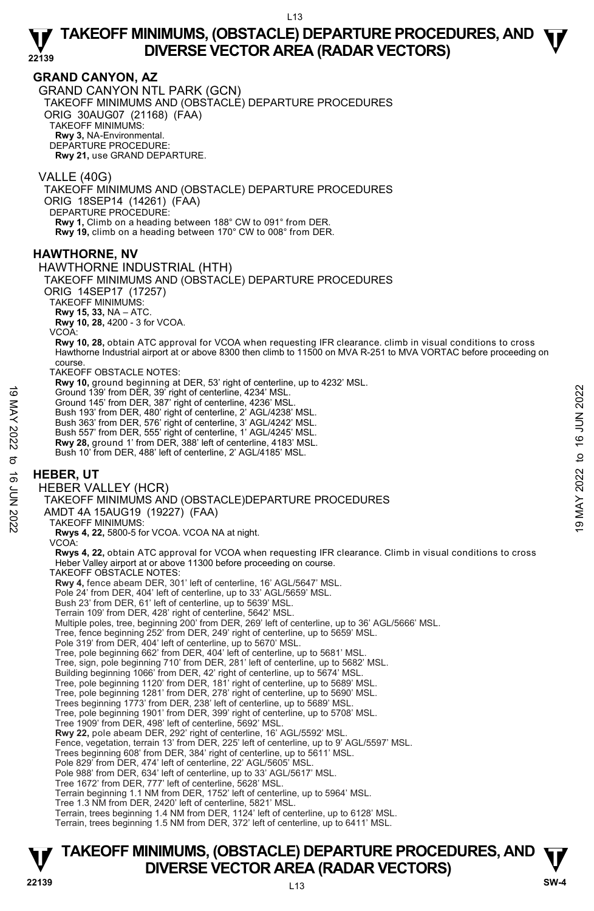## GRAND CANYON, AZ

GRAND CANYON NTL PARK (GCN)
TAKEOFF MINIMUMS AND (OBSTACLE) DEPARTURE PROCEDURES
ORIG 30AUG07 (21168) (FAA)
TAKEOFF MINIMUMS:
**Rwy 3,** NA-Environmental.
DEPARTURE PROCEDURE:
**Rwy 21,** use GRAND DEPARTURE.

VALLE (40G)
TAKEOFF MINIMUMS AND (OBSTACLE) DEPARTURE PROCEDURES
ORIG 18SEP14 (14261) (FAA)
DEPARTURE PROCEDURE:
**Rwy 1,** Climb on a heading between 188° CW to 091° from DER.
**Rwy 19,** climb on a heading between 170° CW to 008° from DER.

## HAWTHORNE, NV

HAWTHORNE INDUSTRIAL (HTH)
TAKEOFF MINIMUMS AND (OBSTACLE) DEPARTURE PROCEDURES
ORIG 14SEP17 (17257)
TAKEOFF MINIMUMS:
**Rwy 15, 33,** NA – ATC.
**Rwy 10, 28,** 4200 - 3 for VCOA.
VCOA:
**Rwy 10, 28,** obtain ATC approval for VCOA when requesting IFR clearance. climb in visual conditions to cross Hawthorne Industrial airport at or above 8300 then climb to 11500 on MVA R-251 to MVA VORTAC before proceeding on course.
TAKEOFF OBSTACLE NOTES:
**Rwy 10,** ground beginning at DER, 53' right of centerline, up to 4232' MSL.
Ground 139' from DER, 39' right of centerline, 4234' MSL.
Ground 145' from DER, 387' right of centerline, 4236' MSL.
Bush 193' from DER, 480' right of centerline, 2' AGL/4238' MSL.
Bush 363' from DER, 576' right of centerline, 3' AGL/4242' MSL.
Bush 557' from DER, 555' right of centerline, 1' AGL/4245' MSL.
**Rwy 28,** ground 1' from DER, 388' left of centerline, 4183' MSL.
Bush 10' from DER, 488' left of centerline, 2' AGL/4185' MSL.

## HEBER, UT

HEBER VALLEY (HCR)
TAKEOFF MINIMUMS AND (OBSTACLE)DEPARTURE PROCEDURES
AMDT 4A 15AUG19 (19227) (FAA)
TAKEOFF MINIMUMS:
**Rwys 4, 22,** 5800-5 for VCOA. VCOA NA at night.
VCOA:
**Rwys 4, 22,** obtain ATC approval for VCOA when requesting IFR clearance. Climb in visual conditions to cross Heber Valley airport at or above 11300 before proceeding on course.
TAKEOFF OBSTACLE NOTES:
**Rwy 4,** fence abeam DER, 301' left of centerline, 16' AGL/5647' MSL.
Pole 24' from DER, 404' left of centerline, up to 33' AGL/5659' MSL.
Bush 23' from DER, 61' left of centerline, up to 5639' MSL.
Terrain 109' from DER, 428' right of centerline, 5642' MSL.
Multiple poles, tree, beginning 200' from DER, 269' left of centerline, up to 36' AGL/5666' MSL.
Tree, fence beginning 252' from DER, 249' right of centerline, up to 5659' MSL.
Pole 319' from DER, 404' left of centerline, up to 5670' MSL.
Tree, pole beginning 662' from DER, 404' left of centerline, up to 5681' MSL.
Tree, sign, pole beginning 710' from DER, 281' left of centerline, up to 5682' MSL.
Building beginning 1066' from DER, 42' right of centerline, up to 5674' MSL.
Tree, pole beginning 1120' from DER, 181' right of centerline, up to 5689' MSL.
Tree, pole beginning 1281' from DER, 278' right of centerline, up to 5690' MSL.
Trees beginning 1773' from DER, 238' left of centerline, up to 5689' MSL.
Tree, pole beginning 1901' from DER, 399' right of centerline, up to 5708' MSL.
Tree 1909' from DER, 498' left of centerline, 5692' MSL.
**Rwy 22,** pole abeam DER, 292' right of centerline, 16' AGL/5592' MSL.
Fence, vegetation, terrain 13' from DER, 225' left of centerline, up to 9' AGL/5597' MSL.
Trees beginning 608' from DER, 384' right of centerline, up to 5611' MSL.
Pole 829' from DER, 474' left of centerline, 22' AGL/5605' MSL.
Pole 988' from DER, 634' left of centerline, up to 33' AGL/5617' MSL.
Tree 1672' from DER, 777' left of centerline, 5628' MSL.
Terrain beginning 1.1 NM from DER, 1752' left of centerline, up to 5964' MSL.
Tree 1.3 NM from DER, 2420' left of centerline, 5821' MSL.
Terrain, trees beginning 1.4 NM from DER, 1124' left of centerline, up to 6128' MSL.
Terrain, trees beginning 1.5 NM from DER, 372' left of centerline, up to 6411' MSL.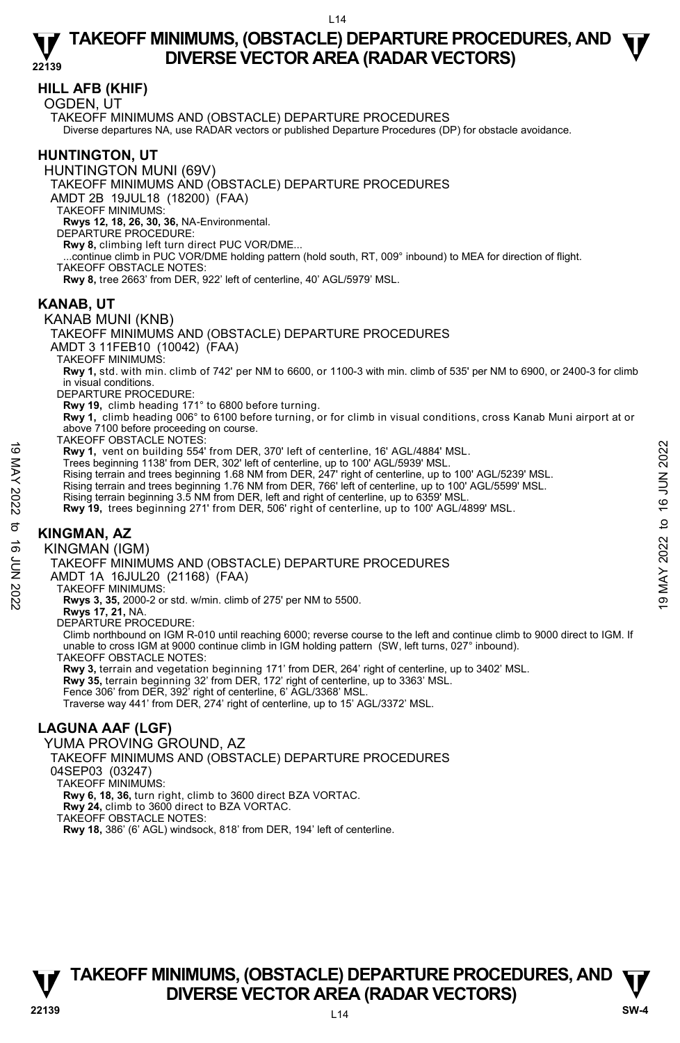## HILL AFB (KHIF)

OGDEN, UT

TAKEOFF MINIMUMS AND (OBSTACLE) DEPARTURE PROCEDURES

Diverse departures NA, use RADAR vectors or published Departure Procedures (DP) for obstacle avoidance.

## HUNTINGTON, UT

HUNTINGTON MUNI (69V)

TAKEOFF MINIMUMS AND (OBSTACLE) DEPARTURE PROCEDURES

AMDT 2B 19JUL18 (18200) (FAA)

TAKEOFF MINIMUMS:

**Rwys 12, 18, 26, 30, 36,** NA-Environmental.

DEPARTURE PROCEDURE:

**Rwy 8,** climbing left turn direct PUC VOR/DME...

...continue climb in PUC VOR/DME holding pattern (hold south, RT, 009° inbound) to MEA for direction of flight.

TAKEOFF OBSTACLE NOTES:

**Rwy 8,** tree 2663' from DER, 922' left of centerline, 40' AGL/5979' MSL.

## KANAB, UT

KANAB MUNI (KNB)

TAKEOFF MINIMUMS AND (OBSTACLE) DEPARTURE PROCEDURES

AMDT 3 11FEB10 (10042) (FAA)

TAKEOFF MINIMUMS:

**Rwy 1,** std. with min. climb of 742' per NM to 6600, or 1100-3 with min. climb of 535' per NM to 6900, or 2400-3 for climb in visual conditions.

DEPARTURE PROCEDURE:

**Rwy 19,** climb heading 171° to 6800 before turning.

**Rwy 1,** climb heading 006° to 6100 before turning, or for climb in visual conditions, cross Kanab Muni airport at or above 7100 before proceeding on course.

TAKEOFF OBSTACLE NOTES:

**Rwy 1,** vent on building 554' from DER, 370' left of centerline, 16' AGL/4884' MSL.

Trees beginning 1138' from DER, 302' left of centerline, up to 100' AGL/5939' MSL.

Rising terrain and trees beginning 1.68 NM from DER, 247' right of centerline, up to 100' AGL/5239' MSL.

Rising terrain and trees beginning 1.76 NM from DER, 766' left of centerline, up to 100' AGL/5599' MSL.

Rising terrain beginning 3.5 NM from DER, left and right of centerline, up to 6359' MSL.

**Rwy 19,** trees beginning 271' from DER, 506' right of centerline, up to 100' AGL/4899' MSL.

## KINGMAN, AZ

KINGMAN (IGM)

TAKEOFF MINIMUMS AND (OBSTACLE) DEPARTURE PROCEDURES

AMDT 1A 16JUL20 (21168) (FAA)

TAKEOFF MINIMUMS:

**Rwys 3, 35,** 2000-2 or std. w/min. climb of 275' per NM to 5500.

**Rwys 17, 21,** NA.

DEPARTURE PROCEDURE:

Climb northbound on IGM R-010 until reaching 6000; reverse course to the left and continue climb to 9000 direct to IGM. If unable to cross IGM at 9000 continue climb in IGM holding pattern (SW, left turns, 027° inbound).

TAKEOFF OBSTACLE NOTES:

**Rwy 3,** terrain and vegetation beginning 171' from DER, 264' right of centerline, up to 3402' MSL.

**Rwy 35,** terrain beginning 32' from DER, 172' right of centerline, up to 3363' MSL.

Fence 306' from DER, 392' right of centerline, 6' AGL/3368' MSL.

Traverse way 441' from DER, 274' right of centerline, up to 15' AGL/3372' MSL.

## LAGUNA AAF (LGF)

YUMA PROVING GROUND, AZ

TAKEOFF MINIMUMS AND (OBSTACLE) DEPARTURE PROCEDURES

04SEP03 (03247)

TAKEOFF MINIMUMS:

**Rwy 6, 18, 36,** turn right, climb to 3600 direct BZA VORTAC.

**Rwy 24,** climb to 3600 direct to BZA VORTAC.

TAKEOFF OBSTACLE NOTES:

**Rwy 18,** 386' (6' AGL) windsock, 818' from DER, 194' left of centerline.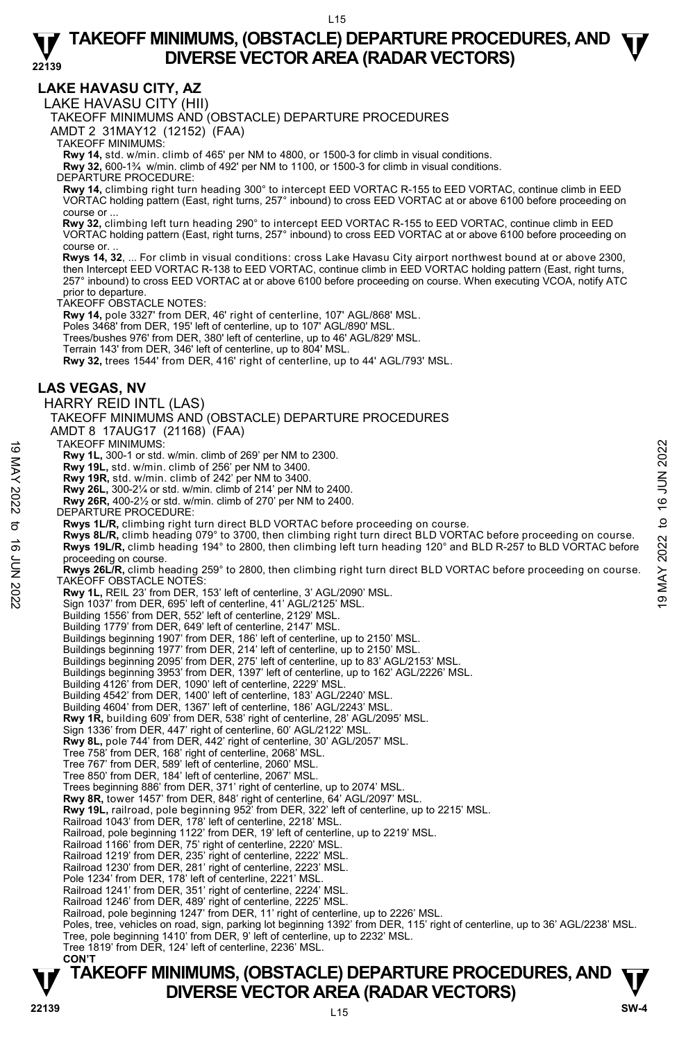## LAKE HAVASU CITY, AZ

### LAKE HAVASU CITY (HII)

TAKEOFF MINIMUMS AND (OBSTACLE) DEPARTURE PROCEDURES

AMDT 2 31MAY12 (12152) (FAA)

TAKEOFF MINIMUMS:

**Rwy 14,** std. w/min. climb of 465' per NM to 4800, or 1500-3 for climb in visual conditions.

**Rwy 32,** 600-1¾ w/min. climb of 492' per NM to 1100, or 1500-3 for climb in visual conditions.

DEPARTURE PROCEDURE:

**Rwy 14,** climbing right turn heading 300° to intercept EED VORTAC R-155 to EED VORTAC, continue climb in EED VORTAC holding pattern (East, right turns, 257° inbound) to cross EED VORTAC at or above 6100 before proceeding on course or ...

**Rwy 32,** climbing left turn heading 290° to intercept EED VORTAC R-155 to EED VORTAC, continue climb in EED VORTAC holding pattern (East, right turns, 257° inbound) to cross EED VORTAC at or above 6100 before proceeding on course or. ..

**Rwys 14, 32**, ... For climb in visual conditions: cross Lake Havasu City airport northwest bound at or above 2300, then Intercept EED VORTAC R-138 to EED VORTAC, continue climb in EED VORTAC holding pattern (East, right turns, 257° inbound) to cross EED VORTAC at or above 6100 before proceeding on course. When executing VCOA, notify ATC prior to departure.

TAKEOFF OBSTACLE NOTES:

**Rwy 14,** pole 3327' from DER, 46' right of centerline, 107' AGL/868' MSL.
Poles 3468' from DER, 195' left of centerline, up to 107' AGL/890' MSL.
Trees/bushes 976' from DER, 380' left of centerline, up to 46' AGL/829' MSL.
Terrain 143' from DER, 346' left of centerline, up to 804' MSL.

**Rwy 32,** trees 1544' from DER, 416' right of centerline, up to 44' AGL/793' MSL.

## LAS VEGAS, NV

### HARRY REID INTL (LAS)

TAKEOFF MINIMUMS AND (OBSTACLE) DEPARTURE PROCEDURES

AMDT 8 17AUG17 (21168) (FAA)

TAKEOFF MINIMUMS:

**Rwy 1L,** 300-1 or std. w/min. climb of 269' per NM to 2300.
**Rwy 19L,** std. w/min. climb of 256' per NM to 3400.
**Rwy 19R,** std. w/min. climb of 242' per NM to 3400.
**Rwy 26L,** 300-2¼ or std. w/min. climb of 214' per NM to 2400.
**Rwy 26R,** 400-2½ or std. w/min. climb of 270' per NM to 2400.

DEPARTURE PROCEDURE:

**Rwys 1L/R,** climbing right turn direct BLD VORTAC before proceeding on course.
**Rwys 8L/R,** climb heading 079° to 3700, then climbing right turn direct BLD VORTAC before proceeding on course.
**Rwys 19L/R,** climb heading 194° to 2800, then climbing left turn heading 120° and BLD R-257 to BLD VORTAC before proceeding on course.
**Rwys 26L/R,** climb heading 259° to 2800, then climbing right turn direct BLD VORTAC before proceeding on course.

TAKEOFF OBSTACLE NOTES:

**Rwy 1L,** REIL 23' from DER, 153' left of centerline, 3' AGL/2090' MSL.
Sign 1037' from DER, 695' left of centerline, 41' AGL/2125' MSL.
Building 1556' from DER, 552' left of centerline, 2129' MSL.
Building 1779' from DER, 649' left of centerline, 2147' MSL.
Buildings beginning 1907' from DER, 186' left of centerline, up to 2150' MSL.
Buildings beginning 1977' from DER, 214' left of centerline, up to 2150' MSL.
Buildings beginning 2095' from DER, 275' left of centerline, up to 83' AGL/2153' MSL.
Buildings beginning 3953' from DER, 1397' left of centerline, up to 162' AGL/2226' MSL.
Building 4126' from DER, 1090' left of centerline, 2229' MSL.
Building 4542' from DER, 1400' left of centerline, 183' AGL/2240' MSL.
Building 4604' from DER, 1367' left of centerline, 186' AGL/2243' MSL.

**Rwy 1R,** building 609' from DER, 538' right of centerline, 28' AGL/2095' MSL.
Sign 1336' from DER, 447' right of centerline, 60' AGL/2122' MSL.

**Rwy 8L,** pole 744' from DER, 442' right of centerline, 30' AGL/2057' MSL.
Tree 758' from DER, 168' right of centerline, 2068' MSL.
Tree 767' from DER, 589' left of centerline, 2060' MSL.
Tree 850' from DER, 184' left of centerline, 2067' MSL.
Trees beginning 886' from DER, 371' right of centerline, up to 2074' MSL.

**Rwy 8R,** tower 1457' from DER, 848' right of centerline, 64' AGL/2097' MSL.

**Rwy 19L,** railroad, pole beginning 952' from DER, 322' left of centerline, up to 2215' MSL.
Railroad 1043' from DER, 178' left of centerline, 2218' MSL.
Railroad, pole beginning 1122' from DER, 19' left of centerline, up to 2219' MSL.
Railroad 1166' from DER, 75' right of centerline, 2220' MSL.
Railroad 1219' from DER, 235' right of centerline, 2222' MSL.
Railroad 1230' from DER, 281' right of centerline, 2223' MSL.
Pole 1234' from DER, 178' left of centerline, 2221' MSL.
Railroad 1241' from DER, 351' right of centerline, 2224' MSL.
Railroad 1246' from DER, 489' right of centerline, 2225' MSL.
Railroad, pole beginning 1247' from DER, 11' right of centerline, up to 2226' MSL.
Poles, tree, vehicles on road, sign, parking lot beginning 1392' from DER, 115' right of centerline, up to 36' AGL/2238' MSL.
Tree, pole beginning 1410' from DER, 9' left of centerline, up to 2232' MSL.
Tree 1819' from DER, 124' left of centerline, 2236' MSL.

**CON'T**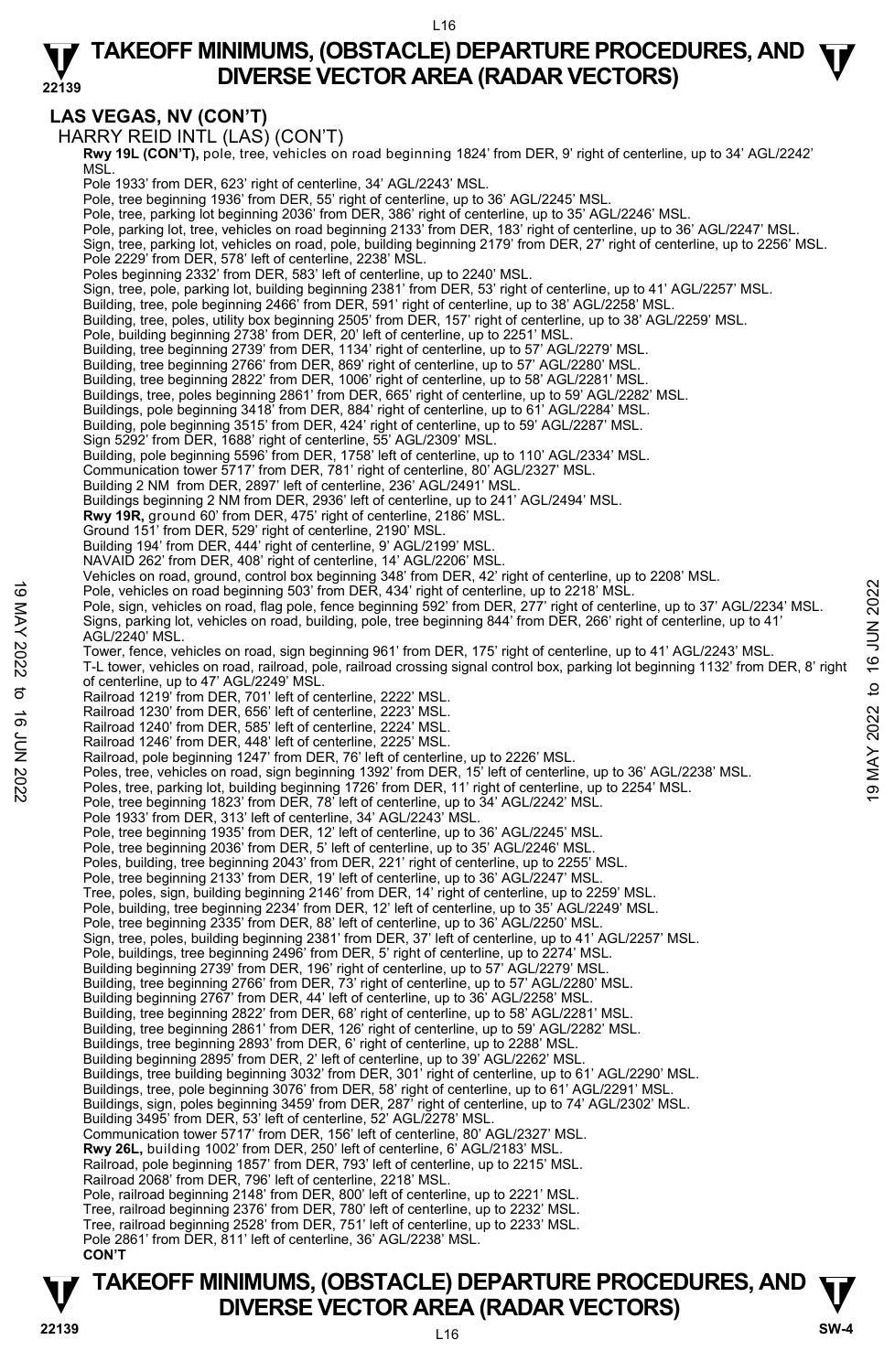## LAS VEGAS, NV (CON'T)

HARRY REID INTL (LAS) (CON'T)

**Rwy 19L (CON'T),** pole, tree, vehicles on road beginning 1824' from DER, 9' right of centerline, up to 34' AGL/2242' MSL.
Pole 1933' from DER, 623' right of centerline, 34' AGL/2243' MSL.
Pole, tree beginning 1936' from DER, 55' right of centerline, up to 36' AGL/2245' MSL.
Pole, tree, parking lot beginning 2036' from DER, 386' right of centerline, up to 35' AGL/2246' MSL.
Pole, parking lot, tree, vehicles on road beginning 2133' from DER, 183' right of centerline, up to 36' AGL/2247' MSL.
Sign, tree, parking lot, vehicles on road, pole, building beginning 2179' from DER, 27' right of centerline, up to 2256' MSL.
Pole 2229' from DER, 578' left of centerline, 2238' MSL.
Poles beginning 2332' from DER, 583' left of centerline, up to 2240' MSL.
Sign, tree, pole, parking lot, building beginning 2381' from DER, 53' right of centerline, up to 41' AGL/2257' MSL.
Building, tree, pole beginning 2466' from DER, 591' right of centerline, up to 38' AGL/2258' MSL.
Building, tree, poles, utility box beginning 2505' from DER, 157' right of centerline, up to 38' AGL/2259' MSL.
Pole, building beginning 2738' from DER, 20' left of centerline, up to 2251' MSL.
Building, tree beginning 2739' from DER, 1134' right of centerline, up to 57' AGL/2279' MSL.
Building, tree beginning 2766' from DER, 869' right of centerline, up to 57' AGL/2280' MSL.
Building, tree beginning 2822' from DER, 1006' right of centerline, up to 58' AGL/2281' MSL.
Buildings, tree, poles beginning 2861' from DER, 665' right of centerline, up to 59' AGL/2282' MSL.
Buildings, pole beginning 3418' from DER, 884' right of centerline, up to 61' AGL/2284' MSL.
Building, pole beginning 3515' from DER, 424' right of centerline, up to 59' AGL/2287' MSL.
Sign 5292' from DER, 1688' right of centerline, 55' AGL/2309' MSL.
Building, pole beginning 5596' from DER, 1758' left of centerline, up to 110' AGL/2334' MSL.
Communication tower 5717' from DER, 781' right of centerline, 80' AGL/2327' MSL.
Building 2 NM from DER, 2897' left of centerline, 236' AGL/2491' MSL.
Buildings beginning 2 NM from DER, 2936' left of centerline, up to 241' AGL/2494' MSL.

**Rwy 19R,** ground 60' from DER, 475' right of centerline, 2186' MSL.
Ground 151' from DER, 529' right of centerline, 2190' MSL.
Building 194' from DER, 444' right of centerline, 9' AGL/2199' MSL.
NAVAID 262' from DER, 408' right of centerline, 14' AGL/2206' MSL.
Vehicles on road, ground, control box beginning 348' from DER, 42' right of centerline, up to 2208' MSL.
Pole, vehicles on road beginning 503' from DER, 434' right of centerline, up to 2218' MSL.
Pole, sign, vehicles on road, flag pole, fence beginning 592' from DER, 277' right of centerline, up to 37' AGL/2234' MSL.
Signs, parking lot, vehicles on road, building, pole, tree beginning 844' from DER, 266' right of centerline, up to 41' AGL/2240' MSL.
Tower, fence, vehicles on road, sign beginning 961' from DER, 175' right of centerline, up to 41' AGL/2243' MSL.
T-L tower, vehicles on road, railroad, pole, railroad crossing signal control box, parking lot beginning 1132' from DER, 8' right of centerline, up to 47' AGL/2249' MSL.
Railroad 1219' from DER, 701' left of centerline, 2222' MSL.
Railroad 1230' from DER, 656' left of centerline, 2223' MSL.
Railroad 1240' from DER, 585' left of centerline, 2224' MSL.
Railroad 1246' from DER, 448' left of centerline, 2225' MSL.
Railroad, pole beginning 1247' from DER, 76' left of centerline, up to 2226' MSL.
Poles, tree, vehicles on road, sign beginning 1392' from DER, 15' left of centerline, up to 36' AGL/2238' MSL.
Poles, tree, parking lot, building beginning 1726' from DER, 11' right of centerline, up to 2254' MSL.
Pole, tree beginning 1823' from DER, 78' left of centerline, up to 34' AGL/2242' MSL.
Pole 1933' from DER, 313' left of centerline, 34' AGL/2243' MSL.
Pole, tree beginning 1935' from DER, 12' left of centerline, up to 36' AGL/2245' MSL.
Pole, tree beginning 2036' from DER, 5' left of centerline, up to 35' AGL/2246' MSL.
Poles, building, tree beginning 2043' from DER, 221' right of centerline, up to 2255' MSL.
Pole, tree beginning 2133' from DER, 19' left of centerline, up to 36' AGL/2247' MSL.
Tree, poles, sign, building beginning 2146' from DER, 14' right of centerline, up to 2259' MSL.
Pole, building, tree beginning 2234' from DER, 12' left of centerline, up to 35' AGL/2249' MSL.
Pole, tree beginning 2335' from DER, 88' left of centerline, up to 36' AGL/2250' MSL.
Sign, tree, poles, building beginning 2381' from DER, 37' left of centerline, up to 41' AGL/2257' MSL.
Pole, buildings, tree beginning 2496' from DER, 5' right of centerline, up to 2274' MSL.
Building beginning 2739' from DER, 196' right of centerline, up to 57' AGL/2279' MSL.
Building, tree beginning 2766' from DER, 73' right of centerline, up to 57' AGL/2280' MSL.
Building beginning 2767' from DER, 44' left of centerline, up to 36' AGL/2258' MSL.
Building, tree beginning 2822' from DER, 68' right of centerline, up to 58' AGL/2281' MSL.
Building, tree beginning 2861' from DER, 126' right of centerline, up to 59' AGL/2282' MSL.
Buildings, tree beginning 2893' from DER, 6' right of centerline, up to 2288' MSL.
Building beginning 2895' from DER, 2' left of centerline, up to 39' AGL/2262' MSL.
Buildings, tree building beginning 3032' from DER, 301' right of centerline, up to 61' AGL/2290' MSL.
Buildings, tree, pole beginning 3076' from DER, 58' right of centerline, up to 61' AGL/2291' MSL.
Buildings, sign, poles beginning 3459' from DER, 287' right of centerline, up to 74' AGL/2302' MSL.
Building 3495' from DER, 53' left of centerline, 52' AGL/2278' MSL.
Communication tower 5717' from DER, 156' left of centerline, 80' AGL/2327' MSL.

**Rwy 26L,** building 1002' from DER, 250' left of centerline, 6' AGL/2183' MSL.
Railroad, pole beginning 1857' from DER, 793' left of centerline, up to 2215' MSL.
Railroad 2068' from DER, 796' left of centerline, 2218' MSL.
Pole, railroad beginning 2148' from DER, 800' left of centerline, up to 2221' MSL.
Tree, railroad beginning 2376' from DER, 780' left of centerline, up to 2232' MSL.
Tree, railroad beginning 2528' from DER, 751' left of centerline, up to 2233' MSL.
Pole 2861' from DER, 811' left of centerline, 36' AGL/2238' MSL.

**CON'T**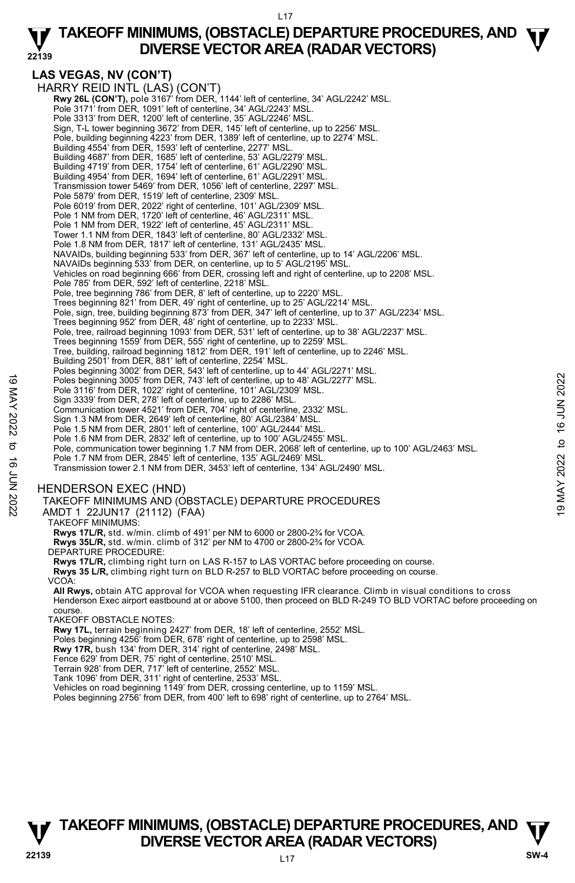## LAS VEGAS, NV (CON'T)

HARRY REID INTL (LAS) (CON'T)

**Rwy 26L (CON'T),** pole 3167' from DER, 1144' left of centerline, 34' AGL/2242' MSL.
Pole 3171' from DER, 1091' left of centerline, 34' AGL/2243' MSL.
Pole 3313' from DER, 1200' left of centerline, 35' AGL/2246' MSL.
Sign, T-L tower beginning 3672' from DER, 145' left of centerline, up to 2256' MSL.
Pole, building beginning 4223' from DER, 1389' left of centerline, up to 2274' MSL.
Building 4554' from DER, 1593' left of centerline, 2277' MSL.
Building 4687' from DER, 1685' left of centerline, 53' AGL/2279' MSL.
Building 4719' from DER, 1754' left of centerline, 61' AGL/2290' MSL.
Building 4954' from DER, 1694' left of centerline, 61' AGL/2291' MSL.
Transmission tower 5469' from DER, 1056' left of centerline, 2297' MSL.
Pole 5879' from DER, 1519' left of centerline, 2309' MSL.
Pole 6019' from DER, 2022' right of centerline, 101' AGL/2309' MSL.
Pole 1 NM from DER, 1720' left of centerline, 46' AGL/2311' MSL.
Pole 1 NM from DER, 1922' left of centerline, 45' AGL/2311' MSL.
Tower 1.1 NM from DER, 1843' left of centerline, 80' AGL/2332' MSL.
Pole 1.8 NM from DER, 1817' left of centerline, 131' AGL/2435' MSL.
NAVAIDs, building beginning 533' from DER, 367' left of centerline, up to 14' AGL/2206' MSL.
NAVAIDs beginning 533' from DER, on centerline, up to 5' AGL/2195' MSL.
Vehicles on road beginning 666' from DER, crossing left and right of centerline, up to 2208' MSL.
Pole 785' from DER, 592' left of centerline, 2218' MSL.
Pole, tree beginning 786' from DER, 8' left of centerline, up to 2220' MSL.
Trees beginning 821' from DER, 49' right of centerline, up to 25' AGL/2214' MSL.
Pole, sign, tree, building beginning 873' from DER, 347' left of centerline, up to 37' AGL/2234' MSL.
Trees beginning 952' from DER, 48' right of centerline, up to 2233' MSL.
Pole, tree, railroad beginning 1093' from DER, 531' left of centerline, up to 38' AGL/2237' MSL.
Trees beginning 1559' from DER, 555' right of centerline, up to 2259' MSL.
Tree, building, railroad beginning 1812' from DER, 191' left of centerline, up to 2246' MSL.
Building 2501' from DER, 881' left of centerline, 2254' MSL.
Poles beginning 3002' from DER, 543' left of centerline, up to 44' AGL/2271' MSL.
Poles beginning 3005' from DER, 743' left of centerline, up to 48' AGL/2277' MSL.
Pole 3116' from DER, 1022' right of centerline, 101' AGL/2309' MSL.
Sign 3339' from DER, 278' left of centerline, up to 2286' MSL.
Communication tower 4521' from DER, 704' right of centerline, 2332' MSL.
Sign 1.3 NM from DER, 2649' left of centerline, 80' AGL/2384' MSL.
Pole 1.5 NM from DER, 2801' left of centerline, 100' AGL/2444' MSL.
Pole 1.6 NM from DER, 2832' left of centerline, up to 100' AGL/2455' MSL.
Pole, communication tower beginning 1.7 NM from DER, 2068' left of centerline, up to 100' AGL/2463' MSL.
Pole 1.7 NM from DER, 2845' left of centerline, 135' AGL/2469' MSL.
Transmission tower 2.1 NM from DER, 3453' left of centerline, 134' AGL/2490' MSL.

HENDERSON EXEC (HND)

TAKEOFF MINIMUMS AND (OBSTACLE) DEPARTURE PROCEDURES
AMDT 1 22JUN17 (21112) (FAA)

TAKEOFF MINIMUMS:
**Rwys 17L/R,** std. w/min. climb of 491' per NM to 6000 or 2800-2¾ for VCOA.
**Rwys 35L/R,** std. w/min. climb of 312' per NM to 4700 or 2800-2¾ for VCOA.

DEPARTURE PROCEDURE:
**Rwys 17L/R,** climbing right turn on LAS R-157 to LAS VORTAC before proceeding on course.
**Rwys 35 L/R,** climbing right turn on BLD R-257 to BLD VORTAC before proceeding on course.

VCOA:
**All Rwys,** obtain ATC approval for VCOA when requesting IFR clearance. Climb in visual conditions to cross Henderson Exec airport eastbound at or above 5100, then proceed on BLD R-249 TO BLD VORTAC before proceeding on course.

TAKEOFF OBSTACLE NOTES:
**Rwy 17L,** terrain beginning 2427' from DER, 18' left of centerline, 2552' MSL.
Poles beginning 4256' from DER, 678' right of centerline, up to 2598' MSL.
**Rwy 17R,** bush 134' from DER, 314' right of centerline, 2498' MSL.
Fence 629' from DER, 75' right of centerline, 2510' MSL.
Terrain 928' from DER, 717' left of centerline, 2552' MSL.
Tank 1096' from DER, 311' right of centerline, 2533' MSL.
Vehicles on road beginning 1149' from DER, crossing centerline, up to 1159' MSL.
Poles beginning 2756' from DER, from 400' left to 698' right of centerline, up to 2764' MSL.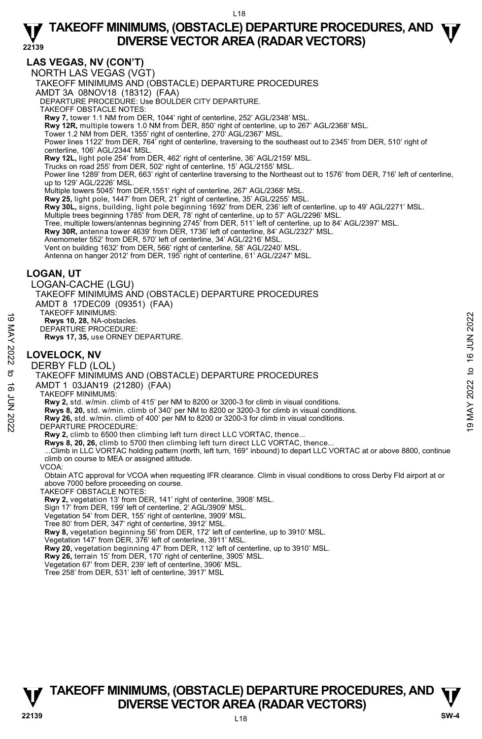## LAS VEGAS, NV (CON'T)

NORTH LAS VEGAS (VGT)

TAKEOFF MINIMUMS AND (OBSTACLE) DEPARTURE PROCEDURES

AMDT 3A 08NOV18 (18312) (FAA)

DEPARTURE PROCEDURE: Use BOULDER CITY DEPARTURE.

TAKEOFF OBSTACLE NOTES:

**Rwy 7,** tower 1.1 NM from DER, 1044' right of centerline, 252' AGL/2348' MSL.

**Rwy 12R,** multiple towers 1.0 NM from DER, 850' right of centerline, up to 267' AGL/2368' MSL.

Tower 1.2 NM from DER, 1355' right of centerline, 270' AGL/2367' MSL.

Power lines 1122' from DER, 764' right of centerline, traversing to the southeast out to 2345' from DER, 510' right of centerline, 106' AGL/2344' MSL.

**Rwy 12L,** light pole 254' from DER, 462' right of centerline, 36' AGL/2159' MSL.

Trucks on road 255' from DER, 502' right of centerline, 15' AGL/2155' MSL.

Power line 1289' from DER, 663' right of centerline traversing to the Northeast out to 1576' from DER, 716' left of centerline, up to 129' AGL/2226' MSL.

Multiple towers 5045' from DER,1551' right of centerline, 267' AGL/2368' MSL.

**Rwy 25,** light pole, 1447' from DER, 21' right of centerline, 35' AGL/2255' MSL.

**Rwy 30L,** signs, building, light pole beginning 1692' from DER, 236' left of centerline, up to 49' AGL/2271' MSL.

Multiple trees beginning 1785' from DER, 78' right of centerline, up to 57' AGL/2296' MSL.

Tree, multiple towers/antennas beginning 2745' from DER, 511' left of centerline, up to 84' AGL/2397' MSL.

**Rwy 30R,** antenna tower 4639' from DER, 1736' left of centerline, 84' AGL/2327' MSL.

Anemometer 552' from DER, 570' left of centerline, 34' AGL/2216' MSL.

Vent on building 1632' from DER, 566' right of centerline, 58' AGL/2240' MSL.

Antenna on hanger 2012' from DER, 195' right of centerline, 61' AGL/2247' MSL.

## LOGAN, UT

LOGAN-CACHE (LGU)

TAKEOFF MINIMUMS AND (OBSTACLE) DEPARTURE PROCEDURES

AMDT 8 17DEC09 (09351) (FAA)

TAKEOFF MINIMUMS:

**Rwys 10, 28,** NA-obstacles.

DEPARTURE PROCEDURE:

**Rwys 17, 35,** use ORNEY DEPARTURE.

## LOVELOCK, NV

DERBY FLD (LOL)

TAKEOFF MINIMUMS AND (OBSTACLE) DEPARTURE PROCEDURES

AMDT 1 03JAN19 (21280) (FAA)

TAKEOFF MINIMUMS:

**Rwy 2,** std. w/min. climb of 415' per NM to 8200 or 3200-3 for climb in visual conditions.

**Rwys 8, 20,** std. w/min. climb of 340' per NM to 8200 or 3200-3 for climb in visual conditions.

**Rwy 26,** std. w/min. climb of 400' per NM to 8200 or 3200-3 for climb in visual conditions.

DEPARTURE PROCEDURE:

**Rwy 2,** climb to 6500 then climbing left turn direct LLC VORTAC, thence...

**Rwys 8, 20, 26,** climb to 5700 then climbing left turn direct LLC VORTAC, thence...

...Climb in LLC VORTAC holding pattern (north, left turn, 169° inbound) to depart LLC VORTAC at or above 8800, continue climb on course to MEA or assigned altitude.

VCOA:

Obtain ATC approval for VCOA when requesting IFR clearance. Climb in visual conditions to cross Derby Fld airport at or above 7000 before proceeding on course.

TAKEOFF OBSTACLE NOTES:

**Rwy 2,** vegetation 13' from DER, 141' right of centerline, 3908' MSL.

Sign 17' from DER, 199' left of centerline, 2' AGL/3909' MSL.

Vegetation 54' from DER, 155' right of centerline, 3909' MSL.

Tree 80' from DER, 347' right of centerline, 3912' MSL.

**Rwy 8,** vegetation beginning 56' from DER, 172' left of centerline, up to 3910' MSL.

Vegetation 147' from DER, 376' left of centerline, 3911' MSL.

**Rwy 20,** vegetation beginning 47' from DER, 112' left of centerline, up to 3910' MSL.

**Rwy 26,** terrain 15' from DER, 170' right of centerline, 3905' MSL.

Vegetation 67' from DER, 239' left of centerline, 3906' MSL.

Tree 258' from DER, 531' left of centerline, 3917' MSL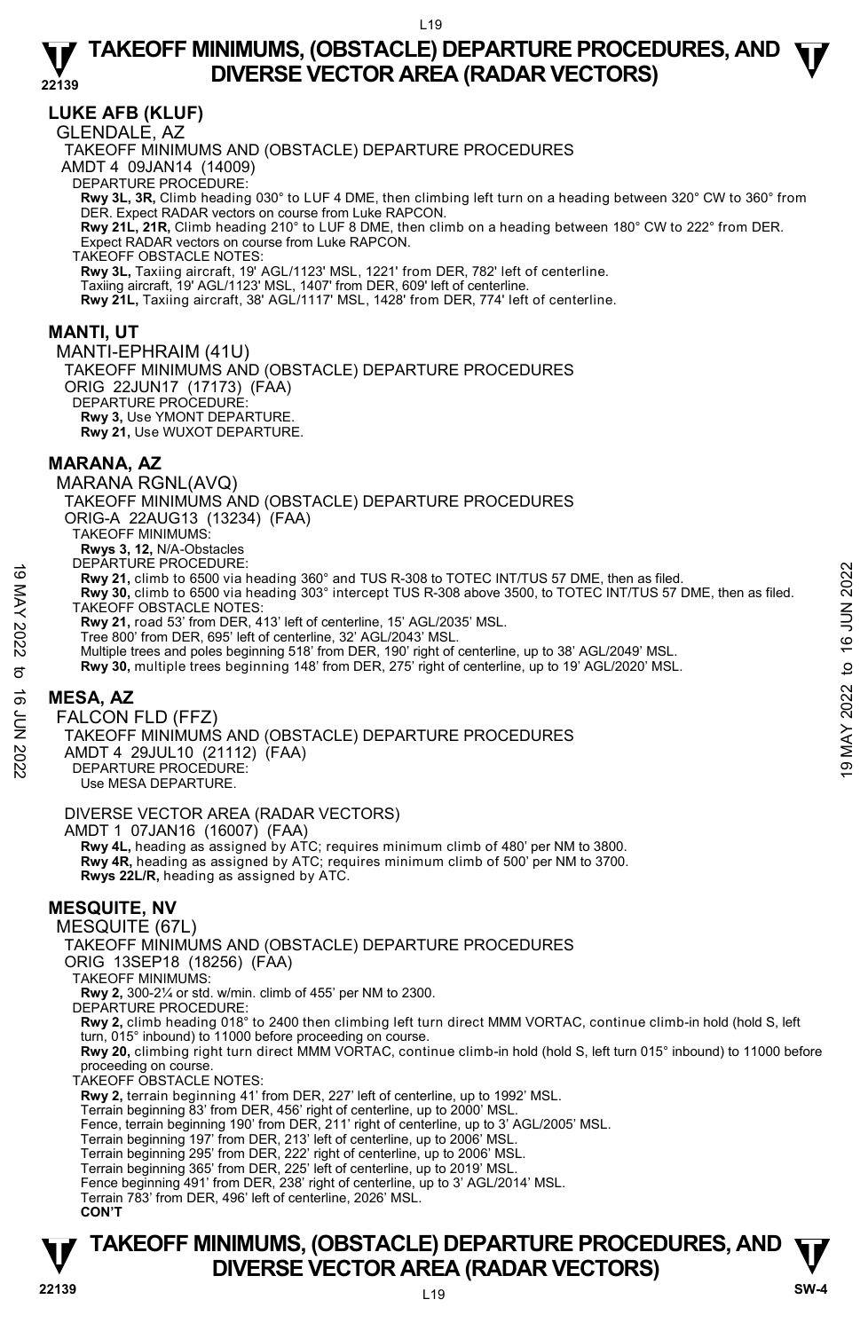## LUKE AFB (KLUF)

GLENDALE, AZ

TAKEOFF MINIMUMS AND (OBSTACLE) DEPARTURE PROCEDURES

AMDT 4 09JAN14 (14009)

DEPARTURE PROCEDURE:

**Rwy 3L, 3R,** Climb heading 030° to LUF 4 DME, then climbing left turn on a heading between 320° CW to 360° from DER. Expect RADAR vectors on course from Luke RAPCON.

**Rwy 21L, 21R,** Climb heading 210° to LUF 8 DME, then climb on a heading between 180° CW to 222° from DER. Expect RADAR vectors on course from Luke RAPCON.

TAKEOFF OBSTACLE NOTES:

**Rwy 3L,** Taxiing aircraft, 19' AGL/1123' MSL, 1221' from DER, 782' left of centerline.
Taxiing aircraft, 19' AGL/1123' MSL, 1407' from DER, 609' left of centerline.

**Rwy 21L,** Taxiing aircraft, 38' AGL/1117' MSL, 1428' from DER, 774' left of centerline.

## MANTI, UT

MANTI-EPHRAIM (41U)

TAKEOFF MINIMUMS AND (OBSTACLE) DEPARTURE PROCEDURES

ORIG 22JUN17 (17173) (FAA)

DEPARTURE PROCEDURE:

**Rwy 3,** Use YMONT DEPARTURE.

**Rwy 21,** Use WUXOT DEPARTURE.

## MARANA, AZ

MARANA RGNL(AVQ)

TAKEOFF MINIMUMS AND (OBSTACLE) DEPARTURE PROCEDURES

ORIG-A 22AUG13 (13234) (FAA)

TAKEOFF MINIMUMS:

**Rwys 3, 12,** N/A-Obstacles

DEPARTURE PROCEDURE:

**Rwy 21,** climb to 6500 via heading 360° and TUS R-308 to TOTEC INT/TUS 57 DME, then as filed.

**Rwy 30,** climb to 6500 via heading 303° intercept TUS R-308 above 3500, to TOTEC INT/TUS 57 DME, then as filed.

TAKEOFF OBSTACLE NOTES:

**Rwy 21,** road 53' from DER, 413' left of centerline, 15' AGL/2035' MSL.
Tree 800' from DER, 695' left of centerline, 32' AGL/2043' MSL.
Multiple trees and poles beginning 518' from DER, 190' right of centerline, up to 38' AGL/2049' MSL.

**Rwy 30,** multiple trees beginning 148' from DER, 275' right of centerline, up to 19' AGL/2020' MSL.

## MESA, AZ

FALCON FLD (FFZ)

TAKEOFF MINIMUMS AND (OBSTACLE) DEPARTURE PROCEDURES

AMDT 4 29JUL10 (21112) (FAA)

DEPARTURE PROCEDURE:

Use MESA DEPARTURE.

DIVERSE VECTOR AREA (RADAR VECTORS)

AMDT 1 07JAN16 (16007) (FAA)

**Rwy 4L,** heading as assigned by ATC; requires minimum climb of 480' per NM to 3800.

**Rwy 4R,** heading as assigned by ATC; requires minimum climb of 500' per NM to 3700.

**Rwys 22L/R,** heading as assigned by ATC.

## MESQUITE, NV

MESQUITE (67L)

TAKEOFF MINIMUMS AND (OBSTACLE) DEPARTURE PROCEDURES

ORIG 13SEP18 (18256) (FAA)

TAKEOFF MINIMUMS:

**Rwy 2,** 300-2¼ or std. w/min. climb of 455' per NM to 2300.

DEPARTURE PROCEDURE:

**Rwy 2,** climb heading 018° to 2400 then climbing left turn direct MMM VORTAC, continue climb-in hold (hold S, left turn, 015° inbound) to 11000 before proceeding on course.

**Rwy 20,** climbing right turn direct MMM VORTAC, continue climb-in hold (hold S, left turn 015° inbound) to 11000 before proceeding on course.

TAKEOFF OBSTACLE NOTES:

**Rwy 2,** terrain beginning 41' from DER, 227' left of centerline, up to 1992' MSL.
Terrain beginning 83' from DER, 456' right of centerline, up to 2000' MSL.
Fence, terrain beginning 190' from DER, 211' right of centerline, up to 3' AGL/2005' MSL.
Terrain beginning 197' from DER, 213' left of centerline, up to 2006' MSL.
Terrain beginning 295' from DER, 222' right of centerline, up to 2006' MSL.
Terrain beginning 365' from DER, 225' left of centerline, up to 2019' MSL.
Fence beginning 491' from DER, 238' right of centerline, up to 3' AGL/2014' MSL.
Terrain 783' from DER, 496' left of centerline, 2026' MSL.

**CON'T**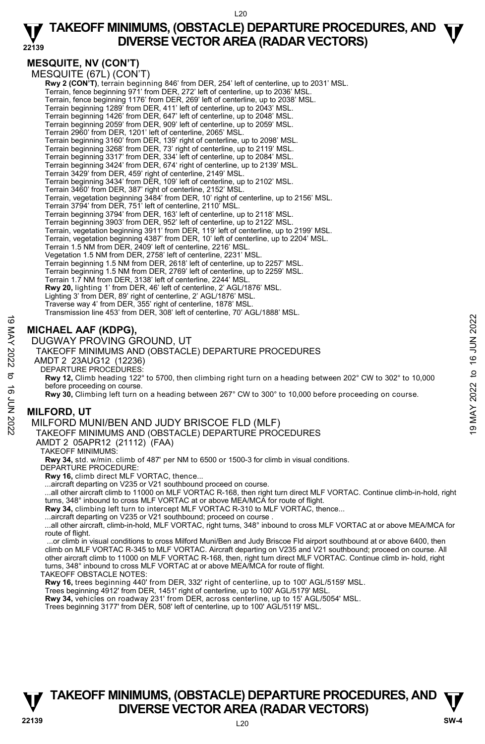## MESQUITE, NV (CON'T)

MESQUITE (67L) (CON'T)

**Rwy 2 (CON'T)**, terrain beginning 846' from DER, 254' left of centerline, up to 2031' MSL.
Terrain, fence beginning 971' from DER, 272' left of centerline, up to 2036' MSL.
Terrain, fence beginning 1176' from DER, 269' left of centerline, up to 2038' MSL.
Terrain beginning 1289' from DER, 411' left of centerline, up to 2043' MSL.
Terrain beginning 1426' from DER, 647' left of centerline, up to 2048' MSL.
Terrain beginning 2059' from DER, 909' left of centerline, up to 2059' MSL.
Terrain 2960' from DER, 1201' left of centerline, 2065' MSL.
Terrain beginning 3160' from DER, 139' right of centerline, up to 2098' MSL.
Terrain beginning 3268' from DER, 73' right of centerline, up to 2119' MSL.
Terrain beginning 3317' from DER, 334' left of centerline, up to 2084' MSL.
Terrain beginning 3424' from DER, 674' right of centerline, up to 2139' MSL.
Terrain 3429' from DER, 459' right of centerline, 2149' MSL.
Terrain beginning 3434' from DER, 109' left of centerline, up to 2102' MSL.
Terrain 3460' from DER, 387' right of centerline, 2152' MSL.
Terrain, vegetation beginning 3484' from DER, 10' right of centerline, up to 2156' MSL.
Terrain 3794' from DER, 751' left of centerline, 2110' MSL.
Terrain beginning 3794' from DER, 163' left of centerline, up to 2118' MSL.
Terrain beginning 3903' from DER, 952' left of centerline, up to 2122' MSL.
Terrain, vegetation beginning 3911' from DER, 119' left of centerline, up to 2199' MSL.
Terrain, vegetation beginning 4387' from DER, 10' left of centerline, up to 2204' MSL.
Terrain 1.5 NM from DER, 2409' left of centerline, 2216' MSL.
Vegetation 1.5 NM from DER, 2758' left of centerline, 2231' MSL.
Terrain beginning 1.5 NM from DER, 2618' left of centerline, up to 2257' MSL.
Terrain beginning 1.5 NM from DER, 2769' left of centerline, up to 2259' MSL.
Terrain 1.7 NM from DER, 3138' left of centerline, 2244' MSL.
**Rwy 20,** lighting 1' from DER, 46' left of centerline, 2' AGL/1876' MSL.
Lighting 3' from DER, 89' right of centerline, 2' AGL/1876' MSL.
Traverse way 4' from DER, 355' right of centerline, 1878' MSL.
Transmission line 453' from DER, 308' left of centerline, 70' AGL/1888' MSL.

## MICHAEL AAF (KDPG),

DUGWAY PROVING GROUND, UT

TAKEOFF MINIMUMS AND (OBSTACLE) DEPARTURE PROCEDURES

AMDT 2 23AUG12 (12236)

DEPARTURE PROCEDURES:

**Rwy 12,** Climb heading 122° to 5700, then climbing right turn on a heading between 202° CW to 302° to 10,000 before proceeding on course.

**Rwy 30,** Climbing left turn on a heading between 267° CW to 300° to 10,000 before proceeding on course.

## MILFORD, UT

MILFORD MUNI/BEN AND JUDY BRISCOE FLD (MLF)

TAKEOFF MINIMUMS AND (OBSTACLE) DEPARTURE PROCEDURES

AMDT 2 05APR12 (21112) (FAA)

TAKEOFF MINIMUMS:

**Rwy 34,** std. w/min. climb of 487' per NM to 6500 or 1500-3 for climb in visual conditions.

DEPARTURE PROCEDURE:

**Rwy 16,** climb direct MLF VORTAC, thence...

...aircraft departing on V235 or V21 southbound proceed on course.

...all other aircraft climb to 11000 on MLF VORTAC R-168, then right turn direct MLF VORTAC. Continue climb-in-hold, right turns, 348° inbound to cross MLF VORTAC at or above MEA/MCA for route of flight.

**Rwy 34,** climbing left turn to intercept MLF VORTAC R-310 to MLF VORTAC, thence...

...aircraft departing on V235 or V21 southbound; proceed on course .

...all other aircraft, climb-in-hold, MLF VORTAC, right turns, 348° inbound to cross MLF VORTAC at or above MEA/MCA for route of flight.

...or climb in visual conditions to cross Milford Muni/Ben and Judy Briscoe Fld airport southbound at or above 6400, then climb on MLF VORTAC R-345 to MLF VORTAC. Aircraft departing on V235 and V21 southbound; proceed on course. All other aircraft climb to 11000 on MLF VORTAC R-168, then, right turn direct MLF VORTAC. Continue climb in- hold, right turns, 348° inbound to cross MLF VORTAC at or above MEA/MCA for route of flight.

TAKEOFF OBSTACLE NOTES:

**Rwy 16,** trees beginning 440' from DER, 332' right of centerline, up to 100' AGL/5159' MSL.
Trees beginning 4912' from DER, 1451' right of centerline, up to 100' AGL/5179' MSL.
**Rwy 34,** vehicles on roadway 231' from DER, across centerline, up to 15' AGL/5054' MSL.
Trees beginning 3177' from DER, 508' left of centerline, up to 100' AGL/5119' MSL.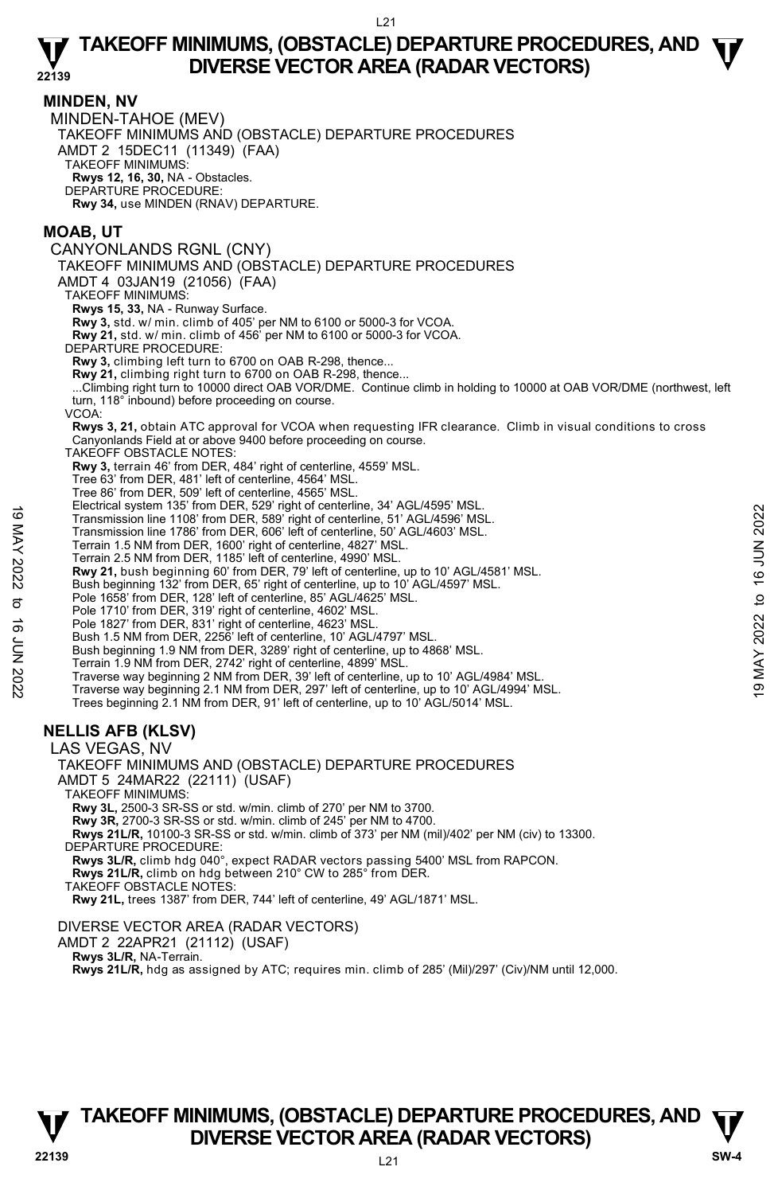## MINDEN, NV

MINDEN-TAHOE (MEV)

TAKEOFF MINIMUMS AND (OBSTACLE) DEPARTURE PROCEDURES

AMDT 2 15DEC11 (11349) (FAA)

TAKEOFF MINIMUMS:

**Rwys 12, 16, 30,** NA - Obstacles.

DEPARTURE PROCEDURE:

**Rwy 34,** use MINDEN (RNAV) DEPARTURE.

## MOAB, UT

CANYONLANDS RGNL (CNY)

TAKEOFF MINIMUMS AND (OBSTACLE) DEPARTURE PROCEDURES

AMDT 4 03JAN19 (21056) (FAA)

TAKEOFF MINIMUMS:

**Rwys 15, 33,** NA - Runway Surface.

**Rwy 3,** std. w/ min. climb of 405' per NM to 6100 or 5000-3 for VCOA.

**Rwy 21,** std. w/ min. climb of 456' per NM to 6100 or 5000-3 for VCOA.

DEPARTURE PROCEDURE:

**Rwy 3,** climbing left turn to 6700 on OAB R-298, thence...

**Rwy 21,** climbing right turn to 6700 on OAB R-298, thence...

...Climbing right turn to 10000 direct OAB VOR/DME. Continue climb in holding to 10000 at OAB VOR/DME (northwest, left turn, 118° inbound) before proceeding on course.

VCOA:

**Rwys 3, 21,** obtain ATC approval for VCOA when requesting IFR clearance. Climb in visual conditions to cross Canyonlands Field at or above 9400 before proceeding on course.

TAKEOFF OBSTACLE NOTES:

**Rwy 3,** terrain 46' from DER, 484' right of centerline, 4559' MSL.
Tree 63' from DER, 481' left of centerline, 4564' MSL.
Tree 86' from DER, 509' left of centerline, 4565' MSL.
Electrical system 135' from DER, 529' right of centerline, 34' AGL/4595' MSL.
Transmission line 1108' from DER, 589' right of centerline, 51' AGL/4596' MSL.
Transmission line 1786' from DER, 606' left of centerline, 50' AGL/4603' MSL.
Terrain 1.5 NM from DER, 1600' right of centerline, 4827' MSL.
Terrain 2.5 NM from DER, 1185' left of centerline, 4990' MSL.

**Rwy 21,** bush beginning 60' from DER, 79' left of centerline, up to 10' AGL/4581' MSL.
Bush beginning 132' from DER, 65' right of centerline, up to 10' AGL/4597' MSL.
Pole 1658' from DER, 128' left of centerline, 85' AGL/4625' MSL.
Pole 1710' from DER, 319' right of centerline, 4602' MSL.
Pole 1827' from DER, 831' right of centerline, 4623' MSL.
Bush 1.5 NM from DER, 2256' left of centerline, 10' AGL/4797' MSL.
Bush beginning 1.9 NM from DER, 3289' right of centerline, up to 4868' MSL.
Terrain 1.9 NM from DER, 2742' right of centerline, 4899' MSL.
Traverse way beginning 2 NM from DER, 39' left of centerline, up to 10' AGL/4984' MSL.
Traverse way beginning 2.1 NM from DER, 297' left of centerline, up to 10' AGL/4994' MSL.
Trees beginning 2.1 NM from DER, 91' left of centerline, up to 10' AGL/5014' MSL.

## NELLIS AFB (KLSV)

LAS VEGAS, NV

TAKEOFF MINIMUMS AND (OBSTACLE) DEPARTURE PROCEDURES

AMDT 5 24MAR22 (22111) (USAF)

TAKEOFF MINIMUMS:

**Rwy 3L,** 2500-3 SR-SS or std. w/min. climb of 270' per NM to 3700.

**Rwy 3R,** 2700-3 SR-SS or std. w/min. climb of 245' per NM to 4700.

**Rwys 21L/R,** 10100-3 SR-SS or std. w/min. climb of 373' per NM (mil)/402' per NM (civ) to 13300.

DEPARTURE PROCEDURE:

**Rwys 3L/R,** climb hdg 040°, expect RADAR vectors passing 5400' MSL from RAPCON.

**Rwys 21L/R,** climb on hdg between 210° CW to 285° from DER.

TAKEOFF OBSTACLE NOTES:

**Rwy 21L,** trees 1387' from DER, 744' left of centerline, 49' AGL/1871' MSL.

DIVERSE VECTOR AREA (RADAR VECTORS)

AMDT 2 22APR21 (21112) (USAF)

**Rwys 3L/R,** NA-Terrain.

**Rwys 21L/R,** hdg as assigned by ATC; requires min. climb of 285' (Mil)/297' (Civ)/NM until 12,000.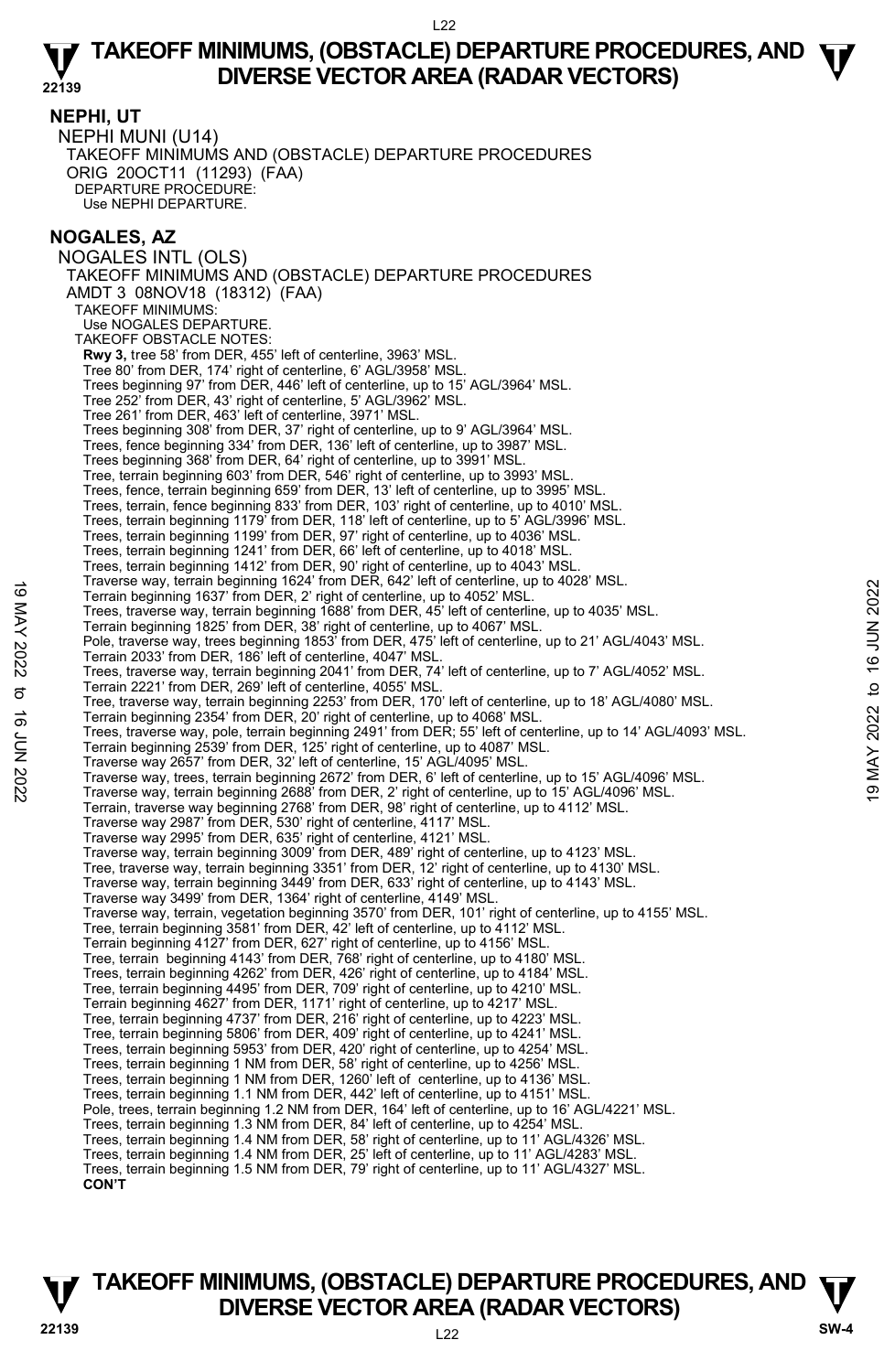## NEPHI, UT

NEPHI MUNI (U14)
TAKEOFF MINIMUMS AND (OBSTACLE) DEPARTURE PROCEDURES
ORIG 20OCT11 (11293) (FAA)
DEPARTURE PROCEDURE:
Use NEPHI DEPARTURE.

## NOGALES, AZ

NOGALES INTL (OLS)
TAKEOFF MINIMUMS AND (OBSTACLE) DEPARTURE PROCEDURES
AMDT 3 08NOV18 (18312) (FAA)
TAKEOFF MINIMUMS:
Use NOGALES DEPARTURE.
TAKEOFF OBSTACLE NOTES:
**Rwy 3,** tree 58' from DER, 455' left of centerline, 3963' MSL.
Tree 80' from DER, 174' right of centerline, 6' AGL/3958' MSL.
Trees beginning 97' from DER, 446' left of centerline, up to 15' AGL/3964' MSL.
Tree 252' from DER, 43' right of centerline, 5' AGL/3962' MSL.
Tree 261' from DER, 463' left of centerline, 3971' MSL.
Trees beginning 308' from DER, 37' right of centerline, up to 9' AGL/3964' MSL.
Trees, fence beginning 334' from DER, 136' left of centerline, up to 3987' MSL.
Trees beginning 368' from DER, 64' right of centerline, up to 3991' MSL.
Tree, terrain beginning 603' from DER, 546' right of centerline, up to 3993' MSL.
Trees, fence, terrain beginning 659' from DER, 13' left of centerline, up to 3995' MSL.
Trees, terrain, fence beginning 833' from DER, 103' right of centerline, up to 4010' MSL.
Trees, terrain beginning 1179' from DER, 118' left of centerline, up to 5' AGL/3996' MSL.
Trees, terrain beginning 1199' from DER, 97' right of centerline, up to 4036' MSL.
Trees, terrain beginning 1241' from DER, 66' left of centerline, up to 4018' MSL.
Trees, terrain beginning 1412' from DER, 90' right of centerline, up to 4043' MSL.
Traverse way, terrain beginning 1624' from DER, 642' left of centerline, up to 4028' MSL.
Terrain beginning 1637' from DER, 2' right of centerline, up to 4052' MSL.
Trees, traverse way, terrain beginning 1688' from DER, 45' left of centerline, up to 4035' MSL.
Terrain beginning 1825' from DER, 38' right of centerline, up to 4067' MSL.
Pole, traverse way, trees beginning 1853' from DER, 475' left of centerline, up to 21' AGL/4043' MSL.
Terrain 2033' from DER, 186' left of centerline, 4047' MSL.
Trees, traverse way, terrain beginning 2041' from DER, 74' left of centerline, up to 7' AGL/4052' MSL.
Terrain 2221' from DER, 269' left of centerline, 4055' MSL.
Tree, traverse way, terrain beginning 2253' from DER, 170' left of centerline, up to 18' AGL/4080' MSL.
Terrain beginning 2354' from DER, 20' right of centerline, up to 4068' MSL.
Trees, traverse way, pole, terrain beginning 2491' from DER; 55' left of centerline, up to 14' AGL/4093' MSL.
Terrain beginning 2539' from DER, 125' right of centerline, up to 4087' MSL.
Traverse way 2657' from DER, 32' left of centerline, 15' AGL/4095' MSL.
Traverse way, trees, terrain beginning 2672' from DER, 6' left of centerline, up to 15' AGL/4096' MSL.
Traverse way, terrain beginning 2688' from DER, 2' right of centerline, up to 15' AGL/4096' MSL.
Terrain, traverse way beginning 2768' from DER, 98' right of centerline, up to 4112' MSL.
Traverse way 2987' from DER, 530' right of centerline, 4117' MSL.
Traverse way 2995' from DER, 635' right of centerline, 4121' MSL.
Traverse way, terrain beginning 3009' from DER, 489' right of centerline, up to 4123' MSL.
Tree, traverse way, terrain beginning 3351' from DER, 12' right of centerline, up to 4130' MSL.
Traverse way, terrain beginning 3449' from DER, 633' right of centerline, up to 4143' MSL.
Traverse way 3499' from DER, 1364' right of centerline, 4149' MSL.
Traverse way, terrain, vegetation beginning 3570' from DER, 101' right of centerline, up to 4155' MSL.
Tree, terrain beginning 3581' from DER, 42' left of centerline, up to 4112' MSL.
Terrain beginning 4127' from DER, 627' right of centerline, up to 4156' MSL.
Tree, terrain beginning 4143' from DER, 768' right of centerline, up to 4180' MSL.
Trees, terrain beginning 4262' from DER, 426' right of centerline, up to 4184' MSL.
Tree, terrain beginning 4495' from DER, 709' right of centerline, up to 4210' MSL.
Terrain beginning 4627' from DER, 1171' right of centerline, up to 4217' MSL.
Tree, terrain beginning 4737' from DER, 216' right of centerline, up to 4223' MSL.
Tree, terrain beginning 5806' from DER, 409' right of centerline, up to 4241' MSL.
Trees, terrain beginning 5953' from DER, 420' right of centerline, up to 4254' MSL.
Trees, terrain beginning 1 NM from DER, 58' right of centerline, up to 4256' MSL.
Trees, terrain beginning 1 NM from DER, 1260' left of centerline, up to 4136' MSL.
Trees, terrain beginning 1.1 NM from DER, 442' left of centerline, up to 4151' MSL.
Pole, trees, terrain beginning 1.2 NM from DER, 164' left of centerline, up to 16' AGL/4221' MSL.
Trees, terrain beginning 1.3 NM from DER, 84' left of centerline, up to 4254' MSL.
Trees, terrain beginning 1.4 NM from DER, 58' right of centerline, up to 11' AGL/4326' MSL.
Trees, terrain beginning 1.4 NM from DER, 25' left of centerline, up to 11' AGL/4283' MSL.
Trees, terrain beginning 1.5 NM from DER, 79' right of centerline, up to 11' AGL/4327' MSL.
**CON'T**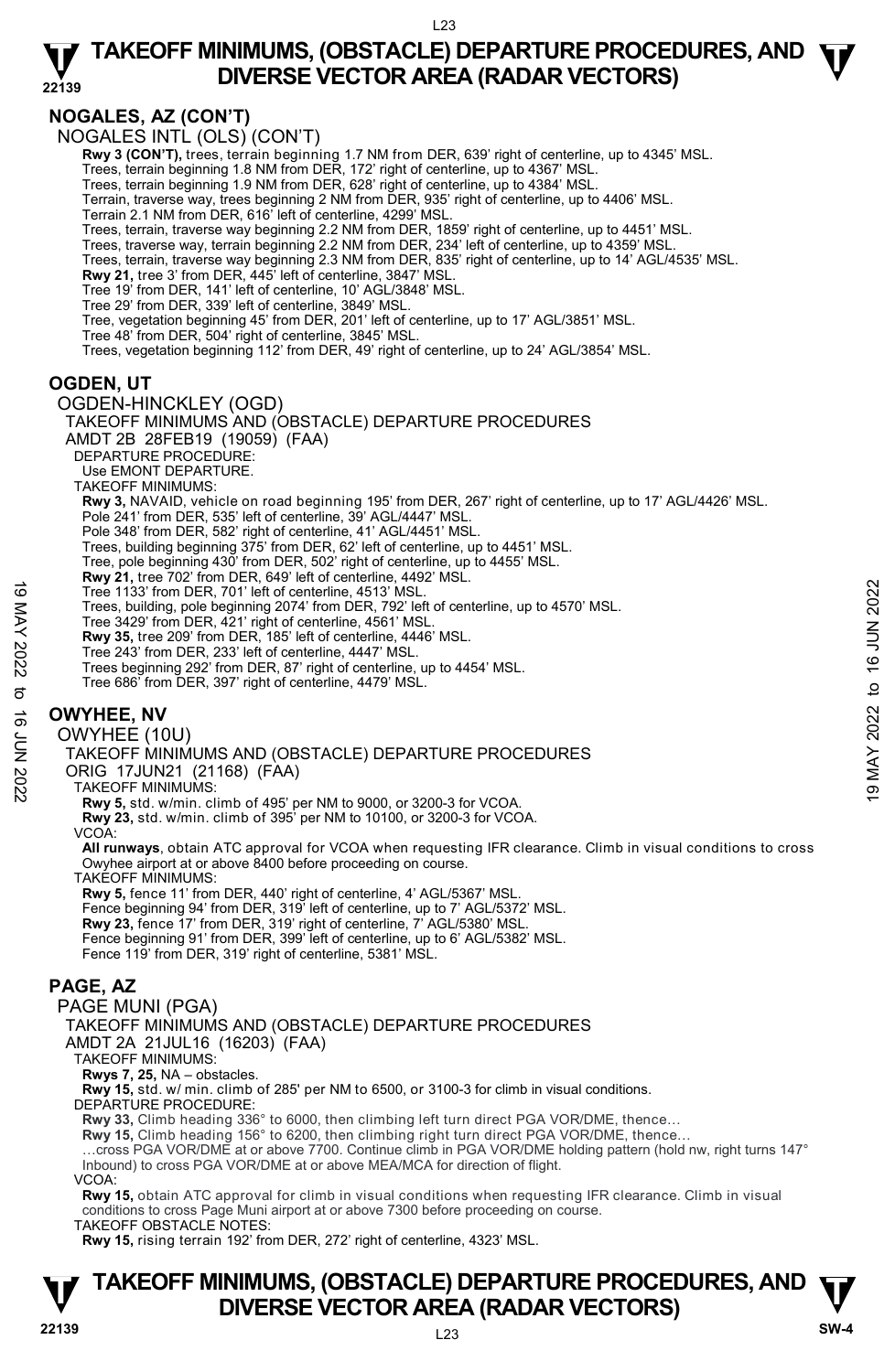## NOGALES, AZ (CON'T)

NOGALES INTL (OLS) (CON'T)

**Rwy 3 (CON'T),** trees, terrain beginning 1.7 NM from DER, 639' right of centerline, up to 4345' MSL.
Trees, terrain beginning 1.8 NM from DER, 172' right of centerline, up to 4367' MSL.
Trees, terrain beginning 1.9 NM from DER, 628' right of centerline, up to 4384' MSL.
Terrain, traverse way, trees beginning 2 NM from DER, 935' right of centerline, up to 4406' MSL.
Terrain 2.1 NM from DER, 616' left of centerline, 4299' MSL.
Trees, terrain, traverse way beginning 2.2 NM from DER, 1859' right of centerline, up to 4451' MSL.
Trees, traverse way, terrain beginning 2.2 NM from DER, 234' left of centerline, up to 4359' MSL.
Trees, terrain, traverse way beginning 2.3 NM from DER, 835' right of centerline, up to 14' AGL/4535' MSL.
**Rwy 21,** tree 3' from DER, 445' left of centerline, 3847' MSL.
Tree 19' from DER, 141' left of centerline, 10' AGL/3848' MSL.
Tree 29' from DER, 339' left of centerline, 3849' MSL.
Tree, vegetation beginning 45' from DER, 201' left of centerline, up to 17' AGL/3851' MSL.
Tree 48' from DER, 504' right of centerline, 3845' MSL.
Trees, vegetation beginning 112' from DER, 49' right of centerline, up to 24' AGL/3854' MSL.

## OGDEN, UT

OGDEN-HINCKLEY (OGD)
TAKEOFF MINIMUMS AND (OBSTACLE) DEPARTURE PROCEDURES
AMDT 2B 28FEB19 (19059) (FAA)
DEPARTURE PROCEDURE:
Use EMONT DEPARTURE.
TAKEOFF MINIMUMS:
**Rwy 3,** NAVAID, vehicle on road beginning 195' from DER, 267' right of centerline, up to 17' AGL/4426' MSL.
Pole 241' from DER, 535' left of centerline, 39' AGL/4447' MSL.
Pole 348' from DER, 582' right of centerline, 41' AGL/4451' MSL.
Trees, building beginning 375' from DER, 62' left of centerline, up to 4451' MSL.
Tree, pole beginning 430' from DER, 502' right of centerline, up to 4455' MSL.
**Rwy 21,** tree 702' from DER, 649' left of centerline, 4492' MSL.
Tree 1133' from DER, 701' left of centerline, 4513' MSL.
Trees, building, pole beginning 2074' from DER, 792' left of centerline, up to 4570' MSL.
Tree 3429' from DER, 421' right of centerline, 4561' MSL.
**Rwy 35,** tree 209' from DER, 185' left of centerline, 4446' MSL.
Tree 243' from DER, 233' left of centerline, 4447' MSL.
Trees beginning 292' from DER, 87' right of centerline, up to 4454' MSL.
Tree 686' from DER, 397' right of centerline, 4479' MSL.

## OWYHEE, NV

OWYHEE (10U)
TAKEOFF MINIMUMS AND (OBSTACLE) DEPARTURE PROCEDURES
ORIG 17JUN21 (21168) (FAA)
TAKEOFF MINIMUMS:
**Rwy 5,** std. w/min. climb of 495' per NM to 9000, or 3200-3 for VCOA.
**Rwy 23,** std. w/min. climb of 395' per NM to 10100, or 3200-3 for VCOA.
VCOA:
**All runways**, obtain ATC approval for VCOA when requesting IFR clearance. Climb in visual conditions to cross Owyhee airport at or above 8400 before proceeding on course.
TAKEOFF MINIMUMS:
**Rwy 5,** fence 11' from DER, 440' right of centerline, 4' AGL/5367' MSL.
Fence beginning 94' from DER, 319' left of centerline, up to 7' AGL/5372' MSL.
**Rwy 23,** fence 17' from DER, 319' right of centerline, 7' AGL/5380' MSL.
Fence beginning 91' from DER, 399' left of centerline, up to 6' AGL/5382' MSL.
Fence 119' from DER, 319' right of centerline, 5381' MSL.

## PAGE, AZ

PAGE MUNI (PGA)
TAKEOFF MINIMUMS AND (OBSTACLE) DEPARTURE PROCEDURES
AMDT 2A 21JUL16 (16203) (FAA)
TAKEOFF MINIMUMS:
**Rwys 7, 25,** NA – obstacles.
**Rwy 15,** std. w/ min. climb of 285' per NM to 6500, or 3100-3 for climb in visual conditions.
DEPARTURE PROCEDURE:
**Rwy 33,** Climb heading 336° to 6000, then climbing left turn direct PGA VOR/DME, thence…
**Rwy 15,** Climb heading 156° to 6200, then climbing right turn direct PGA VOR/DME, thence…
…cross PGA VOR/DME at or above 7700. Continue climb in PGA VOR/DME holding pattern (hold nw, right turns 147° Inbound) to cross PGA VOR/DME at or above MEA/MCA for direction of flight.
VCOA:
**Rwy 15,** obtain ATC approval for climb in visual conditions when requesting IFR clearance. Climb in visual conditions to cross Page Muni airport at or above 7300 before proceeding on course.
TAKEOFF OBSTACLE NOTES:
**Rwy 15,** rising terrain 192' from DER, 272' right of centerline, 4323' MSL.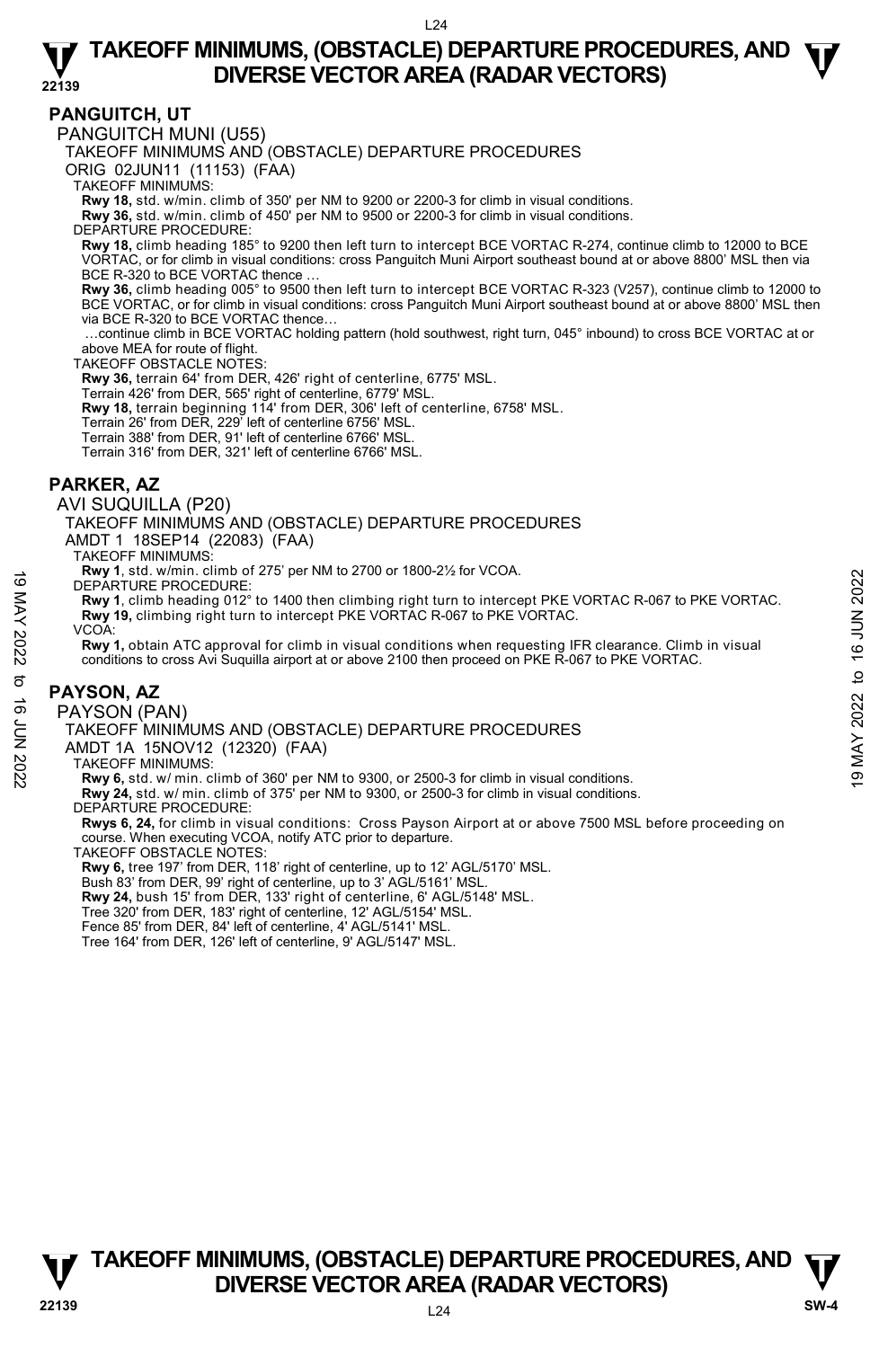## PANGUITCH, UT

PANGUITCH MUNI (U55)

TAKEOFF MINIMUMS AND (OBSTACLE) DEPARTURE PROCEDURES

ORIG 02JUN11 (11153) (FAA)

TAKEOFF MINIMUMS:

**Rwy 18,** std. w/min. climb of 350' per NM to 9200 or 2200-3 for climb in visual conditions.
**Rwy 36,** std. w/min. climb of 450' per NM to 9500 or 2200-3 for climb in visual conditions.

DEPARTURE PROCEDURE:

**Rwy 18,** climb heading 185° to 9200 then left turn to intercept BCE VORTAC R-274, continue climb to 12000 to BCE VORTAC, or for climb in visual conditions: cross Panguitch Muni Airport southeast bound at or above 8800' MSL then via BCE R-320 to BCE VORTAC thence …

**Rwy 36,** climb heading 005° to 9500 then left turn to intercept BCE VORTAC R-323 (V257), continue climb to 12000 to BCE VORTAC, or for climb in visual conditions: cross Panguitch Muni Airport southeast bound at or above 8800' MSL then via BCE R-320 to BCE VORTAC thence…

…continue climb in BCE VORTAC holding pattern (hold southwest, right turn, 045° inbound) to cross BCE VORTAC at or above MEA for route of flight.

TAKEOFF OBSTACLE NOTES:

**Rwy 36,** terrain 64' from DER, 426' right of centerline, 6775' MSL.
Terrain 426' from DER, 565' right of centerline, 6779' MSL.
**Rwy 18,** terrain beginning 114' from DER, 306' left of centerline, 6758' MSL.
Terrain 26' from DER, 229' left of centerline 6756' MSL.
Terrain 388' from DER, 91' left of centerline 6766' MSL.
Terrain 316' from DER, 321' left of centerline 6766' MSL.

## PARKER, AZ

AVI SUQUILLA (P20)

TAKEOFF MINIMUMS AND (OBSTACLE) DEPARTURE PROCEDURES

AMDT 1 18SEP14 (22083) (FAA)

TAKEOFF MINIMUMS:

**Rwy 1**, std. w/min. climb of 275' per NM to 2700 or 1800-2½ for VCOA.

DEPARTURE PROCEDURE:

**Rwy 1**, climb heading 012° to 1400 then climbing right turn to intercept PKE VORTAC R-067 to PKE VORTAC.
**Rwy 19,** climbing right turn to intercept PKE VORTAC R-067 to PKE VORTAC.

VCOA:

**Rwy 1,** obtain ATC approval for climb in visual conditions when requesting IFR clearance. Climb in visual conditions to cross Avi Suquilla airport at or above 2100 then proceed on PKE R-067 to PKE VORTAC.

## PAYSON, AZ

PAYSON (PAN)

TAKEOFF MINIMUMS AND (OBSTACLE) DEPARTURE PROCEDURES

AMDT 1A 15NOV12 (12320) (FAA)

TAKEOFF MINIMUMS:

**Rwy 6,** std. w/ min. climb of 360' per NM to 9300, or 2500-3 for climb in visual conditions.
**Rwy 24,** std. w/ min. climb of 375' per NM to 9300, or 2500-3 for climb in visual conditions.

DEPARTURE PROCEDURE:

**Rwys 6, 24,** for climb in visual conditions: Cross Payson Airport at or above 7500 MSL before proceeding on course. When executing VCOA, notify ATC prior to departure.

TAKEOFF OBSTACLE NOTES:

**Rwy 6,** tree 197' from DER, 118' right of centerline, up to 12' AGL/5170' MSL.
Bush 83' from DER, 99' right of centerline, up to 3' AGL/5161' MSL.
**Rwy 24,** bush 15' from DER, 133' right of centerline, 6' AGL/5148' MSL.
Tree 320' from DER, 183' right of centerline, 12' AGL/5154' MSL.
Fence 85' from DER, 84' left of centerline, 4' AGL/5141' MSL.
Tree 164' from DER, 126' left of centerline, 9' AGL/5147' MSL.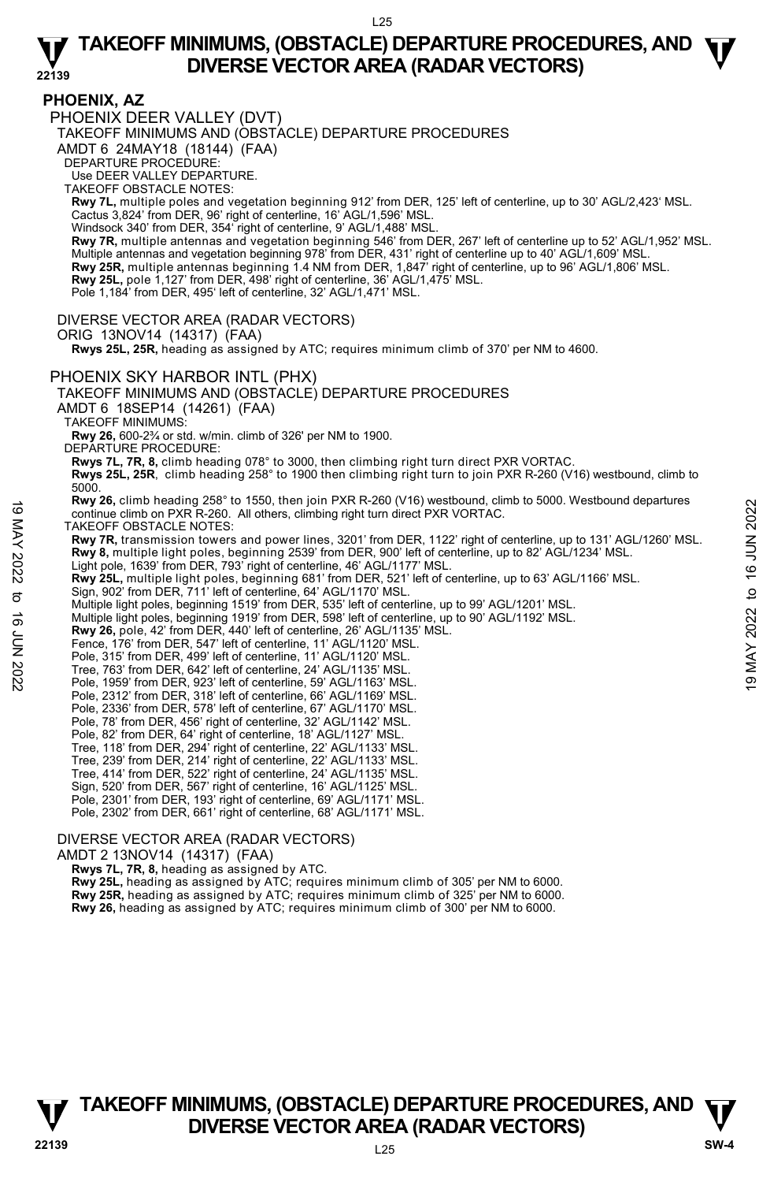# TAKEOFF MINIMUMS, (OBSTACLE) DEPARTURE PROCEDURES, AND DIVERSE VECTOR AREA (RADAR VECTORS)

## PHOENIX, AZ

### PHOENIX DEER VALLEY (DVT)

TAKEOFF MINIMUMS AND (OBSTACLE) DEPARTURE PROCEDURES
AMDT 6 24MAY18 (18144) (FAA)

DEPARTURE PROCEDURE:
Use DEER VALLEY DEPARTURE.

TAKEOFF OBSTACLE NOTES:
**Rwy 7L,** multiple poles and vegetation beginning 912' from DER, 125' left of centerline, up to 30' AGL/2,423' MSL.
Cactus 3,824' from DER, 96' right of centerline, 16' AGL/1,596' MSL.
Windsock 340' from DER, 354' right of centerline, 9' AGL/1,488' MSL.
**Rwy 7R,** multiple antennas and vegetation beginning 546' from DER, 267' left of centerline up to 52' AGL/1,952' MSL.
Multiple antennas and vegetation beginning 978' from DER, 431' right of centerline up to 40' AGL/1,609' MSL.
**Rwy 25R,** multiple antennas beginning 1.4 NM from DER, 1,847' right of centerline, up to 96' AGL/1,806' MSL.
**Rwy 25L,** pole 1,127' from DER, 498' right of centerline, 36' AGL/1,475' MSL.
Pole 1,184' from DER, 495' left of centerline, 32' AGL/1,471' MSL.

DIVERSE VECTOR AREA (RADAR VECTORS)
ORIG 13NOV14 (14317) (FAA)
**Rwys 25L, 25R,** heading as assigned by ATC; requires minimum climb of 370' per NM to 4600.

### PHOENIX SKY HARBOR INTL (PHX)

TAKEOFF MINIMUMS AND (OBSTACLE) DEPARTURE PROCEDURES
AMDT 6 18SEP14 (14261) (FAA)

TAKEOFF MINIMUMS:
**Rwy 26,** 600-2¾ or std. w/min. climb of 326' per NM to 1900.

DEPARTURE PROCEDURE:
**Rwys 7L, 7R, 8,** climb heading 078° to 3000, then climbing right turn direct PXR VORTAC.
**Rwys 25L, 25R**, climb heading 258° to 1900 then climbing right turn to join PXR R-260 (V16) westbound, climb to 5000.
**Rwy 26,** climb heading 258° to 1550, then join PXR R-260 (V16) westbound, climb to 5000. Westbound departures continue climb on PXR R-260. All others, climbing right turn direct PXR VORTAC.

TAKEOFF OBSTACLE NOTES:
**Rwy 7R,** transmission towers and power lines, 3201' from DER, 1122' right of centerline, up to 131' AGL/1260' MSL.
**Rwy 8,** multiple light poles, beginning 2539' from DER, 900' left of centerline, up to 82' AGL/1234' MSL.
Light pole, 1639' from DER, 793' right of centerline, 46' AGL/1177' MSL.
**Rwy 25L,** multiple light poles, beginning 681' from DER, 521' left of centerline, up to 63' AGL/1166' MSL.
Sign, 902' from DER, 711' left of centerline, 64' AGL/1170' MSL.
Multiple light poles, beginning 1519' from DER, 535' left of centerline, up to 99' AGL/1201' MSL.
Multiple light poles, beginning 1919' from DER, 598' left of centerline, up to 90' AGL/1192' MSL.
**Rwy 26,** pole, 42' from DER, 440' left of centerline, 26' AGL/1135' MSL.
Fence, 176' from DER, 547' left of centerline, 11' AGL/1120' MSL.
Pole, 315' from DER, 499' left of centerline, 11' AGL/1120' MSL.
Tree, 763' from DER, 642' left of centerline, 24' AGL/1135' MSL.
Pole, 1959' from DER, 923' left of centerline, 59' AGL/1163' MSL.
Pole, 2312' from DER, 318' left of centerline, 66' AGL/1169' MSL.
Pole, 2336' from DER, 578' left of centerline, 67' AGL/1170' MSL.
Pole, 78' from DER, 456' right of centerline, 32' AGL/1142' MSL.
Pole, 82' from DER, 64' right of centerline, 18' AGL/1127' MSL.
Tree, 118' from DER, 294' right of centerline, 22' AGL/1133' MSL.
Tree, 239' from DER, 214' right of centerline, 22' AGL/1133' MSL.
Tree, 414' from DER, 522' right of centerline, 24' AGL/1135' MSL.
Sign, 520' from DER, 567' right of centerline, 16' AGL/1125' MSL.
Pole, 2301' from DER, 193' right of centerline, 69' AGL/1171' MSL.
Pole, 2302' from DER, 661' right of centerline, 68' AGL/1171' MSL.

DIVERSE VECTOR AREA (RADAR VECTORS)
AMDT 2 13NOV14 (14317) (FAA)
**Rwys 7L, 7R, 8,** heading as assigned by ATC.
**Rwy 25L,** heading as assigned by ATC; requires minimum climb of 305' per NM to 6000.
**Rwy 25R,** heading as assigned by ATC; requires minimum climb of 325' per NM to 6000.
**Rwy 26,** heading as assigned by ATC; requires minimum climb of 300' per NM to 6000.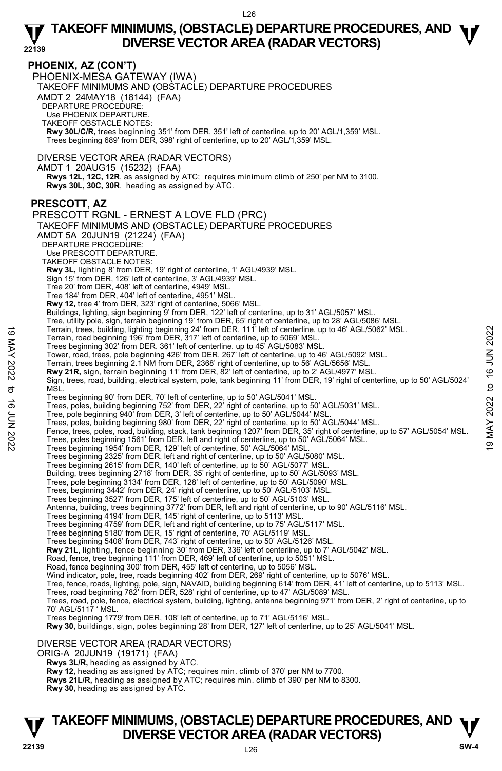## PHOENIX, AZ (CON'T)

### PHOENIX-MESA GATEWAY (IWA)

TAKEOFF MINIMUMS AND (OBSTACLE) DEPARTURE PROCEDURES
AMDT 2 24MAY18 (18144) (FAA)

DEPARTURE PROCEDURE:
Use PHOENIX DEPARTURE.

TAKEOFF OBSTACLE NOTES:
**Rwy 30L/C/R,** trees beginning 351' from DER, 351' left of centerline, up to 20' AGL/1,359' MSL.
Trees beginning 689' from DER, 398' right of centerline, up to 20' AGL/1,359' MSL.

DIVERSE VECTOR AREA (RADAR VECTORS)
AMDT 1 20AUG15 (15232) (FAA)
**Rwys 12L, 12C, 12R**, as assigned by ATC; requires minimum climb of 250' per NM to 3100.
**Rwys 30L, 30C, 30R**, heading as assigned by ATC.

## PRESCOTT, AZ

### PRESCOTT RGNL - ERNEST A LOVE FLD (PRC)

TAKEOFF MINIMUMS AND (OBSTACLE) DEPARTURE PROCEDURES
AMDT 5A 20JUN19 (21224) (FAA)

DEPARTURE PROCEDURE:
Use PRESCOTT DEPARTURE.

TAKEOFF OBSTACLE NOTES:
**Rwy 3L,** lighting 8' from DER, 19' right of centerline, 1' AGL/4939' MSL.
Sign 15' from DER, 126' left of centerline, 3' AGL/4939' MSL.
Tree 20' from DER, 408' left of centerline, 4949' MSL.
Tree 184' from DER, 404' left of centerline, 4951' MSL.
**Rwy 12,** tree 4' from DER, 323' right of centerline, 5066' MSL.
Buildings, lighting, sign beginning 9' from DER, 122' left of centerline, up to 31' AGL/5057' MSL.
Tree, utility pole, sign, terrain beginning 19' from DER, 65' right of centerline, up to 28' AGL/5086' MSL.
Terrain, trees, building, lighting beginning 24' from DER, 111' left of centerline, up to 46' AGL/5062' MSL.
Terrain, road beginning 196' from DER, 317' left of centerline, up to 5069' MSL.
Trees beginning 302' from DER, 361' left of centerline, up to 45' AGL/5083' MSL.
Tower, road, trees, pole beginning 426' from DER, 267' left of centerline, up to 46' AGL/5092' MSL.
Terrain, trees beginning 2.1 NM from DER, 2368' right of centerline, up to 56' AGL/5656' MSL.
**Rwy 21R,** sign, terrain beginning 11' from DER, 82' left of centerline, up to 2' AGL/4977' MSL.
Sign, trees, road, building, electrical system, pole, tank beginning 11' from DER, 19' right of centerline, up to 50' AGL/5024' MSL.
Trees beginning 90' from DER, 70' left of centerline, up to 50' AGL/5041' MSL.
Trees, poles, building beginning 752' from DER, 22' right of centerline, up to 50' AGL/5031' MSL.
Tree, pole beginning 940' from DER, 3' left of centerline, up to 50' AGL/5044' MSL.
Trees, poles, building beginning 980' from DER, 22' right of centerline, up to 50' AGL/5044' MSL.
Fence, trees, poles, road, building, stack, tank beginning 1207' from DER, 35' right of centerline, up to 57' AGL/5054' MSL.
Trees, poles beginning 1561' from DER, left and right of centerline, up to 50' AGL/5064' MSL.
Trees beginning 1954' from DER, 129' left of centerline, 50' AGL/5064' MSL.
Trees beginning 2325' from DER, left and right of centerline, up to 50' AGL/5080' MSL.
Trees beginning 2615' from DER, 140' left of centerline, up to 50' AGL/5077' MSL.
Building, trees beginning 2718' from DER, 35' right of centerline, up to 50' AGL/5093' MSL.
Trees, pole beginning 3134' from DER, 128' left of centerline, up to 50' AGL/5090' MSL.
Trees, beginning 3442' from DER, 24' right of centerline, up to 50' AGL/5103' MSL.
Trees beginning 3527' from DER, 175' left of centerline, up to 50' AGL/5103' MSL.
Antenna, building, trees beginning 3772' from DER, left and right of centerline, up to 90' AGL/5116' MSL.
Trees beginning 4194' from DER, 145' right of centerline, up to 5113' MSL.
Trees beginning 4759' from DER, left and right of centerline, up to 75' AGL/5117' MSL.
Trees beginning 5180' from DER, 15' right of centerline, 70' AGL/5119' MSL.
Trees beginning 5408' from DER, 743' right of centerline, up to 50' AGL/5126' MSL.
**Rwy 21L,** lighting, fence beginning 30' from DER, 336' left of centerline, up to 7' AGL/5042' MSL.
Road, fence, tree beginning 111' from DER, 469' left of centerline, up to 5051' MSL.
Road, fence beginning 300' from DER, 455' left of centerline, up to 5056' MSL.
Wind indicator, pole, tree, roads beginning 402' from DER, 269' right of centerline, up to 5076' MSL.
Tree, fence, roads, lighting, pole, sign, NAVAID, building beginning 614' from DER, 41' left of centerline, up to 5113' MSL.
Trees, road beginning 782' from DER, 528' right of centerline, up to 47' AGL/5089' MSL.
Trees, road, pole, fence, electrical system, building, lighting, antenna beginning 971' from DER, 2' right of centerline, up to 70' AGL/5117 ' MSL.
Trees beginning 1779' from DER, 108' left of centerline, up to 71' AGL/5116' MSL.
**Rwy 30,** buildings, sign, poles beginning 28' from DER, 127' left of centerline, up to 25' AGL/5041' MSL.

DIVERSE VECTOR AREA (RADAR VECTORS)
ORIG-A 20JUN19 (19171) (FAA)
**Rwys 3L/R,** heading as assigned by ATC.
**Rwy 12,** heading as assigned by ATC; requires min. climb of 370' per NM to 7700.
**Rwys 21L/R,** heading as assigned by ATC; requires min. climb of 390' per NM to 8300.
**Rwy 30,** heading as assigned by ATC.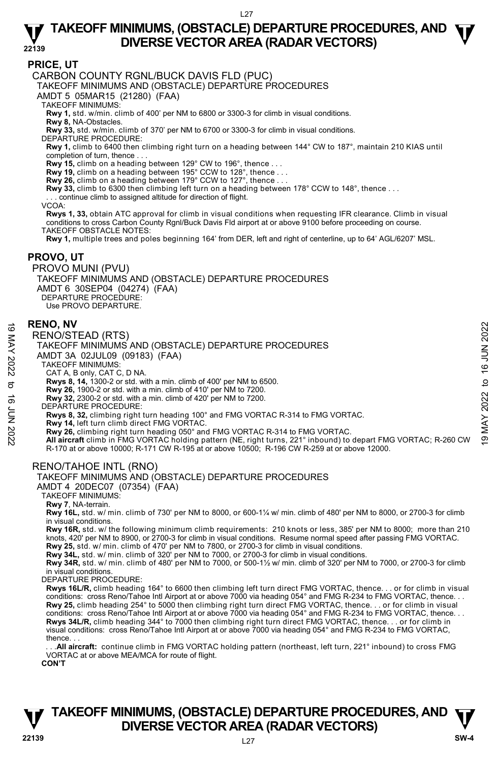## PRICE, UT

CARBON COUNTY RGNL/BUCK DAVIS FLD (PUC)

TAKEOFF MINIMUMS AND (OBSTACLE) DEPARTURE PROCEDURES

AMDT 5 05MAR15 (21280) (FAA)

TAKEOFF MINIMUMS:

**Rwy 1,** std. w/min. climb of 400' per NM to 6800 or 3300-3 for climb in visual conditions.
**Rwy 8,** NA-Obstacles.
**Rwy 33,** std. w/min. climb of 370' per NM to 6700 or 3300-3 for climb in visual conditions.

DEPARTURE PROCEDURE:

**Rwy 1,** climb to 6400 then climbing right turn on a heading between 144° CW to 187°, maintain 210 KIAS until completion of turn, thence . . .
**Rwy 15,** climb on a heading between 129° CW to 196°, thence . . .
**Rwy 19,** climb on a heading between 195° CCW to 128°, thence . . .
**Rwy 26,** climb on a heading between 179° CCW to 127°, thence . . .
**Rwy 33,** climb to 6300 then climbing left turn on a heading between 178° CCW to 148°, thence . . .
. . . continue climb to assigned altitude for direction of flight.

VCOA:

**Rwys 1, 33,** obtain ATC approval for climb in visual conditions when requesting IFR clearance. Climb in visual conditions to cross Carbon County Rgnl/Buck Davis Fld airport at or above 9100 before proceeding on course.

TAKEOFF OBSTACLE NOTES:

**Rwy 1,** multiple trees and poles beginning 164' from DER, left and right of centerline, up to 64' AGL/6207' MSL.

## PROVO, UT

PROVO MUNI (PVU)

TAKEOFF MINIMUMS AND (OBSTACLE) DEPARTURE PROCEDURES

AMDT 6 30SEP04 (04274) (FAA)

DEPARTURE PROCEDURE:

Use PROVO DEPARTURE.

## RENO, NV

RENO/STEAD (RTS)

TAKEOFF MINIMUMS AND (OBSTACLE) DEPARTURE PROCEDURES

AMDT 3A 02JUL09 (09183) (FAA)

TAKEOFF MINIMUMS:

CAT A, B only, CAT C, D NA.
**Rwys 8, 14,** 1300-2 or std. with a min. climb of 400' per NM to 6500.
**Rwy 26,** 1900-2 or std. with a min. climb of 410' per NM to 7200.
**Rwy 32,** 2300-2 or std. with a min. climb of 420' per NM to 7200.

DEPARTURE PROCEDURE:

**Rwys 8, 32,** climbing right turn heading 100° and FMG VORTAC R-314 to FMG VORTAC.
**Rwy 14,** left turn climb direct FMG VORTAC.
**Rwy 26,** climbing right turn heading 050° and FMG VORTAC R-314 to FMG VORTAC.
**All aircraft** climb in FMG VORTAC holding pattern (NE, right turns, 221° inbound) to depart FMG VORTAC; R-260 CW R-170 at or above 10000; R-171 CW R-195 at or above 10500; R-196 CW R-259 at or above 12000.

RENO/TAHOE INTL (RNO)

TAKEOFF MINIMUMS AND (OBSTACLE) DEPARTURE PROCEDURES

AMDT 4 20DEC07 (07354) (FAA)

TAKEOFF MINIMUMS:

**Rwy 7**, NA-terrain.
**Rwy 16L,** std. w/ min. climb of 730' per NM to 8000, or 600-1¼ w/ min. climb of 480' per NM to 8000, or 2700-3 for climb in visual conditions.
**Rwy 16R,** std. w/ the following minimum climb requirements: 210 knots or less, 385' per NM to 8000; more than 210 knots, 420' per NM to 8900, or 2700-3 for climb in visual conditions. Resume normal speed after passing FMG VORTAC.
**Rwy 25,** std. w/ min. climb of 470' per NM to 7800, or 2700-3 for climb in visual conditions.
**Rwy 34L,** std. w/ min. climb of 320' per NM to 7000, or 2700-3 for climb in visual conditions.
**Rwy 34R,** std. w/ min. climb of 480' per NM to 7000, or 500-1½ w/ min. climb of 320' per NM to 7000, or 2700-3 for climb in visual conditions.

DEPARTURE PROCEDURE:

**Rwys 16L/R,** climb heading 164° to 6600 then climbing left turn direct FMG VORTAC, thence. . . or for climb in visual conditions: cross Reno/Tahoe Intl Airport at or above 7000 via heading 054° and FMG R-234 to FMG VORTAC, thence. . .
**Rwy 25,** climb heading 254° to 5000 then climbing right turn direct FMG VORTAC, thence. . . or for climb in visual conditions: cross Reno/Tahoe Intl Airport at or above 7000 via heading 054° and FMG R-234 to FMG VORTAC, thence. . .
**Rwys 34L/R,** climb heading 344° to 7000 then climbing right turn direct FMG VORTAC, thence. . . or for climb in visual conditions: cross Reno/Tahoe Intl Airport at or above 7000 via heading 054° and FMG R-234 to FMG VORTAC, thence. . .
. . .**All aircraft:** continue climb in FMG VORTAC holding pattern (northeast, left turn, 221° inbound) to cross FMG VORTAC at or above MEA/MCA for route of flight.

**CON'T**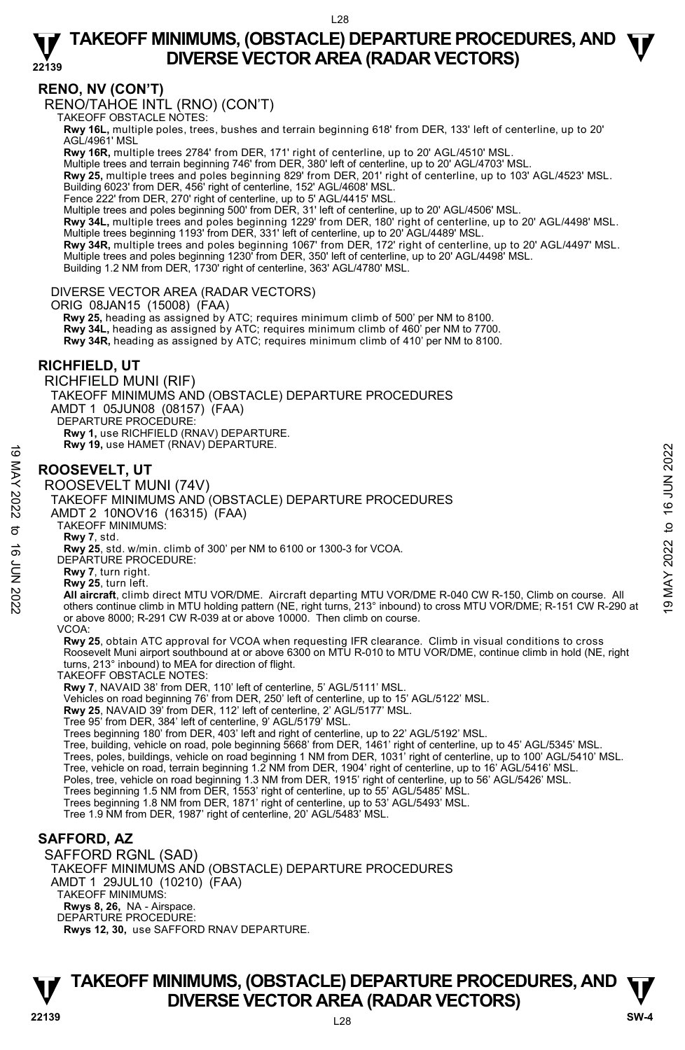## RENO, NV (CON'T)

RENO/TAHOE INTL (RNO) (CON'T)

TAKEOFF OBSTACLE NOTES:

**Rwy 16L,** multiple poles, trees, bushes and terrain beginning 618' from DER, 133' left of centerline, up to 20' AGL/4961' MSL

**Rwy 16R,** multiple trees 2784' from DER, 171' right of centerline, up to 20' AGL/4510' MSL.
Multiple trees and terrain beginning 746' from DER, 380' left of centerline, up to 20' AGL/4703' MSL.

**Rwy 25,** multiple trees and poles beginning 829' from DER, 201' right of centerline, up to 103' AGL/4523' MSL.
Building 6023' from DER, 456' right of centerline, 152' AGL/4608' MSL.
Fence 222' from DER, 270' right of centerline, up to 5' AGL/4415' MSL.
Multiple trees and poles beginning 500' from DER, 31' left of centerline, up to 20' AGL/4506' MSL.

**Rwy 34L,** multiple trees and poles beginning 1229' from DER, 180' right of centerline, up to 20' AGL/4498' MSL.
Multiple trees beginning 1193' from DER, 331' left of centerline, up to 20' AGL/4489' MSL.

**Rwy 34R,** multiple trees and poles beginning 1067' from DER, 172' right of centerline, up to 20' AGL/4497' MSL.
Multiple trees and poles beginning 1230' from DER, 350' left of centerline, up to 20' AGL/4498' MSL.
Building 1.2 NM from DER, 1730' right of centerline, 363' AGL/4780' MSL.

DIVERSE VECTOR AREA (RADAR VECTORS)

ORIG 08JAN15 (15008) (FAA)

**Rwy 25,** heading as assigned by ATC; requires minimum climb of 500' per NM to 8100.
**Rwy 34L,** heading as assigned by ATC; requires minimum climb of 460' per NM to 7700.
**Rwy 34R,** heading as assigned by ATC; requires minimum climb of 410' per NM to 8100.

## RICHFIELD, UT

RICHFIELD MUNI (RIF)

TAKEOFF MINIMUMS AND (OBSTACLE) DEPARTURE PROCEDURES

AMDT 1 05JUN08 (08157) (FAA)

DEPARTURE PROCEDURE:

**Rwy 1,** use RICHFIELD (RNAV) DEPARTURE.
**Rwy 19,** use HAMET (RNAV) DEPARTURE.

## ROOSEVELT, UT

ROOSEVELT MUNI (74V)

TAKEOFF MINIMUMS AND (OBSTACLE) DEPARTURE PROCEDURES

AMDT 2 10NOV16 (16315) (FAA)

TAKEOFF MINIMUMS:

**Rwy 7**, std.
**Rwy 25**, std. w/min. climb of 300' per NM to 6100 or 1300-3 for VCOA.

DEPARTURE PROCEDURE:

**Rwy 7**, turn right.
**Rwy 25**, turn left.
**All aircraft**, climb direct MTU VOR/DME. Aircraft departing MTU VOR/DME R-040 CW R-150, Climb on course. All others continue climb in MTU holding pattern (NE, right turns, 213° inbound) to cross MTU VOR/DME; R-151 CW R-290 at or above 8000; R-291 CW R-039 at or above 10000. Then climb on course.

VCOA:

**Rwy 25**, obtain ATC approval for VCOA when requesting IFR clearance. Climb in visual conditions to cross Roosevelt Muni airport southbound at or above 6300 on MTU R-010 to MTU VOR/DME, continue climb in hold (NE, right turns, 213° inbound) to MEA for direction of flight.

TAKEOFF OBSTACLE NOTES:

**Rwy 7**, NAVAID 38' from DER, 110' left of centerline, 5' AGL/5111' MSL.
Vehicles on road beginning 76' from DER, 250' left of centerline, up to 15' AGL/5122' MSL.

**Rwy 25**, NAVAID 39' from DER, 112' left of centerline, 2' AGL/5177' MSL.
Tree 95' from DER, 384' left of centerline, 9' AGL/5179' MSL.
Trees beginning 180' from DER, 403' left and right of centerline, up to 22' AGL/5192' MSL.
Tree, building, vehicle on road, pole beginning 5668' from DER, 1461' right of centerline, up to 45' AGL/5345' MSL.
Trees, poles, buildings, vehicle on road beginning 1 NM from DER, 1031' right of centerline, up to 100' AGL/5410' MSL.
Tree, vehicle on road, terrain beginning 1.2 NM from DER, 1904' right of centerline, up to 16' AGL/5416' MSL.
Poles, tree, vehicle on road beginning 1.3 NM from DER, 1915' right of centerline, up to 56' AGL/5426' MSL.
Trees beginning 1.5 NM from DER, 1553' right of centerline, up to 55' AGL/5485' MSL.
Trees beginning 1.8 NM from DER, 1871' right of centerline, up to 53' AGL/5493' MSL.
Tree 1.9 NM from DER, 1987' right of centerline, 20' AGL/5483' MSL.

## SAFFORD, AZ

SAFFORD RGNL (SAD)

TAKEOFF MINIMUMS AND (OBSTACLE) DEPARTURE PROCEDURES

AMDT 1 29JUL10 (10210) (FAA)

TAKEOFF MINIMUMS:

**Rwys 8, 26,** NA - Airspace.

DEPARTURE PROCEDURE:

**Rwys 12, 30,** use SAFFORD RNAV DEPARTURE.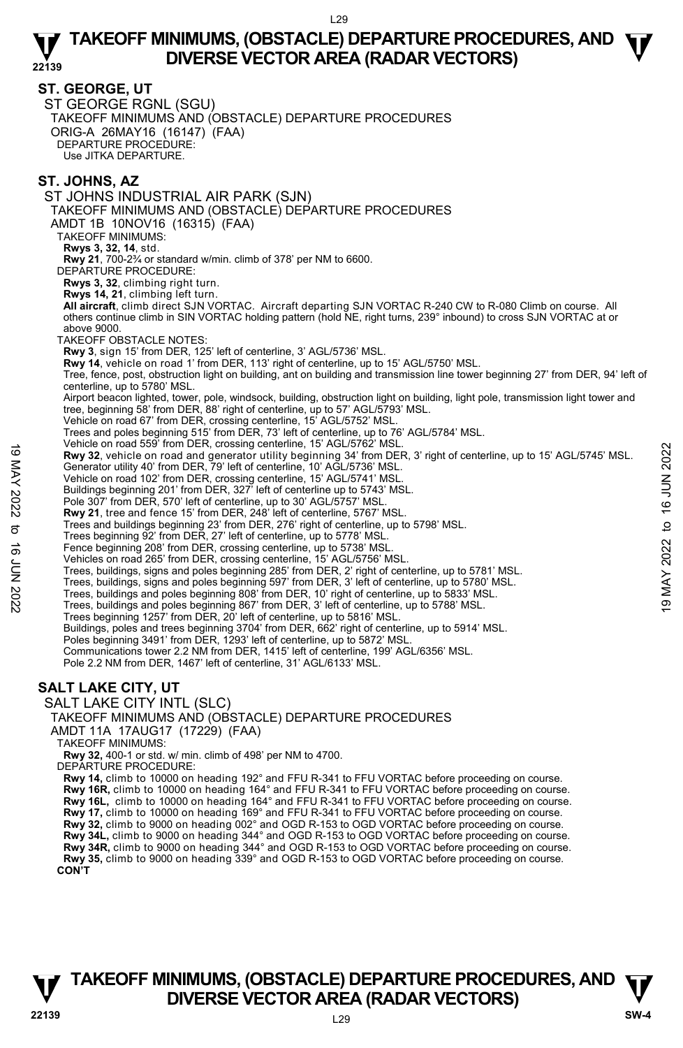## ST. GEORGE, UT

ST GEORGE RGNL (SGU)
TAKEOFF MINIMUMS AND (OBSTACLE) DEPARTURE PROCEDURES
ORIG-A 26MAY16 (16147) (FAA)
DEPARTURE PROCEDURE:
Use JITKA DEPARTURE.

## ST. JOHNS, AZ

ST JOHNS INDUSTRIAL AIR PARK (SJN)
TAKEOFF MINIMUMS AND (OBSTACLE) DEPARTURE PROCEDURES
AMDT 1B 10NOV16 (16315) (FAA)
TAKEOFF MINIMUMS:
**Rwys 3, 32, 14**, std.
**Rwy 21**, 700-2¾ or standard w/min. climb of 378' per NM to 6600.
DEPARTURE PROCEDURE:
**Rwys 3, 32**, climbing right turn.
**Rwys 14, 21**, climbing left turn.
**All aircraft**, climb direct SJN VORTAC. Aircraft departing SJN VORTAC R-240 CW to R-080 Climb on course. All others continue climb in SIN VORTAC holding pattern (hold NE, right turns, 239° inbound) to cross SJN VORTAC at or above 9000.
TAKEOFF OBSTACLE NOTES:
**Rwy 3**, sign 15' from DER, 125' left of centerline, 3' AGL/5736' MSL.
**Rwy 14**, vehicle on road 1' from DER, 113' right of centerline, up to 15' AGL/5750' MSL.
Tree, fence, post, obstruction light on building, ant on building and transmission line tower beginning 27' from DER, 94' left of centerline, up to 5780' MSL.
Airport beacon lighted, tower, pole, windsock, building, obstruction light on building, light pole, transmission light tower and tree, beginning 58' from DER, 88' right of centerline, up to 57' AGL/5793' MSL.
Vehicle on road 67' from DER, crossing centerline, 15' AGL/5752' MSL.
Trees and poles beginning 515' from DER, 73' left of centerline, up to 76' AGL/5784' MSL.
Vehicle on road 559' from DER, crossing centerline, 15' AGL/5762' MSL.
**Rwy 32**, vehicle on road and generator utility beginning 34' from DER, 3' right of centerline, up to 15' AGL/5745' MSL.
Generator utility 40' from DER, 79' left of centerline, 10' AGL/5736' MSL.
Vehicle on road 102' from DER, crossing centerline, 15' AGL/5741' MSL.
Buildings beginning 201' from DER, 327' left of centerline up to 5743' MSL.
Pole 307' from DER, 570' left of centerline, up to 30' AGL/5757' MSL.
**Rwy 21**, tree and fence 15' from DER, 248' left of centerline, 5767' MSL.
Trees and buildings beginning 23' from DER, 276' right of centerline, up to 5798' MSL.
Trees beginning 92' from DER, 27' left of centerline, up to 5778' MSL.
Fence beginning 208' from DER, crossing centerline, up to 5738' MSL.
Vehicles on road 265' from DER, crossing centerline, 15' AGL/5756' MSL.
Trees, buildings, signs and poles beginning 285' from DER, 2' right of centerline, up to 5781' MSL.
Trees, buildings, signs and poles beginning 597' from DER, 3' left of centerline, up to 5780' MSL.
Trees, buildings and poles beginning 808' from DER, 10' right of centerline, up to 5833' MSL.
Trees, buildings and poles beginning 867' from DER, 3' left of centerline, up to 5788' MSL.
Trees beginning 1257' from DER, 20' left of centerline, up to 5816' MSL.
Buildings, poles and trees beginning 3704' from DER, 662' right of centerline, up to 5914' MSL.
Poles beginning 3491' from DER, 1293' left of centerline, up to 5872' MSL.
Communications tower 2.2 NM from DER, 1415' left of centerline, 199' AGL/6356' MSL.
Pole 2.2 NM from DER, 1467' left of centerline, 31' AGL/6133' MSL.

## SALT LAKE CITY, UT

SALT LAKE CITY INTL (SLC)
TAKEOFF MINIMUMS AND (OBSTACLE) DEPARTURE PROCEDURES
AMDT 11A 17AUG17 (17229) (FAA)
TAKEOFF MINIMUMS:
**Rwy 32,** 400-1 or std. w/ min. climb of 498' per NM to 4700.
DEPARTURE PROCEDURE:
**Rwy 14,** climb to 10000 on heading 192° and FFU R-341 to FFU VORTAC before proceeding on course.
**Rwy 16R,** climb to 10000 on heading 164° and FFU R-341 to FFU VORTAC before proceeding on course.
**Rwy 16L,** climb to 10000 on heading 164° and FFU R-341 to FFU VORTAC before proceeding on course.
**Rwy 17,** climb to 10000 on heading 169° and FFU R-341 to FFU VORTAC before proceeding on course.
**Rwy 32,** climb to 9000 on heading 002° and OGD R-153 to OGD VORTAC before proceeding on course.
**Rwy 34L,** climb to 9000 on heading 344° and OGD R-153 to OGD VORTAC before proceeding on course.
**Rwy 34R,** climb to 9000 on heading 344° and OGD R-153 to OGD VORTAC before proceeding on course.
**Rwy 35,** climb to 9000 on heading 339° and OGD R-153 to OGD VORTAC before proceeding on course.
**CON'T**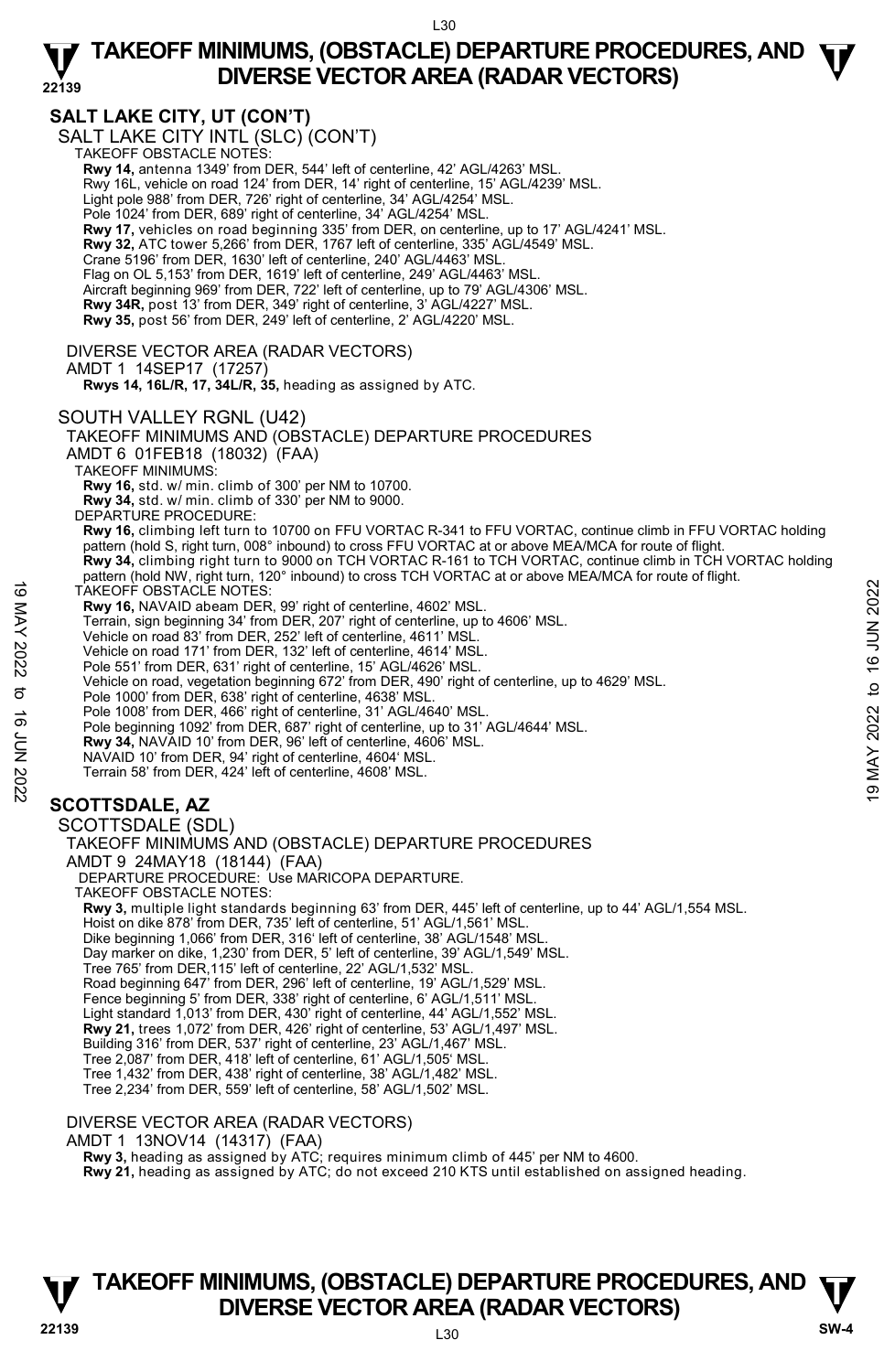## SALT LAKE CITY, UT (CON'T)

SALT LAKE CITY INTL (SLC) (CON'T)

TAKEOFF OBSTACLE NOTES:

**Rwy 14,** antenna 1349' from DER, 544' left of centerline, 42' AGL/4263' MSL.
Rwy 16L, vehicle on road 124' from DER, 14' right of centerline, 15' AGL/4239' MSL.
Light pole 988' from DER, 726' right of centerline, 34' AGL/4254' MSL.
Pole 1024' from DER, 689' right of centerline, 34' AGL/4254' MSL.
**Rwy 17,** vehicles on road beginning 335' from DER, on centerline, up to 17' AGL/4241' MSL.
**Rwy 32,** ATC tower 5,266' from DER, 1767 left of centerline, 335' AGL/4549' MSL.
Crane 5196' from DER, 1630' left of centerline, 240' AGL/4463' MSL.
Flag on OL 5,153' from DER, 1619' left of centerline, 249' AGL/4463' MSL.
Aircraft beginning 969' from DER, 722' left of centerline, up to 79' AGL/4306' MSL.
**Rwy 34R,** post 13' from DER, 349' right of centerline, 3' AGL/4227' MSL.
**Rwy 35,** post 56' from DER, 249' left of centerline, 2' AGL/4220' MSL.

DIVERSE VECTOR AREA (RADAR VECTORS)

AMDT 1 14SEP17 (17257)

**Rwys 14, 16L/R, 17, 34L/R, 35,** heading as assigned by ATC.

SOUTH VALLEY RGNL (U42)

TAKEOFF MINIMUMS AND (OBSTACLE) DEPARTURE PROCEDURES

AMDT 6 01FEB18 (18032) (FAA)

TAKEOFF MINIMUMS:

**Rwy 16,** std. w/ min. climb of 300' per NM to 10700.
**Rwy 34,** std. w/ min. climb of 330' per NM to 9000.

DEPARTURE PROCEDURE:

**Rwy 16,** climbing left turn to 10700 on FFU VORTAC R-341 to FFU VORTAC, continue climb in FFU VORTAC holding pattern (hold S, right turn, 008° inbound) to cross FFU VORTAC at or above MEA/MCA for route of flight.
**Rwy 34,** climbing right turn to 9000 on TCH VORTAC R-161 to TCH VORTAC, continue climb in TCH VORTAC holding pattern (hold NW, right turn, 120° inbound) to cross TCH VORTAC at or above MEA/MCA for route of flight.

TAKEOFF OBSTACLE NOTES:

**Rwy 16,** NAVAID abeam DER, 99' right of centerline, 4602' MSL.
Terrain, sign beginning 34' from DER, 207' right of centerline, up to 4606' MSL.
Vehicle on road 83' from DER, 252' left of centerline, 4611' MSL.
Vehicle on road 171' from DER, 132' left of centerline, 4614' MSL.
Pole 551' from DER, 631' right of centerline, 15' AGL/4626' MSL.
Vehicle on road, vegetation beginning 672' from DER, 490' right of centerline, up to 4629' MSL.
Pole 1000' from DER, 638' right of centerline, 4638' MSL.
Pole 1008' from DER, 466' right of centerline, 31' AGL/4640' MSL.
Pole beginning 1092' from DER, 687' right of centerline, up to 31' AGL/4644' MSL.
**Rwy 34,** NAVAID 10' from DER, 96' left of centerline, 4606' MSL.
NAVAID 10' from DER, 94' right of centerline, 4604' MSL.
Terrain 58' from DER, 424' left of centerline, 4608' MSL.

## SCOTTSDALE, AZ

SCOTTSDALE (SDL)

TAKEOFF MINIMUMS AND (OBSTACLE) DEPARTURE PROCEDURES

AMDT 9 24MAY18 (18144) (FAA)

DEPARTURE PROCEDURE: Use MARICOPA DEPARTURE.

TAKEOFF OBSTACLE NOTES:

**Rwy 3,** multiple light standards beginning 63' from DER, 445' left of centerline, up to 44' AGL/1,554 MSL.
Hoist on dike 878' from DER, 735' left of centerline, 51' AGL/1,561' MSL.
Dike beginning 1,066' from DER, 316' left of centerline, 38' AGL/1548' MSL.
Day marker on dike, 1,230' from DER, 5' left of centerline, 39' AGL/1,549' MSL.
Tree 765' from DER,115' left of centerline, 22' AGL/1,532' MSL.
Road beginning 647' from DER, 296' left of centerline, 19' AGL/1,529' MSL.
Fence beginning 5' from DER, 338' right of centerline, 6' AGL/1,511' MSL.
Light standard 1,013' from DER, 430' right of centerline, 44' AGL/1,552' MSL.
**Rwy 21,** trees 1,072' from DER, 426' right of centerline, 53' AGL/1,497' MSL.
Building 316' from DER, 537' right of centerline, 23' AGL/1,467' MSL.
Tree 2,087' from DER, 418' left of centerline, 61' AGL/1,505' MSL.
Tree 1,432' from DER, 438' right of centerline, 38' AGL/1,482' MSL.
Tree 2,234' from DER, 559' left of centerline, 58' AGL/1,502' MSL.

DIVERSE VECTOR AREA (RADAR VECTORS)

AMDT 1 13NOV14 (14317) (FAA)

**Rwy 3,** heading as assigned by ATC; requires minimum climb of 445' per NM to 4600.
**Rwy 21,** heading as assigned by ATC; do not exceed 210 KTS until established on assigned heading.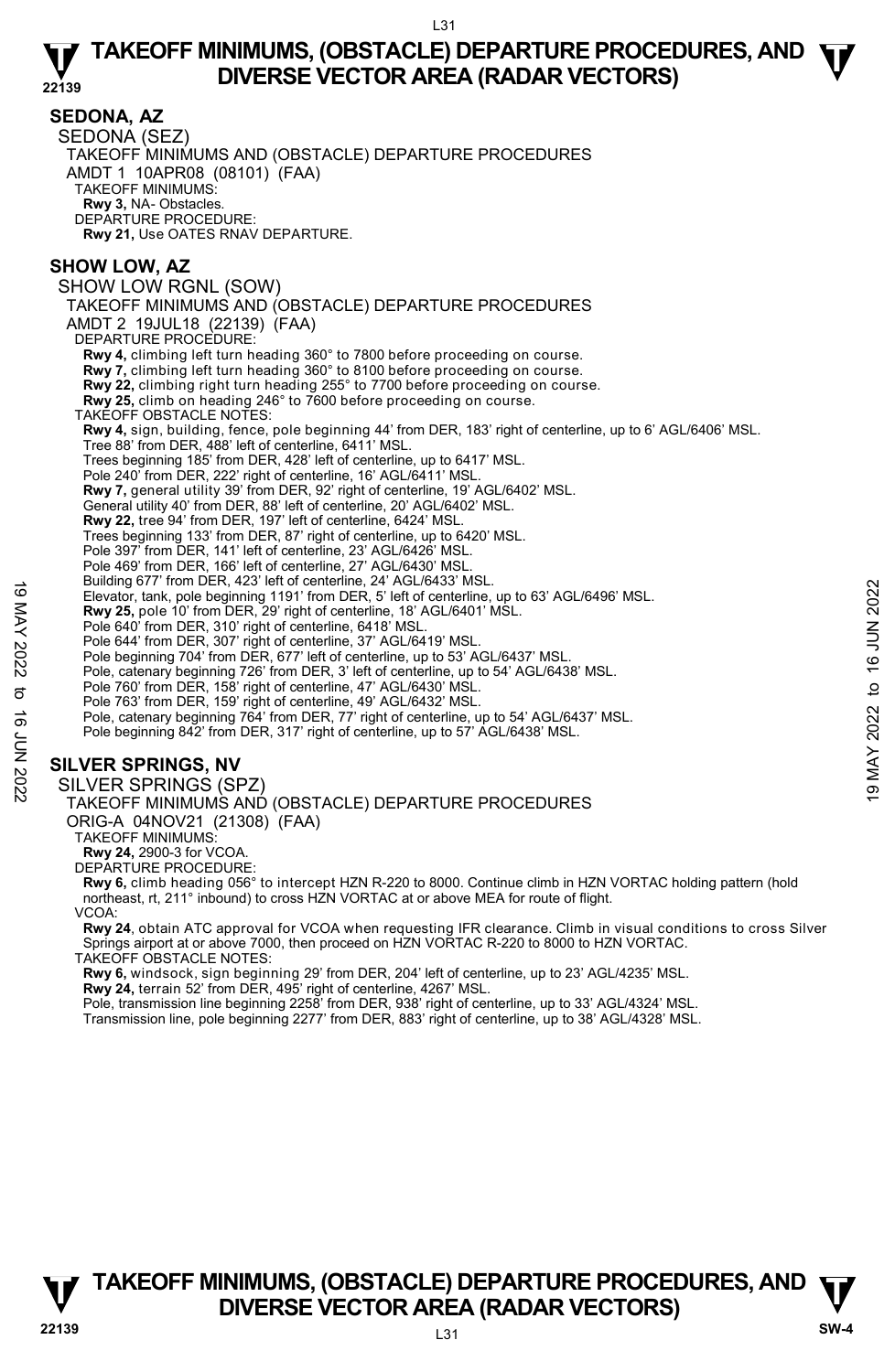## SEDONA, AZ

SEDONA (SEZ)

TAKEOFF MINIMUMS AND (OBSTACLE) DEPARTURE PROCEDURES

AMDT 1 10APR08 (08101) (FAA)

TAKEOFF MINIMUMS:

**Rwy 3,** NA- Obstacles.

DEPARTURE PROCEDURE:

**Rwy 21,** Use OATES RNAV DEPARTURE.

## SHOW LOW, AZ

SHOW LOW RGNL (SOW)

TAKEOFF MINIMUMS AND (OBSTACLE) DEPARTURE PROCEDURES

AMDT 2 19JUL18 (22139) (FAA)

DEPARTURE PROCEDURE:

**Rwy 4,** climbing left turn heading 360° to 7800 before proceeding on course.
**Rwy 7,** climbing left turn heading 360° to 8100 before proceeding on course.
**Rwy 22,** climbing right turn heading 255° to 7700 before proceeding on course.
**Rwy 25,** climb on heading 246° to 7600 before proceeding on course.

TAKEOFF OBSTACLE NOTES:

**Rwy 4,** sign, building, fence, pole beginning 44' from DER, 183' right of centerline, up to 6' AGL/6406' MSL.
Tree 88' from DER, 488' left of centerline, 6411' MSL.
Trees beginning 185' from DER, 428' left of centerline, up to 6417' MSL.
Pole 240' from DER, 222' right of centerline, 16' AGL/6411' MSL.
**Rwy 7,** general utility 39' from DER, 92' right of centerline, 19' AGL/6402' MSL.
General utility 40' from DER, 88' left of centerline, 20' AGL/6402' MSL.
**Rwy 22,** tree 94' from DER, 197' left of centerline, 6424' MSL.
Trees beginning 133' from DER, 87' right of centerline, up to 6420' MSL.
Pole 397' from DER, 141' left of centerline, 23' AGL/6426' MSL.
Pole 469' from DER, 166' left of centerline, 27' AGL/6430' MSL.
Building 677' from DER, 423' left of centerline, 24' AGL/6433' MSL.
Elevator, tank, pole beginning 1191' from DER, 5' left of centerline, up to 63' AGL/6496' MSL.
**Rwy 25,** pole 10' from DER, 29' right of centerline, 18' AGL/6401' MSL.
Pole 640' from DER, 310' right of centerline, 6418' MSL.
Pole 644' from DER, 307' right of centerline, 37' AGL/6419' MSL.
Pole beginning 704' from DER, 677' left of centerline, up to 53' AGL/6437' MSL.
Pole, catenary beginning 726' from DER, 3' left of centerline, up to 54' AGL/6438' MSL.
Pole 760' from DER, 158' right of centerline, 47' AGL/6430' MSL.
Pole 763' from DER, 159' right of centerline, 49' AGL/6432' MSL.
Pole, catenary beginning 764' from DER, 77' right of centerline, up to 54' AGL/6437' MSL.
Pole beginning 842' from DER, 317' right of centerline, up to 57' AGL/6438' MSL.

## SILVER SPRINGS, NV

SILVER SPRINGS (SPZ)

TAKEOFF MINIMUMS AND (OBSTACLE) DEPARTURE PROCEDURES

ORIG-A 04NOV21 (21308) (FAA)

TAKEOFF MINIMUMS:

**Rwy 24,** 2900-3 for VCOA.

DEPARTURE PROCEDURE:

**Rwy 6,** climb heading 056° to intercept HZN R-220 to 8000. Continue climb in HZN VORTAC holding pattern (hold northeast, rt, 211° inbound) to cross HZN VORTAC at or above MEA for route of flight.

VCOA:

**Rwy 24**, obtain ATC approval for VCOA when requesting IFR clearance. Climb in visual conditions to cross Silver Springs airport at or above 7000, then proceed on HZN VORTAC R-220 to 8000 to HZN VORTAC.

TAKEOFF OBSTACLE NOTES:

**Rwy 6,** windsock, sign beginning 29' from DER, 204' left of centerline, up to 23' AGL/4235' MSL.
**Rwy 24,** terrain 52' from DER, 495' right of centerline, 4267' MSL.
Pole, transmission line beginning 2258' from DER, 938' right of centerline, up to 33' AGL/4324' MSL.
Transmission line, pole beginning 2277' from DER, 883' right of centerline, up to 38' AGL/4328' MSL.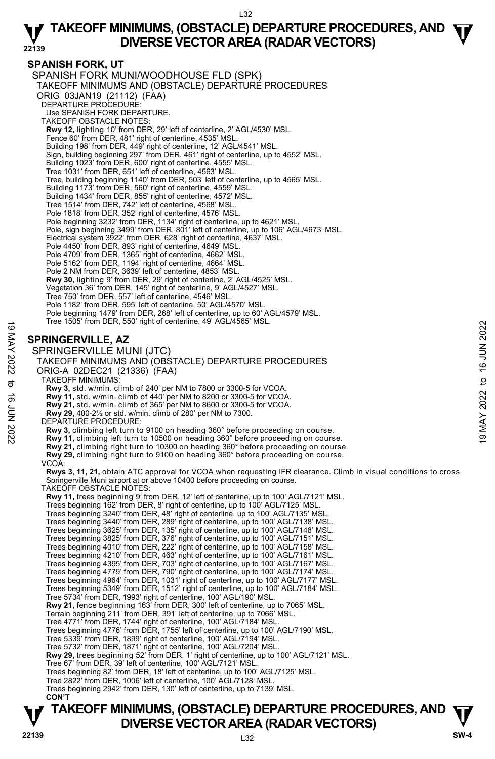## SPANISH FORK, UT

SPANISH FORK MUNI/WOODHOUSE FLD (SPK)
TAKEOFF MINIMUMS AND (OBSTACLE) DEPARTURE PROCEDURES
ORIG 03JAN19 (21112) (FAA)

DEPARTURE PROCEDURE:
Use SPANISH FORK DEPARTURE.

TAKEOFF OBSTACLE NOTES:
**Rwy 12,** lighting 10' from DER, 29' left of centerline, 2' AGL/4530' MSL.
Fence 60' from DER, 481' right of centerline, 4535' MSL.
Building 198' from DER, 449' right of centerline, 12' AGL/4541' MSL.
Sign, building beginning 297' from DER, 461' right of centerline, up to 4552' MSL.
Building 1023' from DER, 600' right of centerline, 4555' MSL.
Tree 1031' from DER, 651' left of centerline, 4563' MSL.
Tree, building beginning 1140' from DER, 503' left of centerline, up to 4565' MSL.
Building 1173' from DER, 560' right of centerline, 4559' MSL.
Building 1434' from DER, 855' right of centerline, 4572' MSL.
Tree 1514' from DER, 742' left of centerline, 4568' MSL.
Pole 1818' from DER, 352' right of centerline, 4576' MSL.
Pole beginning 3232' from DER, 1134' right of centerline, up to 4621' MSL.
Pole, sign beginning 3499' from DER, 801' left of centerline, up to 106' AGL/4673' MSL.
Electrical system 3922' from DER, 628' right of centerline, 4637' MSL.
Pole 4450' from DER, 893' right of centerline, 4649' MSL.
Pole 4709' from DER, 1365' right of centerline, 4662' MSL.
Pole 5162' from DER, 1194' right of centerline, 4664' MSL.
Pole 2 NM from DER, 3639' left of centerline, 4853' MSL.
**Rwy 30,** lighting 9' from DER, 29' right of centerline, 2' AGL/4525' MSL.
Vegetation 36' from DER, 145' right of centerline, 9' AGL/4527' MSL.
Tree 750' from DER, 557' left of centerline, 4546' MSL.
Pole 1182' from DER, 595' left of centerline, 50' AGL/4570' MSL.
Pole beginning 1479' from DER, 268' left of centerline, up to 60' AGL/4579' MSL.
Tree 1505' from DER, 550' right of centerline, 49' AGL/4565' MSL.

## SPRINGERVILLE, AZ

SPRINGERVILLE MUNI (JTC)
TAKEOFF MINIMUMS AND (OBSTACLE) DEPARTURE PROCEDURES
ORIG-A 02DEC21 (21336) (FAA)

TAKEOFF MINIMUMS:
**Rwy 3,** std. w/min. climb of 240' per NM to 7800 or 3300-5 for VCOA.
**Rwy 11,** std. w/min. climb of 440' per NM to 8200 or 3300-5 for VCOA.
**Rwy 21,** std. w/min. climb of 365' per NM to 8600 or 3300-5 for VCOA.
**Rwy 29,** 400-2½ or std. w/min. climb of 280' per NM to 7300.

DEPARTURE PROCEDURE:
**Rwy 3,** climbing left turn to 9100 on heading 360° before proceeding on course.
**Rwy 11,** climbing left turn to 10500 on heading 360° before proceeding on course.
**Rwy 21,** climbing right turn to 10300 on heading 360° before proceeding on course.
**Rwy 29,** climbing right turn to 9100 on heading 360° before proceeding on course.

VCOA:
**Rwys 3, 11, 21,** obtain ATC approval for VCOA when requesting IFR clearance. Climb in visual conditions to cross Springerville Muni airport at or above 10400 before proceeding on course.

TAKEOFF OBSTACLE NOTES:
**Rwy 11,** trees beginning 9' from DER, 12' left of centerline, up to 100' AGL/7121' MSL.
Trees beginning 162' from DER, 8' right of centerline, up to 100' AGL/7125' MSL.
Trees beginning 3240' from DER, 48' right of centerline, up to 100' AGL/7135' MSL.
Trees beginning 3440' from DER, 289' right of centerline, up to 100' AGL/7138' MSL.
Trees beginning 3625' from DER, 135' right of centerline, up to 100' AGL/7148' MSL.
Trees beginning 3825' from DER, 376' right of centerline, up to 100' AGL/7151' MSL.
Trees beginning 4010' from DER, 222' right of centerline, up to 100' AGL/7158' MSL.
Trees beginning 4210' from DER, 463' right of centerline, up to 100' AGL/7161' MSL.
Trees beginning 4395' from DER, 703' right of centerline, up to 100' AGL/7167' MSL.
Trees beginning 4779' from DER, 790' right of centerline, up to 100' AGL/7174' MSL.
Trees beginning 4964' from DER, 1031' right of centerline, up to 100' AGL/7177' MSL.
Trees beginning 5349' from DER, 1512' right of centerline, up to 100' AGL/7184' MSL.
Tree 5734' from DER, 1993' right of centerline, 100' AGL/190' MSL.
**Rwy 21,** fence beginning 163' from DER, 300' left of centerline, up to 7065' MSL.
Terrain beginning 211' from DER, 391' left of centerline, up to 7066' MSL.
Tree 4771' from DER, 1744' right of centerline, 100' AGL/7184' MSL.
Trees beginning 4776' from DER, 1755' left of centerline, up to 100' AGL/7190' MSL.
Tree 5339' from DER, 1899' right of centerline, 100' AGL/7194' MSL.
Tree 5732' from DER, 1871' right of centerline, 100' AGL/7204' MSL.
**Rwy 29,** trees beginning 52' from DER, 1' right of centerline, up to 100' AGL/7121' MSL.
Tree 67' from DER, 39' left of centerline, 100' AGL/7121' MSL.
Trees beginning 82' from DER, 18' left of centerline, up to 100' AGL/7125' MSL.
Tree 2822' from DER, 1006' left of centerline, 100' AGL/7128' MSL.
Trees beginning 2942' from DER, 130' left of centerline, up to 7139' MSL.

**CON'T**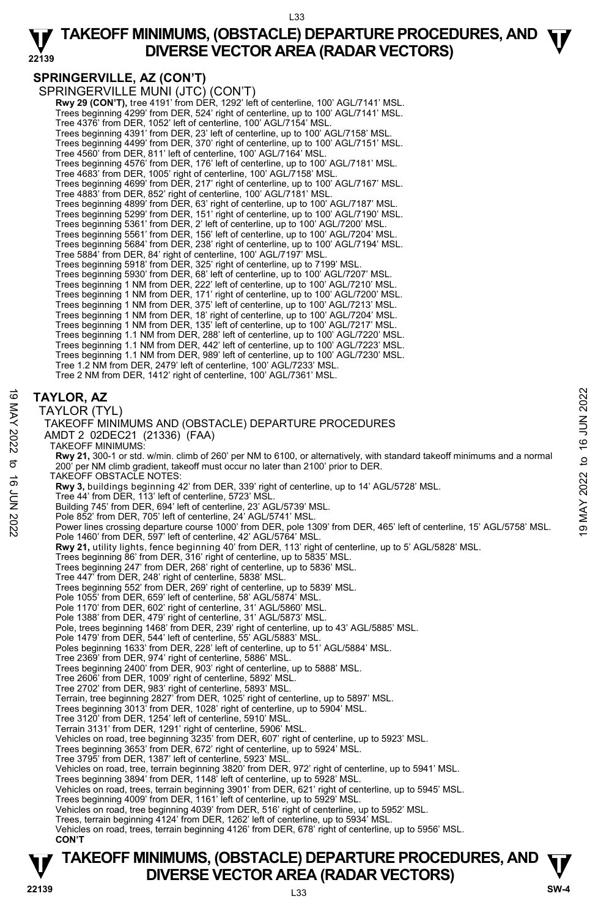## SPRINGERVILLE, AZ (CON'T)

SPRINGERVILLE MUNI (JTC) (CON'T)

**Rwy 29 (CON'T),** tree 4191' from DER, 1292' left of centerline, 100' AGL/7141' MSL.
Trees beginning 4299' from DER, 524' right of centerline, up to 100' AGL/7141' MSL.
Tree 4376' from DER, 1052' left of centerline, 100' AGL/7154' MSL.
Trees beginning 4391' from DER, 23' left of centerline, up to 100' AGL/7158' MSL.
Trees beginning 4499' from DER, 370' right of centerline, up to 100' AGL/7151' MSL.
Tree 4560' from DER, 811' left of centerline, 100' AGL/7164' MSL.
Trees beginning 4576' from DER, 176' left of centerline, up to 100' AGL/7181' MSL.
Tree 4683' from DER, 1005' right of centerline, 100' AGL/7158' MSL.
Trees beginning 4699' from DER, 217' right of centerline, up to 100' AGL/7167' MSL.
Tree 4883' from DER, 852' right of centerline, 100' AGL/7181' MSL.
Trees beginning 4899' from DER, 63' right of centerline, up to 100' AGL/7187' MSL.
Trees beginning 5299' from DER, 151' right of centerline, up to 100' AGL/7190' MSL.
Trees beginning 5361' from DER, 2' left of centerline, up to 100' AGL/7200' MSL.
Trees beginning 5561' from DER, 156' left of centerline, up to 100' AGL/7204' MSL.
Trees beginning 5684' from DER, 238' right of centerline, up to 100' AGL/7194' MSL.
Tree 5884' from DER, 84' right of centerline, 100' AGL/7197' MSL.
Trees beginning 5918' from DER, 325' right of centerline, up to 7199' MSL.
Trees beginning 5930' from DER, 68' left of centerline, up to 100' AGL/7207' MSL.
Trees beginning 1 NM from DER, 222' left of centerline, up to 100' AGL/7210' MSL.
Trees beginning 1 NM from DER, 171' right of centerline, up to 100' AGL/7200' MSL.
Trees beginning 1 NM from DER, 375' left of centerline, up to 100' AGL/7213' MSL.
Trees beginning 1 NM from DER, 18' right of centerline, up to 100' AGL/7204' MSL.
Trees beginning 1 NM from DER, 135' left of centerline, up to 100' AGL/7217' MSL.
Trees beginning 1.1 NM from DER, 288' left of centerline, up to 100' AGL/7220' MSL.
Trees beginning 1.1 NM from DER, 442' left of centerline, up to 100' AGL/7223' MSL.
Trees beginning 1.1 NM from DER, 989' left of centerline, up to 100' AGL/7230' MSL.
Tree 1.2 NM from DER, 2479' left of centerline, 100' AGL/7233' MSL.
Tree 2 NM from DER, 1412' right of centerline, 100' AGL/7361' MSL.

## TAYLOR, AZ

TAYLOR (TYL)

TAKEOFF MINIMUMS AND (OBSTACLE) DEPARTURE PROCEDURES

AMDT 2 02DEC21 (21336) (FAA)

TAKEOFF MINIMUMS:

**Rwy 21,** 300-1 or std. w/min. climb of 260' per NM to 6100, or alternatively, with standard takeoff minimums and a normal 200' per NM climb gradient, takeoff must occur no later than 2100' prior to DER.

TAKEOFF OBSTACLE NOTES:

**Rwy 3,** buildings beginning 42' from DER, 339' right of centerline, up to 14' AGL/5728' MSL.
Tree 44' from DER, 113' left of centerline, 5723' MSL.
Building 745' from DER, 694' left of centerline, 23' AGL/5739' MSL.
Pole 852' from DER, 705' left of centerline, 24' AGL/5741' MSL.
Power lines crossing departure course 1000' from DER, pole 1309' from DER, 465' left of centerline, 15' AGL/5758' MSL.
Pole 1460' from DER, 597' left of centerline, 42' AGL/5764' MSL.

**Rwy 21,** utility lights, fence beginning 40' from DER, 113' right of centerline, up to 5' AGL/5828' MSL.
Trees beginning 86' from DER, 316' right of centerline, up to 5835' MSL.
Trees beginning 247' from DER, 268' right of centerline, up to 5836' MSL.
Tree 447' from DER, 248' right of centerline, 5838' MSL.
Trees beginning 552' from DER, 269' right of centerline, up to 5839' MSL.
Pole 1055' from DER, 659' left of centerline, 58' AGL/5874' MSL.
Pole 1170' from DER, 602' right of centerline, 31' AGL/5860' MSL.
Pole 1388' from DER, 479' right of centerline, 31' AGL/5873' MSL.
Pole, trees beginning 1468' from DER, 239' right of centerline, up to 43' AGL/5885' MSL.
Pole 1479' from DER, 544' left of centerline, 55' AGL/5883' MSL.
Poles beginning 1633' from DER, 228' left of centerline, up to 51' AGL/5884' MSL.
Tree 2369' from DER, 974' right of centerline, 5886' MSL.
Trees beginning 2400' from DER, 903' right of centerline, up to 5888' MSL.
Tree 2606' from DER, 1009' right of centerline, 5892' MSL.
Tree 2702' from DER, 983' right of centerline, 5893' MSL.
Terrain, tree beginning 2827' from DER, 1025' right of centerline, up to 5897' MSL.
Trees beginning 3013' from DER, 1028' right of centerline, up to 5904' MSL.
Tree 3120' from DER, 1254' left of centerline, 5910' MSL.
Terrain 3131' from DER, 1291' right of centerline, 5906' MSL.
Vehicles on road, tree beginning 3235' from DER, 607' right of centerline, up to 5923' MSL.
Trees beginning 3653' from DER, 672' right of centerline, up to 5924' MSL.
Tree 3795' from DER, 1387' left of centerline, 5923' MSL.
Vehicles on road, tree, terrain beginning 3820' from DER, 972' right of centerline, up to 5941' MSL.
Trees beginning 3894' from DER, 1148' left of centerline, up to 5928' MSL.
Vehicles on road, trees, terrain beginning 3901' from DER, 621' right of centerline, up to 5945' MSL.
Trees beginning 4009' from DER, 1161' left of centerline, up to 5929' MSL.
Vehicles on road, tree beginning 4039' from DER, 516' right of centerline, up to 5952' MSL.
Trees, terrain beginning 4124' from DER, 1262' left of centerline, up to 5934' MSL.
Vehicles on road, trees, terrain beginning 4126' from DER, 678' right of centerline, up to 5956' MSL.

**CON'T**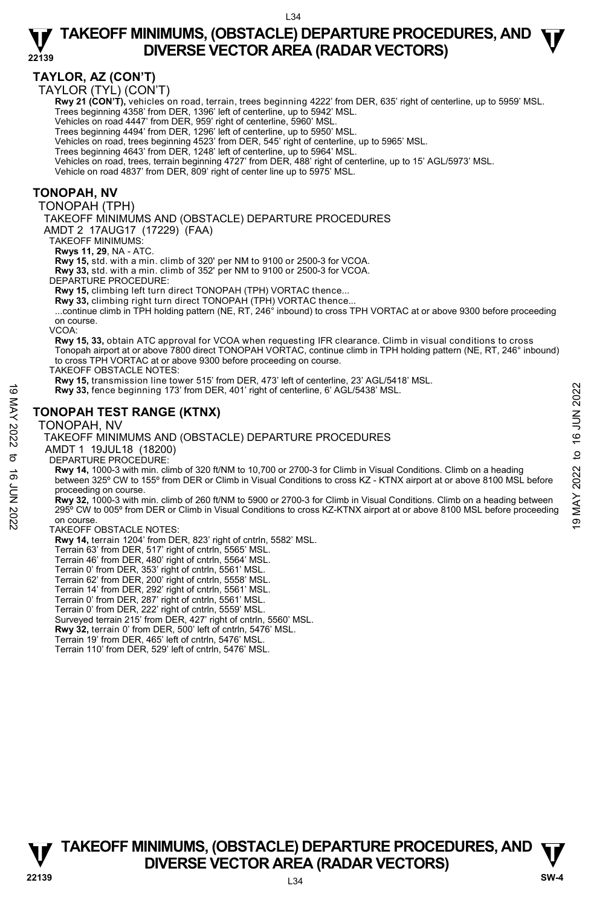## TAYLOR, AZ (CON'T)

TAYLOR (TYL) (CON'T)

**Rwy 21 (CON'T),** vehicles on road, terrain, trees beginning 4222' from DER, 635' right of centerline, up to 5959' MSL.
Trees beginning 4358' from DER, 1396' left of centerline, up to 5942' MSL.
Vehicles on road 4447' from DER, 959' right of centerline, 5960' MSL.
Trees beginning 4494' from DER, 1296' left of centerline, up to 5950' MSL.
Vehicles on road, trees beginning 4523' from DER, 545' right of centerline, up to 5965' MSL.
Trees beginning 4643' from DER, 1248' left of centerline, up to 5964' MSL.
Vehicles on road, trees, terrain beginning 4727' from DER, 488' right of centerline, up to 15' AGL/5973' MSL.
Vehicle on road 4837' from DER, 809' right of center line up to 5975' MSL.

## TONOPAH, NV

TONOPAH (TPH)

TAKEOFF MINIMUMS AND (OBSTACLE) DEPARTURE PROCEDURES

AMDT 2 17AUG17 (17229) (FAA)

TAKEOFF MINIMUMS:

**Rwys 11, 29**, NA - ATC.
**Rwy 15,** std. with a min. climb of 320' per NM to 9100 or 2500-3 for VCOA.
**Rwy 33,** std. with a min. climb of 352' per NM to 9100 or 2500-3 for VCOA.

DEPARTURE PROCEDURE:

**Rwy 15,** climbing left turn direct TONOPAH (TPH) VORTAC thence...
**Rwy 33,** climbing right turn direct TONOPAH (TPH) VORTAC thence...
...continue climb in TPH holding pattern (NE, RT, 246° inbound) to cross TPH VORTAC at or above 9300 before proceeding on course.

VCOA:

**Rwy 15, 33,** obtain ATC approval for VCOA when requesting IFR clearance. Climb in visual conditions to cross Tonopah airport at or above 7800 direct TONOPAH VORTAC, continue climb in TPH holding pattern (NE, RT, 246° inbound) to cross TPH VORTAC at or above 9300 before proceeding on course.

TAKEOFF OBSTACLE NOTES:

**Rwy 15,** transmission line tower 515' from DER, 473' left of centerline, 23' AGL/5418' MSL.
**Rwy 33,** fence beginning 173' from DER, 401' right of centerline, 6' AGL/5438' MSL.

## TONOPAH TEST RANGE (KTNX)

TONOPAH, NV

TAKEOFF MINIMUMS AND (OBSTACLE) DEPARTURE PROCEDURES

AMDT 1 19JUL18 (18200)

DEPARTURE PROCEDURE:

**Rwy 14,** 1000-3 with min. climb of 320 ft/NM to 10,700 or 2700-3 for Climb in Visual Conditions. Climb on a heading between 325º CW to 155º from DER or Climb in Visual Conditions to cross KZ - KTNX airport at or above 8100 MSL before proceeding on course.

**Rwy 32,** 1000-3 with min. climb of 260 ft/NM to 5900 or 2700-3 for Climb in Visual Conditions. Climb on a heading between 295º CW to 005º from DER or Climb in Visual Conditions to cross KZ-KTNX airport at or above 8100 MSL before proceeding on course.

TAKEOFF OBSTACLE NOTES:

**Rwy 14,** terrain 1204' from DER, 823' right of cntrln, 5582' MSL.
Terrain 63' from DER, 517' right of cntrln, 5565' MSL.
Terrain 46' from DER, 480' right of cntrln, 5564' MSL.
Terrain 0' from DER, 353' right of cntrln, 5561' MSL.
Terrain 62' from DER, 200' right of cntrln, 5558' MSL.
Terrain 14' from DER, 292' right of cntrln, 5561' MSL.
Terrain 0' from DER, 287' right of cntrln, 5561' MSL.
Terrain 0' from DER, 222' right of cntrln, 5559' MSL.
Surveyed terrain 215' from DER, 427' right of cntrln, 5560' MSL.
**Rwy 32,** terrain 0' from DER, 500' left of cntrln, 5476' MSL.
Terrain 19' from DER, 465' left of cntrln, 5476' MSL.
Terrain 110' from DER, 529' left of cntrln, 5476' MSL.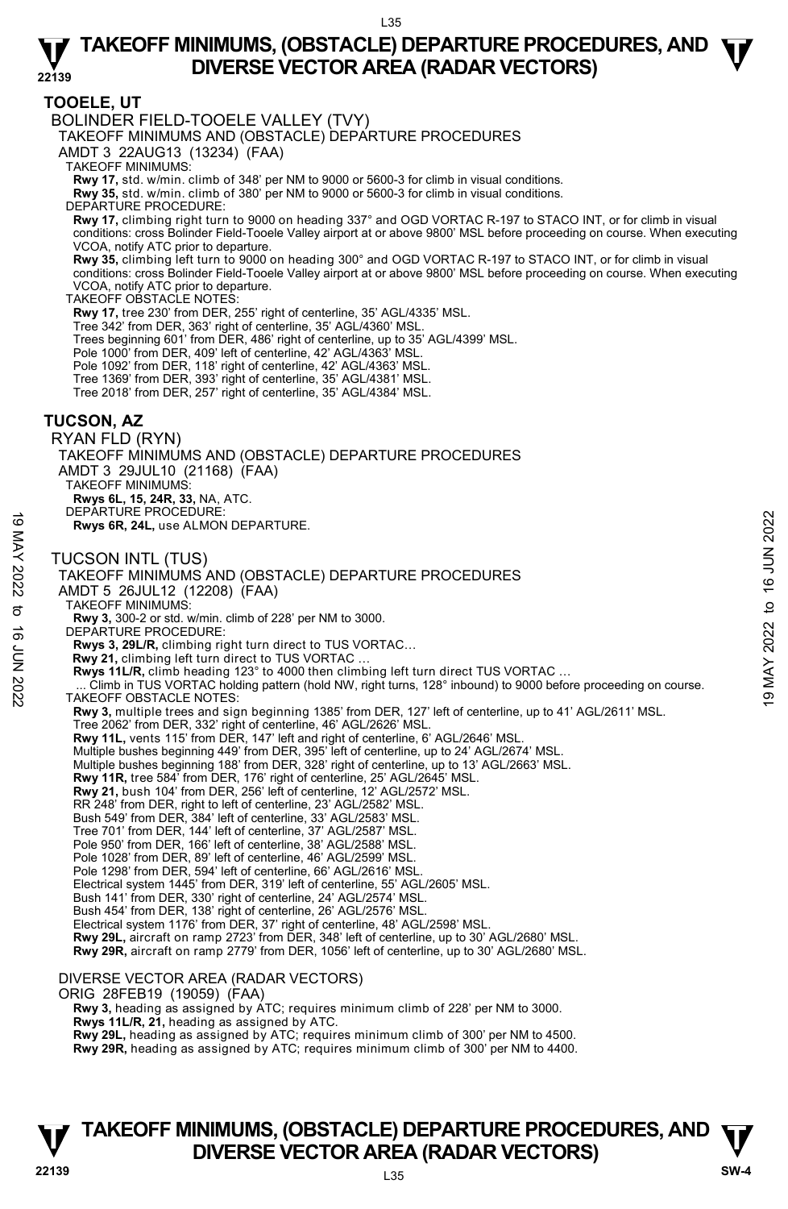## TOOELE, UT

### BOLINDER FIELD-TOOELE VALLEY (TVY)

TAKEOFF MINIMUMS AND (OBSTACLE) DEPARTURE PROCEDURES

AMDT 3 22AUG13 (13234) (FAA)

TAKEOFF MINIMUMS:

**Rwy 17,** std. w/min. climb of 348' per NM to 9000 or 5600-3 for climb in visual conditions.
**Rwy 35,** std. w/min. climb of 380' per NM to 9000 or 5600-3 for climb in visual conditions.

DEPARTURE PROCEDURE:

**Rwy 17,** climbing right turn to 9000 on heading 337° and OGD VORTAC R-197 to STACO INT, or for climb in visual conditions: cross Bolinder Field-Tooele Valley airport at or above 9800' MSL before proceeding on course. When executing VCOA, notify ATC prior to departure.
**Rwy 35,** climbing left turn to 9000 on heading 300° and OGD VORTAC R-197 to STACO INT, or for climb in visual conditions: cross Bolinder Field-Tooele Valley airport at or above 9800' MSL before proceeding on course. When executing VCOA, notify ATC prior to departure.

TAKEOFF OBSTACLE NOTES:

**Rwy 17,** tree 230' from DER, 255' right of centerline, 35' AGL/4335' MSL.
Tree 342' from DER, 363' right of centerline, 35' AGL/4360' MSL.
Trees beginning 601' from DER, 486' right of centerline, up to 35' AGL/4399' MSL.
Pole 1000' from DER, 409' left of centerline, 42' AGL/4363' MSL.
Pole 1092' from DER, 118' right of centerline, 42' AGL/4363' MSL.
Tree 1369' from DER, 393' right of centerline, 35' AGL/4381' MSL.
Tree 2018' from DER, 257' right of centerline, 35' AGL/4384' MSL.

## TUCSON, AZ

### RYAN FLD (RYN)

TAKEOFF MINIMUMS AND (OBSTACLE) DEPARTURE PROCEDURES

AMDT 3 29JUL10 (21168) (FAA)

TAKEOFF MINIMUMS:

**Rwys 6L, 15, 24R, 33,** NA, ATC.

DEPARTURE PROCEDURE:

**Rwys 6R, 24L,** use ALMON DEPARTURE.

### TUCSON INTL (TUS)

TAKEOFF MINIMUMS AND (OBSTACLE) DEPARTURE PROCEDURES

AMDT 5 26JUL12 (12208) (FAA)

TAKEOFF MINIMUMS:

**Rwy 3,** 300-2 or std. w/min. climb of 228' per NM to 3000.

DEPARTURE PROCEDURE:

**Rwys 3, 29L/R,** climbing right turn direct to TUS VORTAC…
**Rwy 21,** climbing left turn direct to TUS VORTAC …
**Rwys 11L/R,** climb heading 123° to 4000 then climbing left turn direct TUS VORTAC …
... Climb in TUS VORTAC holding pattern (hold NW, right turns, 128° inbound) to 9000 before proceeding on course.

TAKEOFF OBSTACLE NOTES:

**Rwy 3,** multiple trees and sign beginning 1385' from DER, 127' left of centerline, up to 41' AGL/2611' MSL.
Tree 2062' from DER, 332' right of centerline, 46' AGL/2626' MSL.
**Rwy 11L,** vents 115' from DER, 147' left and right of centerline, 6' AGL/2646' MSL.
Multiple bushes beginning 449' from DER, 395' left of centerline, up to 24' AGL/2674' MSL.
Multiple bushes beginning 188' from DER, 328' right of centerline, up to 13' AGL/2663' MSL.
**Rwy 11R,** tree 584' from DER, 176' right of centerline, 25' AGL/2645' MSL.
**Rwy 21,** bush 104' from DER, 256' left of centerline, 12' AGL/2572' MSL.
RR 248' from DER, right to left of centerline, 23' AGL/2582' MSL.
Bush 549' from DER, 384' left of centerline, 33' AGL/2583' MSL.
Tree 701' from DER, 144' left of centerline, 37' AGL/2587' MSL.
Pole 950' from DER, 166' left of centerline, 38' AGL/2588' MSL.
Pole 1028' from DER, 89' left of centerline, 46' AGL/2599' MSL.
Pole 1298' from DER, 594' left of centerline, 66' AGL/2616' MSL.
Electrical system 1445' from DER, 319' left of centerline, 55' AGL/2605' MSL.
Bush 141' from DER, 330' right of centerline, 24' AGL/2574' MSL.
Bush 454' from DER, 138' right of centerline, 26' AGL/2576' MSL.
Electrical system 1176' from DER, 37' right of centerline, 48' AGL/2598' MSL.
**Rwy 29L,** aircraft on ramp 2723' from DER, 348' left of centerline, up to 30' AGL/2680' MSL.
**Rwy 29R,** aircraft on ramp 2779' from DER, 1056' left of centerline, up to 30' AGL/2680' MSL.

DIVERSE VECTOR AREA (RADAR VECTORS)

ORIG 28FEB19 (19059) (FAA)

**Rwy 3,** heading as assigned by ATC; requires minimum climb of 228' per NM to 3000.
**Rwys 11L/R, 21,** heading as assigned by ATC.
**Rwy 29L,** heading as assigned by ATC; requires minimum climb of 300' per NM to 4500.
**Rwy 29R,** heading as assigned by ATC; requires minimum climb of 300' per NM to 4400.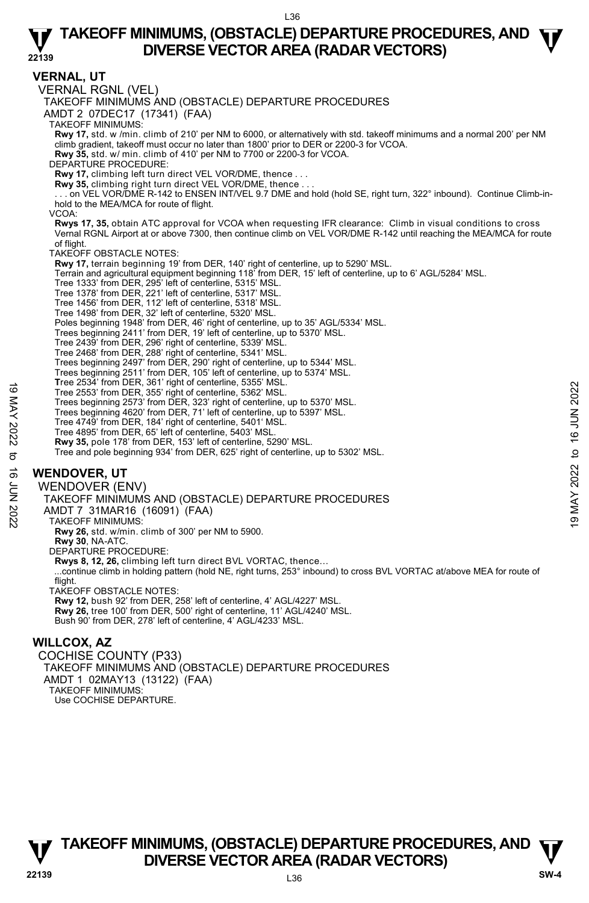## VERNAL, UT

VERNAL RGNL (VEL)

TAKEOFF MINIMUMS AND (OBSTACLE) DEPARTURE PROCEDURES

AMDT 2 07DEC17 (17341) (FAA)

TAKEOFF MINIMUMS:

**Rwy 17,** std. w /min. climb of 210' per NM to 6000, or alternatively with std. takeoff minimums and a normal 200' per NM climb gradient, takeoff must occur no later than 1800' prior to DER or 2200-3 for VCOA.

**Rwy 35,** std. w/ min. climb of 410' per NM to 7700 or 2200-3 for VCOA.

DEPARTURE PROCEDURE:

**Rwy 17,** climbing left turn direct VEL VOR/DME, thence . . .

**Rwy 35,** climbing right turn direct VEL VOR/DME, thence . . .

. . . on VEL VOR/DME R-142 to ENSEN INT/VEL 9.7 DME and hold (hold SE, right turn, 322° inbound). Continue Climb-in-hold to the MEA/MCA for route of flight.

VCOA:

**Rwys 17, 35,** obtain ATC approval for VCOA when requesting IFR clearance: Climb in visual conditions to cross Vernal RGNL Airport at or above 7300, then continue climb on VEL VOR/DME R-142 until reaching the MEA/MCA for route of flight.

TAKEOFF OBSTACLE NOTES:

**Rwy 17,** terrain beginning 19' from DER, 140' right of centerline, up to 5290' MSL.
Terrain and agricultural equipment beginning 118' from DER, 15' left of centerline, up to 6' AGL/5284' MSL.
Tree 1333' from DER, 295' left of centerline, 5315' MSL.
Tree 1378' from DER, 221' left of centerline, 5317' MSL.
Tree 1456' from DER, 112' left of centerline, 5318' MSL.
Tree 1498' from DER, 32' left of centerline, 5320' MSL.
Poles beginning 1948' from DER, 46' right of centerline, up to 35' AGL/5334' MSL.
Trees beginning 2411' from DER, 19' left of centerline, up to 5370' MSL.
Tree 2439' from DER, 296' right of centerline, 5339' MSL.
Tree 2468' from DER, 288' right of centerline, 5341' MSL.
Trees beginning 2497' from DER, 290' right of centerline, up to 5344' MSL.
Trees beginning 2511' from DER, 105' left of centerline, up to 5374' MSL.
Tree 2534' from DER, 361' right of centerline, 5355' MSL.
Tree 2553' from DER, 355' right of centerline, 5362' MSL.
Trees beginning 2573' from DER, 323' right of centerline, up to 5370' MSL.
Trees beginning 4620' from DER, 71' left of centerline, up to 5397' MSL.
Tree 4749' from DER, 184' right of centerline, 5401' MSL.
Tree 4895' from DER, 65' left of centerline, 5403' MSL.

**Rwy 35,** pole 178' from DER, 153' left of centerline, 5290' MSL.
Tree and pole beginning 934' from DER, 625' right of centerline, up to 5302' MSL.

## WENDOVER, UT

WENDOVER (ENV)

TAKEOFF MINIMUMS AND (OBSTACLE) DEPARTURE PROCEDURES

AMDT 7 31MAR16 (16091) (FAA)

TAKEOFF MINIMUMS:

**Rwy 26,** std. w/min. climb of 300' per NM to 5900.

**Rwy 30**, NA-ATC.

DEPARTURE PROCEDURE:

**Rwys 8, 12, 26,** climbing left turn direct BVL VORTAC, thence...

...continue climb in holding pattern (hold NE, right turns, 253° inbound) to cross BVL VORTAC at/above MEA for route of flight.

TAKEOFF OBSTACLE NOTES:

**Rwy 12,** bush 92' from DER, 258' left of centerline, 4' AGL/4227' MSL.

**Rwy 26,** tree 100' from DER, 500' right of centerline, 11' AGL/4240' MSL.
Bush 90' from DER, 278' left of centerline, 4' AGL/4233' MSL.

## WILLCOX, AZ

COCHISE COUNTY (P33)

TAKEOFF MINIMUMS AND (OBSTACLE) DEPARTURE PROCEDURES

AMDT 1 02MAY13 (13122) (FAA)

TAKEOFF MINIMUMS:

Use COCHISE DEPARTURE.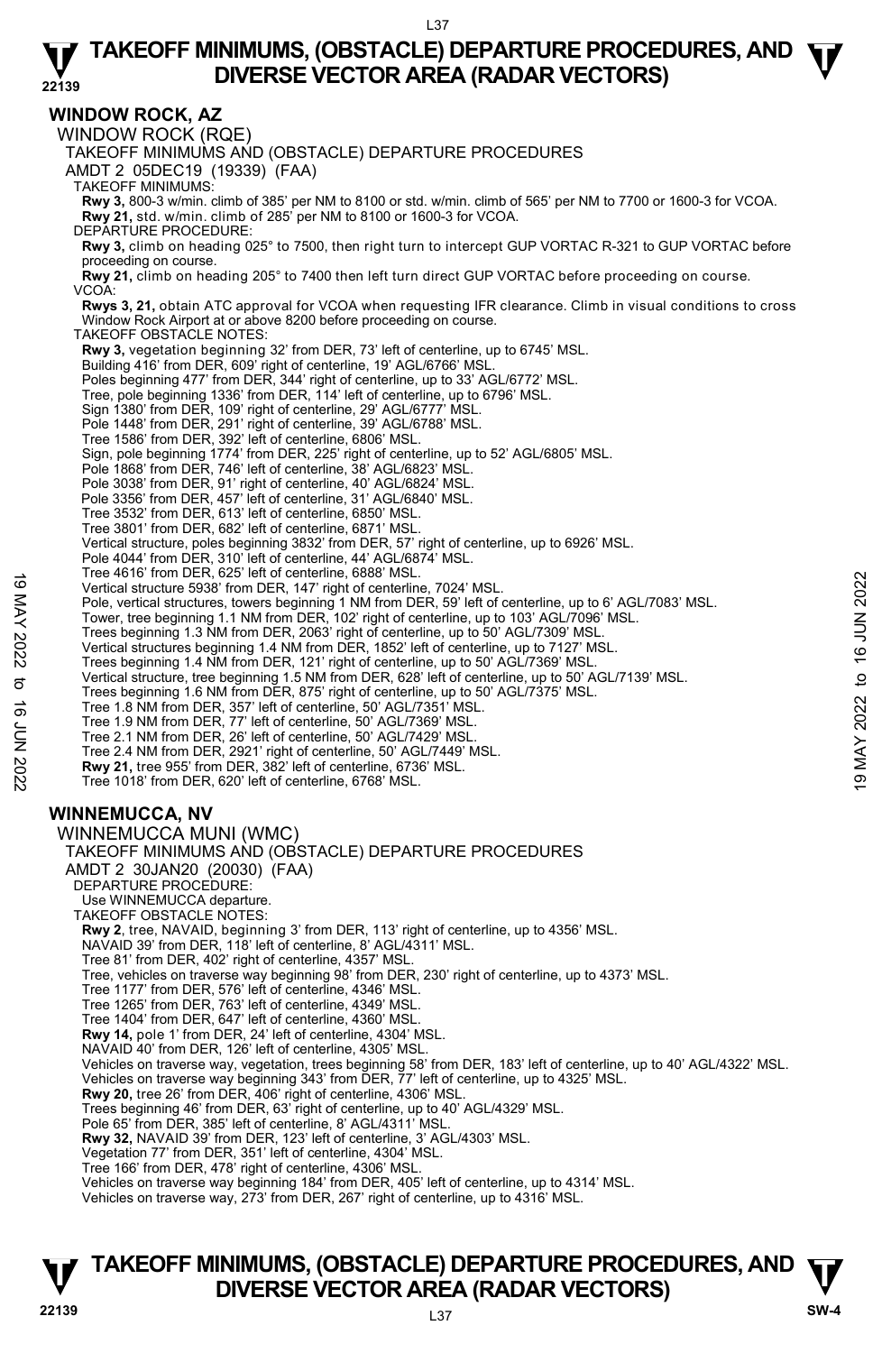## WINDOW ROCK, AZ

WINDOW ROCK (RQE)

TAKEOFF MINIMUMS AND (OBSTACLE) DEPARTURE PROCEDURES

AMDT 2 05DEC19 (19339) (FAA)

TAKEOFF MINIMUMS:

**Rwy 3,** 800-3 w/min. climb of 385' per NM to 8100 or std. w/min. climb of 565' per NM to 7700 or 1600-3 for VCOA.
**Rwy 21,** std. w/min. climb of 285' per NM to 8100 or 1600-3 for VCOA.

DEPARTURE PROCEDURE:

**Rwy 3,** climb on heading 025° to 7500, then right turn to intercept GUP VORTAC R-321 to GUP VORTAC before proceeding on course.
**Rwy 21,** climb on heading 205° to 7400 then left turn direct GUP VORTAC before proceeding on course.

VCOA:

**Rwys 3, 21,** obtain ATC approval for VCOA when requesting IFR clearance. Climb in visual conditions to cross Window Rock Airport at or above 8200 before proceeding on course.

TAKEOFF OBSTACLE NOTES:

**Rwy 3,** vegetation beginning 32' from DER, 73' left of centerline, up to 6745' MSL.
Building 416' from DER, 609' right of centerline, 19' AGL/6766' MSL.
Poles beginning 477' from DER, 344' right of centerline, up to 33' AGL/6772' MSL.
Tree, pole beginning 1336' from DER, 114' left of centerline, up to 6796' MSL.
Sign 1380' from DER, 109' right of centerline, 29' AGL/6777' MSL.
Pole 1448' from DER, 291' right of centerline, 39' AGL/6788' MSL.
Tree 1586' from DER, 392' left of centerline, 6806' MSL.
Sign, pole beginning 1774' from DER, 225' right of centerline, up to 52' AGL/6805' MSL.
Pole 1868' from DER, 746' left of centerline, 38' AGL/6823' MSL.
Pole 3038' from DER, 91' right of centerline, 40' AGL/6824' MSL.
Pole 3356' from DER, 457' left of centerline, 31' AGL/6840' MSL.
Tree 3532' from DER, 613' left of centerline, 6850' MSL.
Tree 3801' from DER, 682' left of centerline, 6871' MSL.
Vertical structure, poles beginning 3832' from DER, 57' right of centerline, up to 6926' MSL.
Pole 4044' from DER, 310' left of centerline, 44' AGL/6874' MSL.
Tree 4616' from DER, 625' left of centerline, 6888' MSL.
Vertical structure 5938' from DER, 147' right of centerline, 7024' MSL.
Pole, vertical structures, towers beginning 1 NM from DER, 59' left of centerline, up to 6' AGL/7083' MSL.
Tower, tree beginning 1.1 NM from DER, 102' right of centerline, up to 103' AGL/7096' MSL.
Trees beginning 1.3 NM from DER, 2063' right of centerline, up to 50' AGL/7309' MSL.
Vertical structures beginning 1.4 NM from DER, 1852' left of centerline, up to 7127' MSL.
Trees beginning 1.4 NM from DER, 121' right of centerline, up to 50' AGL/7369' MSL.
Vertical structure, tree beginning 1.5 NM from DER, 628' left of centerline, up to 50' AGL/7139' MSL.
Trees beginning 1.6 NM from DER, 875' right of centerline, up to 50' AGL/7375' MSL.
Tree 1.8 NM from DER, 357' left of centerline, 50' AGL/7351' MSL.
Tree 1.9 NM from DER, 77' left of centerline, 50' AGL/7369' MSL.
Tree 2.1 NM from DER, 26' left of centerline, 50' AGL/7429' MSL.
Tree 2.4 NM from DER, 2921' right of centerline, 50' AGL/7449' MSL.
**Rwy 21,** tree 955' from DER, 382' left of centerline, 6736' MSL.
Tree 1018' from DER, 620' left of centerline, 6768' MSL.

## WINNEMUCCA, NV

WINNEMUCCA MUNI (WMC)

TAKEOFF MINIMUMS AND (OBSTACLE) DEPARTURE PROCEDURES

AMDT 2 30JAN20 (20030) (FAA)

DEPARTURE PROCEDURE:

Use WINNEMUCCA departure.

TAKEOFF OBSTACLE NOTES:

**Rwy 2**, tree, NAVAID, beginning 3' from DER, 113' right of centerline, up to 4356' MSL.
NAVAID 39' from DER, 118' left of centerline, 8' AGL/4311' MSL.
Tree 81' from DER, 402' right of centerline, 4357' MSL.
Tree, vehicles on traverse way beginning 98' from DER, 230' right of centerline, up to 4373' MSL.
Tree 1177' from DER, 576' left of centerline, 4346' MSL.
Tree 1265' from DER, 763' left of centerline, 4349' MSL.
Tree 1404' from DER, 647' left of centerline, 4360' MSL.
**Rwy 14,** pole 1' from DER, 24' left of centerline, 4304' MSL.
NAVAID 40' from DER, 126' left of centerline, 4305' MSL.
Vehicles on traverse way, vegetation, trees beginning 58' from DER, 183' left of centerline, up to 40' AGL/4322' MSL.
Vehicles on traverse way beginning 343' from DER, 77' left of centerline, up to 4325' MSL.
**Rwy 20,** tree 26' from DER, 406' right of centerline, 4306' MSL.
Trees beginning 46' from DER, 63' right of centerline, up to 40' AGL/4329' MSL.
Pole 65' from DER, 385' left of centerline, 8' AGL/4311' MSL.
**Rwy 32,** NAVAID 39' from DER, 123' left of centerline, 3' AGL/4303' MSL.
Vegetation 77' from DER, 351' left of centerline, 4304' MSL.
Tree 166' from DER, 478' right of centerline, 4306' MSL.
Vehicles on traverse way beginning 184' from DER, 405' left of centerline, up to 4314' MSL.
Vehicles on traverse way, 273' from DER, 267' right of centerline, up to 4316' MSL.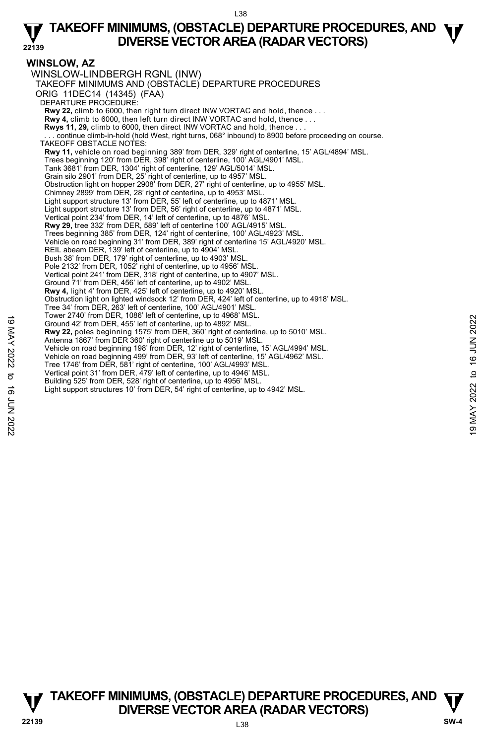## WINSLOW, AZ

WINSLOW-LINDBERGH RGNL (INW)

TAKEOFF MINIMUMS AND (OBSTACLE) DEPARTURE PROCEDURES

ORIG 11DEC14 (14345) (FAA)

DEPARTURE PROCEDURE:

**Rwy 22,** climb to 6000, then right turn direct INW VORTAC and hold, thence . . .
**Rwy 4,** climb to 6000, then left turn direct INW VORTAC and hold, thence . . .
**Rwys 11, 29,** climb to 6000, then direct INW VORTAC and hold, thence . . .
. . . continue climb-in-hold (hold West, right turns, 068° inbound) to 8900 before proceeding on course.

TAKEOFF OBSTACLE NOTES:

**Rwy 11,** vehicle on road beginning 389' from DER, 329' right of centerline, 15' AGL/4894' MSL.
Trees beginning 120' from DER, 398' right of centerline, 100' AGL/4901' MSL.
Tank 3681' from DER, 1304' right of centerline, 129' AGL/5014' MSL.
Grain silo 2901' from DER, 25' right of centerline, up to 4957' MSL.
Obstruction light on hopper 2908' from DER, 27' right of centerline, up to 4955' MSL.
Chimney 2899' from DER, 28' right of centerline, up to 4953' MSL.
Light support structure 13' from DER, 55' left of centerline, up to 4871' MSL.
Light support structure 13' from DER, 56' right of centerline, up to 4871' MSL.
Vertical point 234' from DER, 14' left of centerline, up to 4876' MSL.
**Rwy 29,** tree 332' from DER, 589' left of centerline 100' AGL/4915' MSL.
Trees beginning 385' from DER, 124' right of centerline, 100' AGL/4923' MSL.
Vehicle on road beginning 31' from DER, 389' right of centerline 15' AGL/4920' MSL.
REIL abeam DER, 139' left of centerline, up to 4904' MSL.
Bush 38' from DER, 179' right of centerline, up to 4903' MSL.
Pole 2132' from DER, 1052' right of centerline, up to 4956' MSL.
Vertical point 241' from DER, 318' right of centerline, up to 4907' MSL.
Ground 71' from DER, 456' left of centerline, up to 4902' MSL.
**Rwy 4,** light 4' from DER, 425' left of centerline, up to 4920' MSL.
Obstruction light on lighted windsock 12' from DER, 424' left of centerline, up to 4918' MSL.
Tree 34' from DER, 263' left of centerline, 100' AGL/4901' MSL.
Tower 2740' from DER, 1086' left of centerline, up to 4968' MSL.
Ground 42' from DER, 455' left of centerline, up to 4892' MSL.
**Rwy 22,** poles beginning 1575' from DER, 360' right of centerline, up to 5010' MSL.
Antenna 1867' from DER 360' right of centerline up to 5019' MSL.
Vehicle on road beginning 198' from DER, 12' right of centerline, 15' AGL/4994' MSL.
Vehicle on road beginning 499' from DER, 93' left of centerline, 15' AGL/4962' MSL.
Tree 1746' from DER, 581' right of centerline, 100' AGL/4993' MSL.
Vertical point 31' from DER, 479' left of centerline, up to 4946' MSL.
Building 525' from DER, 528' right of centerline, up to 4956' MSL.
Light support structures 10' from DER, 54' right of centerline, up to 4942' MSL.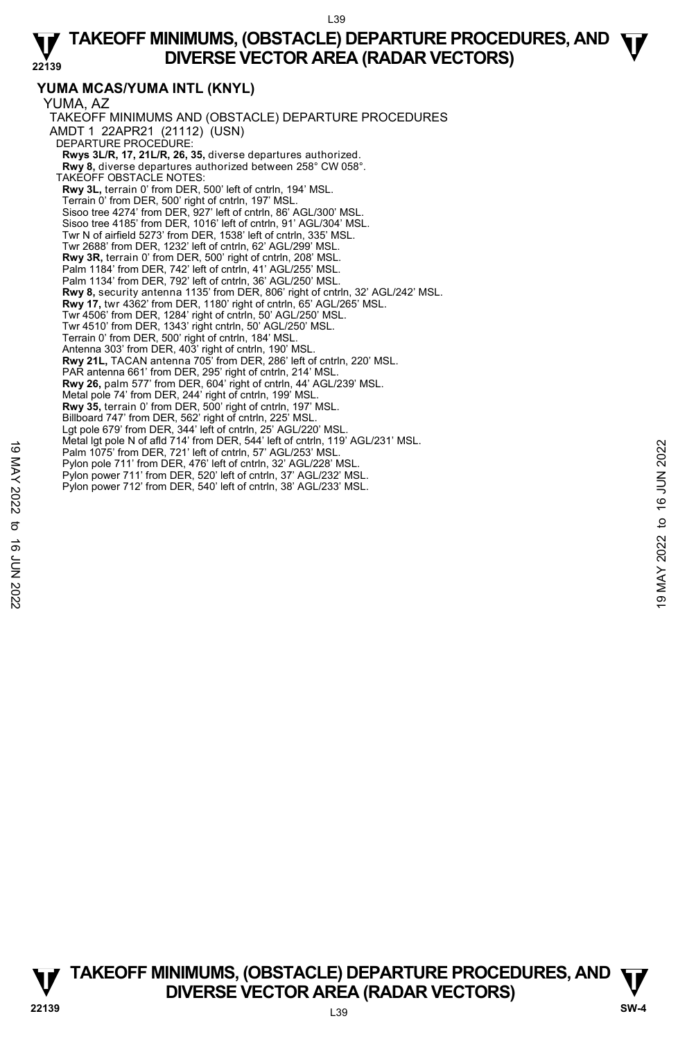## YUMA MCAS/YUMA INTL (KNYL)

YUMA, AZ

TAKEOFF MINIMUMS AND (OBSTACLE) DEPARTURE PROCEDURES

AMDT 1 22APR21 (21112) (USN)

DEPARTURE PROCEDURE:

**Rwys 3L/R, 17, 21L/R, 26, 35,** diverse departures authorized.

**Rwy 8,** diverse departures authorized between 258° CW 058°.

TAKEOFF OBSTACLE NOTES:

**Rwy 3L,** terrain 0' from DER, 500' left of cntrln, 194' MSL.
Terrain 0' from DER, 500' right of cntrln, 197' MSL.
Sisoo tree 4274' from DER, 927' left of cntrln, 86' AGL/300' MSL.
Sisoo tree 4185' from DER, 1016' left of cntrln, 91' AGL/304' MSL.
Twr N of airfield 5273' from DER, 1538' left of cntrln, 335' MSL.
Twr 2688' from DER, 1232' left of cntrln, 62' AGL/299' MSL.

**Rwy 3R,** terrain 0' from DER, 500' right of cntrln, 208' MSL.
Palm 1184' from DER, 742' left of cntrln, 41' AGL/255' MSL.
Palm 1134' from DER, 792' left of cntrln, 36' AGL/250' MSL.

**Rwy 8,** security antenna 1135' from DER, 806' right of cntrln, 32' AGL/242' MSL.

**Rwy 17,** twr 4362' from DER, 1180' right of cntrln, 65' AGL/265' MSL.
Twr 4506' from DER, 1284' right of cntrln, 50' AGL/250' MSL.
Twr 4510' from DER, 1343' right cntrln, 50' AGL/250' MSL.
Terrain 0' from DER, 500' right of cntrln, 184' MSL.
Antenna 303' from DER, 403' right of cntrln, 190' MSL.

**Rwy 21L,** TACAN antenna 705' from DER, 286' left of cntrln, 220' MSL.
PAR antenna 661' from DER, 295' right of cntrln, 214' MSL.

**Rwy 26,** palm 577' from DER, 604' right of cntrln, 44' AGL/239' MSL.
Metal pole 74' from DER, 244' right of cntrln, 199' MSL.

**Rwy 35,** terrain 0' from DER, 500' right of cntrln, 197' MSL.
Billboard 747' from DER, 562' right of cntrln, 225' MSL.
Lgt pole 679' from DER, 344' left of cntrln, 25' AGL/220' MSL.
Metal lgt pole N of afld 714' from DER, 544' left of cntrln, 119' AGL/231' MSL.
Palm 1075' from DER, 721' left of cntrln, 57' AGL/253' MSL.
Pylon pole 711' from DER, 476' left of cntrln, 32' AGL/228' MSL.
Pylon power 711' from DER, 520' left of cntrln, 37' AGL/232' MSL.
Pylon power 712' from DER, 540' left of cntrln, 38' AGL/233' MSL.